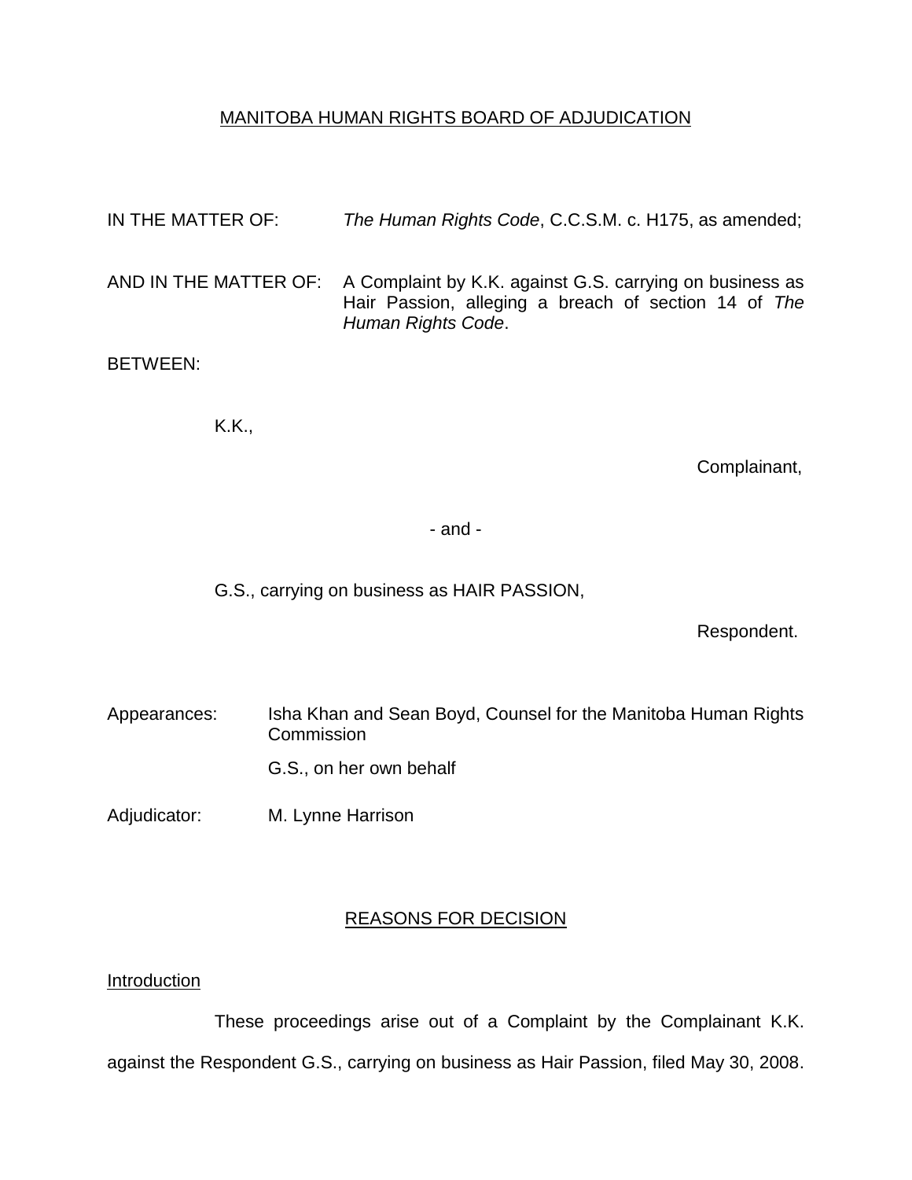MANITOBA HUMAN RIGHTS BOARD OF ADJUDICATION

IN THE MATTER OF: *The Human Rights Code*, C.C.S.M. c. H175, as amended;

AND IN THE MATTER OF: A Complaint by K.K. against G.S. carrying on business as Hair Passion, alleging a breach of section 14 of *The Human Rights Code*.

BETWEEN:

K.K.,

Complainant,

\- and -

G.S., carrying on business as HAIR PASSION,

Respondent.

Appearances: Isha Khan and Sean Boyd, Counsel for the Manitoba Human Rights Commission

G.S., on her own behalf

Adjudicator: M. Lynne Harrison

## REASONS FOR DECISION

### Introduction

These proceedings arise out of a Complaint by the Complainant K.K. against the Respondent G.S., carrying on business as Hair Passion, filed May 30, 2008.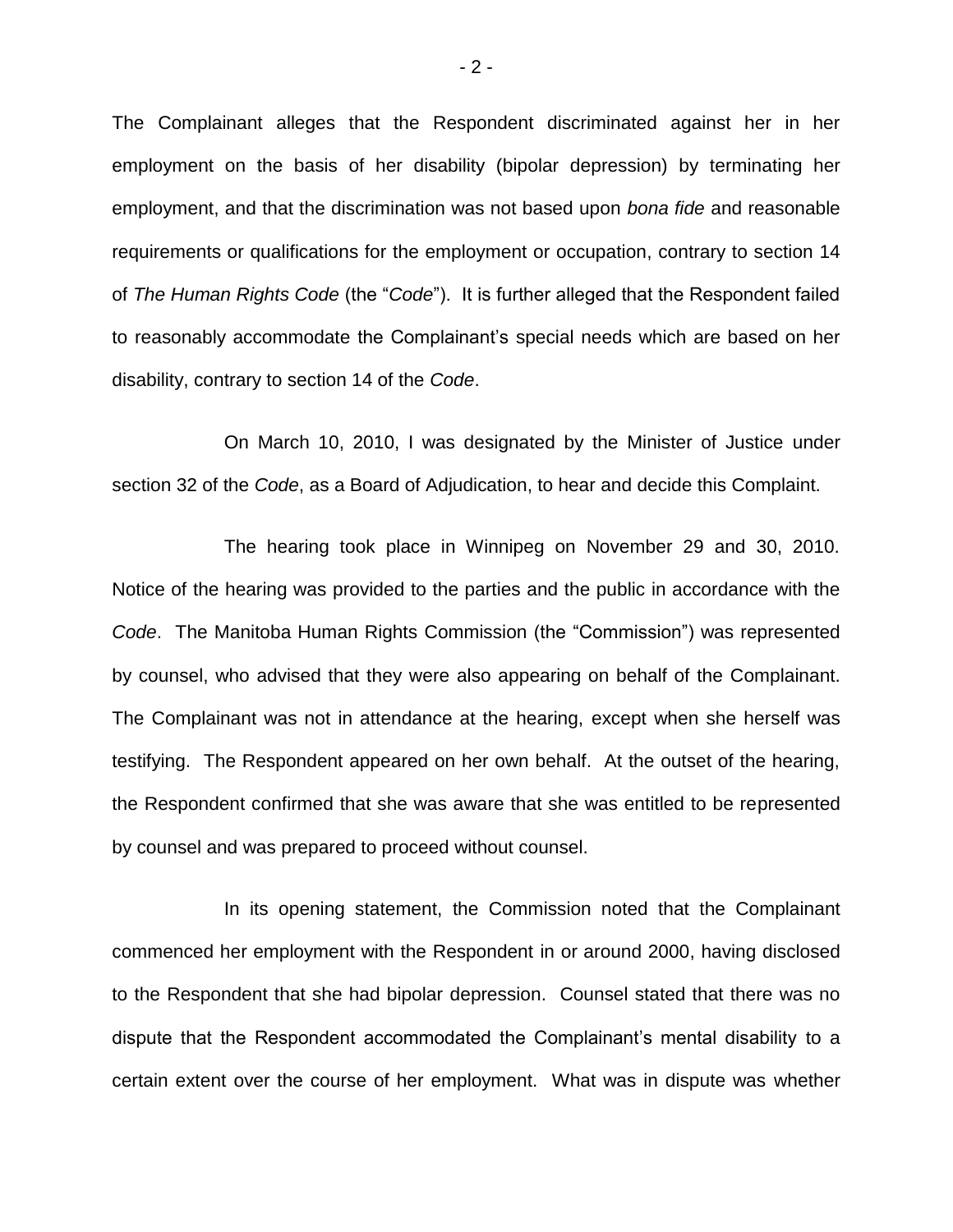The Complainant alleges that the Respondent discriminated against her in her employment on the basis of her disability (bipolar depression) by terminating her employment, and that the discrimination was not based upon *bona fide* and reasonable requirements or qualifications for the employment or occupation, contrary to section 14 of *The Human Rights Code* (the "*Code*"). It is further alleged that the Respondent failed to reasonably accommodate the Complainant's special needs which are based on her disability, contrary to section 14 of the *Code*.

On March 10, 2010, I was designated by the Minister of Justice under section 32 of the *Code*, as a Board of Adjudication, to hear and decide this Complaint.

The hearing took place in Winnipeg on November 29 and 30, 2010. Notice of the hearing was provided to the parties and the public in accordance with the *Code*. The Manitoba Human Rights Commission (the "Commission") was represented by counsel, who advised that they were also appearing on behalf of the Complainant. The Complainant was not in attendance at the hearing, except when she herself was testifying. The Respondent appeared on her own behalf. At the outset of the hearing, the Respondent confirmed that she was aware that she was entitled to be represented by counsel and was prepared to proceed without counsel.

In its opening statement, the Commission noted that the Complainant commenced her employment with the Respondent in or around 2000, having disclosed to the Respondent that she had bipolar depression. Counsel stated that there was no dispute that the Respondent accommodated the Complainant's mental disability to a certain extent over the course of her employment. What was in dispute was whether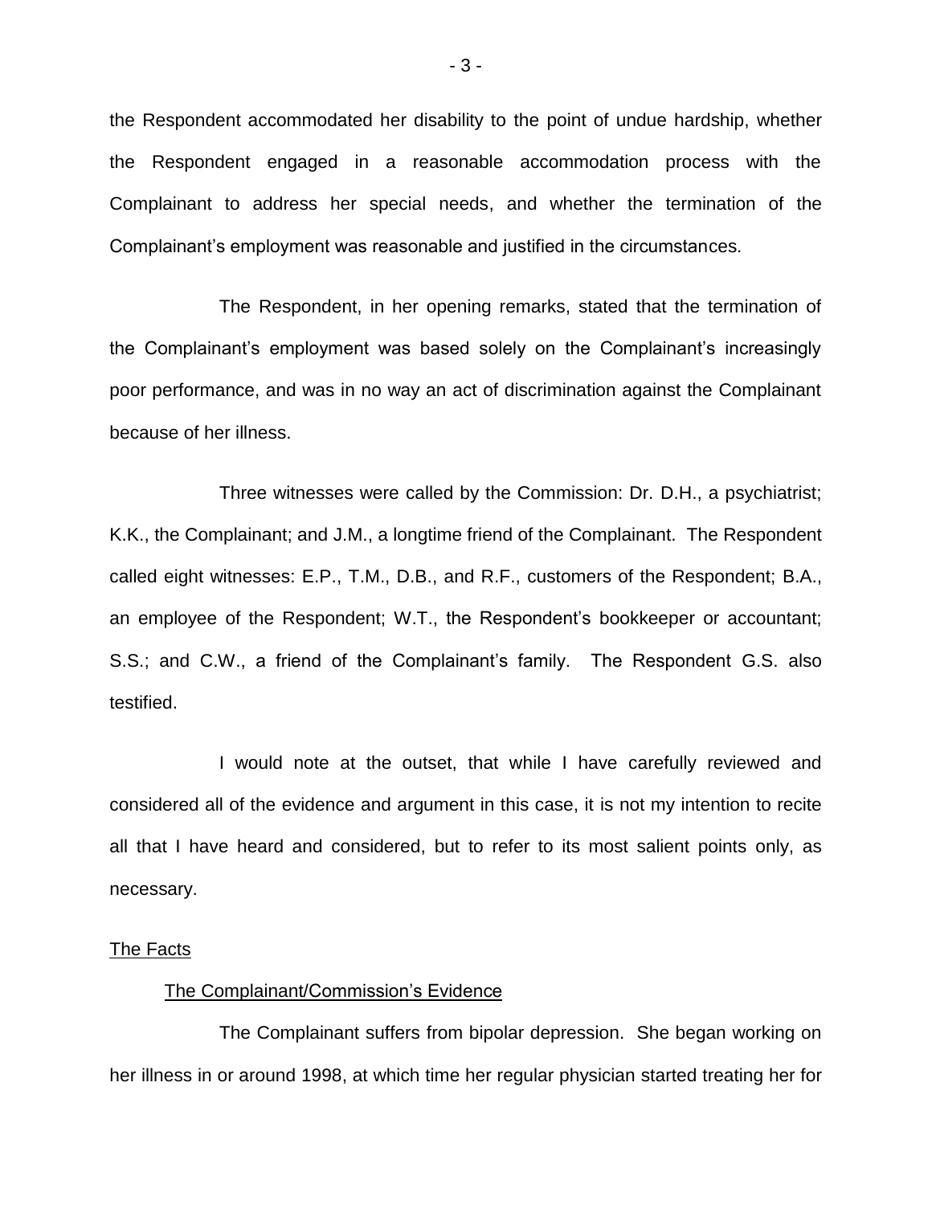the Respondent accommodated her disability to the point of undue hardship, whether the Respondent engaged in a reasonable accommodation process with the Complainant to address her special needs, and whether the termination of the Complainant's employment was reasonable and justified in the circumstances.

The Respondent, in her opening remarks, stated that the termination of the Complainant's employment was based solely on the Complainant's increasingly poor performance, and was in no way an act of discrimination against the Complainant because of her illness.

Three witnesses were called by the Commission: Dr. D.H., a psychiatrist; K.K., the Complainant; and J.M., a longtime friend of the Complainant. The Respondent called eight witnesses: E.P., T.M., D.B., and R.F., customers of the Respondent; B.A., an employee of the Respondent; W.T., the Respondent's bookkeeper or accountant; S.S.; and C.W., a friend of the Complainant's family. The Respondent G.S. also testified.

I would note at the outset, that while I have carefully reviewed and considered all of the evidence and argument in this case, it is not my intention to recite all that I have heard and considered, but to refer to its most salient points only, as necessary.

## The Facts

### The Complainant/Commission's Evidence

The Complainant suffers from bipolar depression. She began working on her illness in or around 1998, at which time her regular physician started treating her for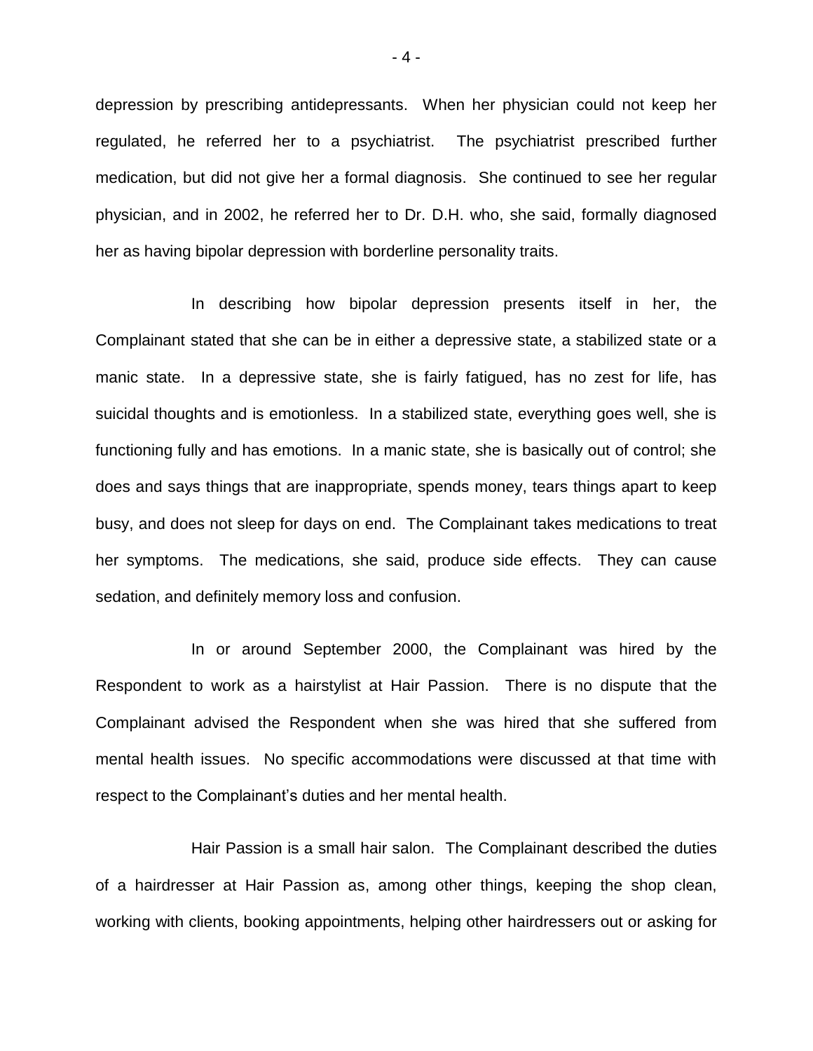depression by prescribing antidepressants. When her physician could not keep her regulated, he referred her to a psychiatrist. The psychiatrist prescribed further medication, but did not give her a formal diagnosis. She continued to see her regular physician, and in 2002, he referred her to Dr. D.H. who, she said, formally diagnosed her as having bipolar depression with borderline personality traits.

In describing how bipolar depression presents itself in her, the Complainant stated that she can be in either a depressive state, a stabilized state or a manic state. In a depressive state, she is fairly fatigued, has no zest for life, has suicidal thoughts and is emotionless. In a stabilized state, everything goes well, she is functioning fully and has emotions. In a manic state, she is basically out of control; she does and says things that are inappropriate, spends money, tears things apart to keep busy, and does not sleep for days on end. The Complainant takes medications to treat her symptoms. The medications, she said, produce side effects. They can cause sedation, and definitely memory loss and confusion.

In or around September 2000, the Complainant was hired by the Respondent to work as a hairstylist at Hair Passion. There is no dispute that the Complainant advised the Respondent when she was hired that she suffered from mental health issues. No specific accommodations were discussed at that time with respect to the Complainant's duties and her mental health.

Hair Passion is a small hair salon. The Complainant described the duties of a hairdresser at Hair Passion as, among other things, keeping the shop clean, working with clients, booking appointments, helping other hairdressers out or asking for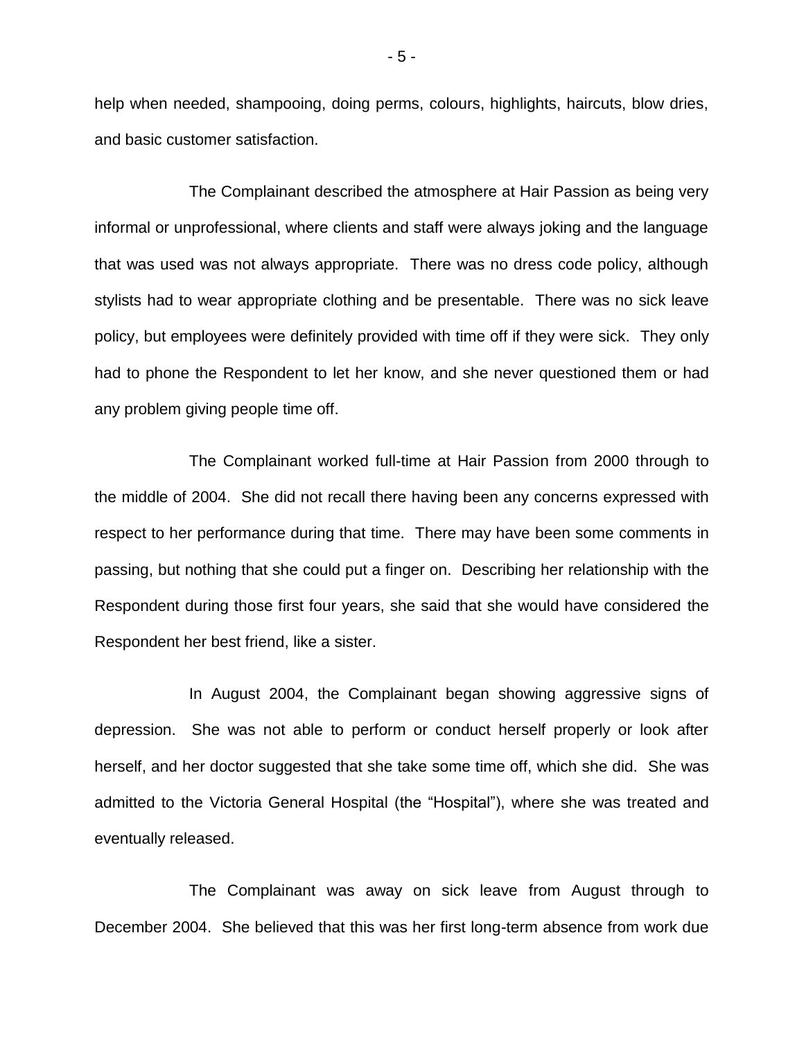help when needed, shampooing, doing perms, colours, highlights, haircuts, blow dries, and basic customer satisfaction.

The Complainant described the atmosphere at Hair Passion as being very informal or unprofessional, where clients and staff were always joking and the language that was used was not always appropriate. There was no dress code policy, although stylists had to wear appropriate clothing and be presentable. There was no sick leave policy, but employees were definitely provided with time off if they were sick. They only had to phone the Respondent to let her know, and she never questioned them or had any problem giving people time off.

The Complainant worked full-time at Hair Passion from 2000 through to the middle of 2004. She did not recall there having been any concerns expressed with respect to her performance during that time. There may have been some comments in passing, but nothing that she could put a finger on. Describing her relationship with the Respondent during those first four years, she said that she would have considered the Respondent her best friend, like a sister.

In August 2004, the Complainant began showing aggressive signs of depression. She was not able to perform or conduct herself properly or look after herself, and her doctor suggested that she take some time off, which she did. She was admitted to the Victoria General Hospital (the "Hospital"), where she was treated and eventually released.

The Complainant was away on sick leave from August through to December 2004. She believed that this was her first long-term absence from work due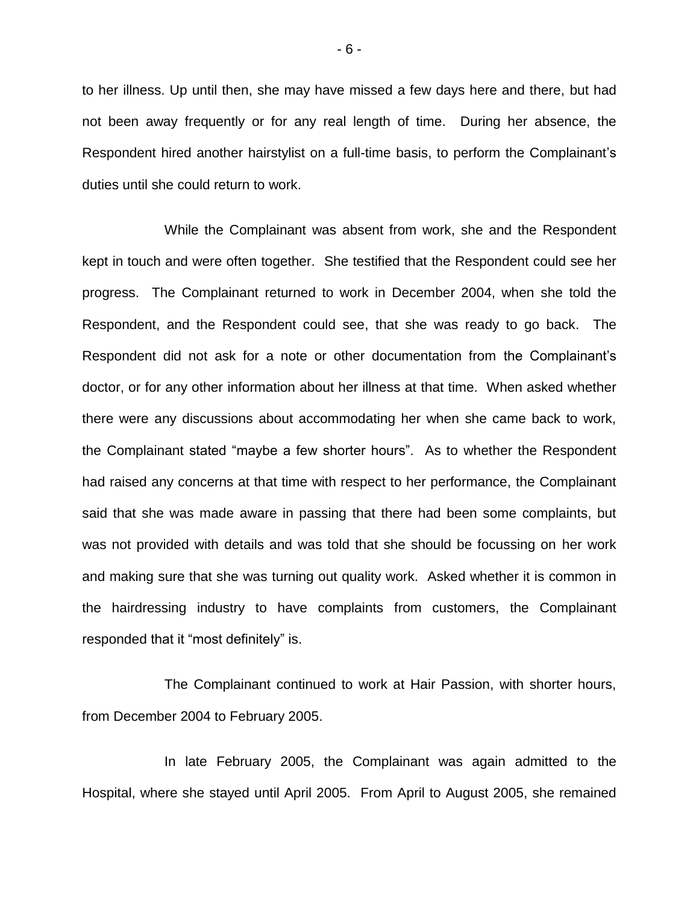to her illness. Up until then, she may have missed a few days here and there, but had not been away frequently or for any real length of time. During her absence, the Respondent hired another hairstylist on a full-time basis, to perform the Complainant's duties until she could return to work.

While the Complainant was absent from work, she and the Respondent kept in touch and were often together. She testified that the Respondent could see her progress. The Complainant returned to work in December 2004, when she told the Respondent, and the Respondent could see, that she was ready to go back. The Respondent did not ask for a note or other documentation from the Complainant's doctor, or for any other information about her illness at that time. When asked whether there were any discussions about accommodating her when she came back to work, the Complainant stated "maybe a few shorter hours". As to whether the Respondent had raised any concerns at that time with respect to her performance, the Complainant said that she was made aware in passing that there had been some complaints, but was not provided with details and was told that she should be focussing on her work and making sure that she was turning out quality work. Asked whether it is common in the hairdressing industry to have complaints from customers, the Complainant responded that it "most definitely" is.

The Complainant continued to work at Hair Passion, with shorter hours, from December 2004 to February 2005.

In late February 2005, the Complainant was again admitted to the Hospital, where she stayed until April 2005. From April to August 2005, she remained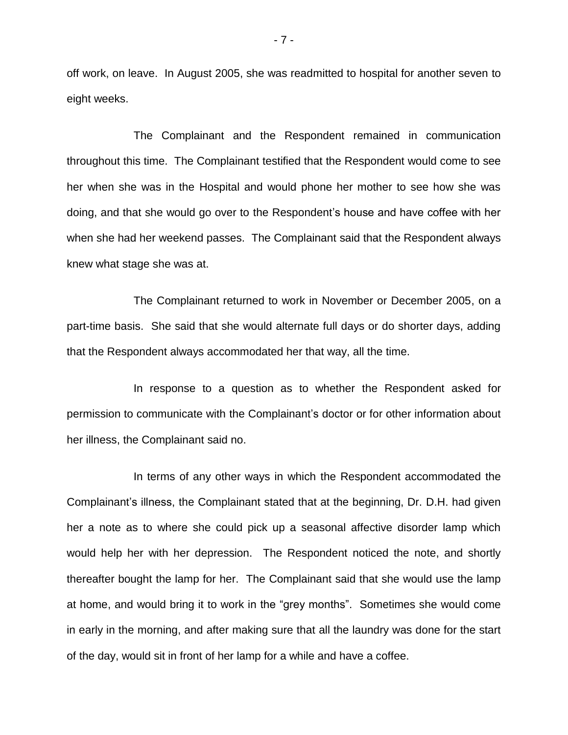off work, on leave. In August 2005, she was readmitted to hospital for another seven to eight weeks.

The Complainant and the Respondent remained in communication throughout this time. The Complainant testified that the Respondent would come to see her when she was in the Hospital and would phone her mother to see how she was doing, and that she would go over to the Respondent's house and have coffee with her when she had her weekend passes. The Complainant said that the Respondent always knew what stage she was at.

The Complainant returned to work in November or December 2005, on a part-time basis. She said that she would alternate full days or do shorter days, adding that the Respondent always accommodated her that way, all the time.

In response to a question as to whether the Respondent asked for permission to communicate with the Complainant's doctor or for other information about her illness, the Complainant said no.

In terms of any other ways in which the Respondent accommodated the Complainant's illness, the Complainant stated that at the beginning, Dr. D.H. had given her a note as to where she could pick up a seasonal affective disorder lamp which would help her with her depression. The Respondent noticed the note, and shortly thereafter bought the lamp for her. The Complainant said that she would use the lamp at home, and would bring it to work in the "grey months". Sometimes she would come in early in the morning, and after making sure that all the laundry was done for the start of the day, would sit in front of her lamp for a while and have a coffee.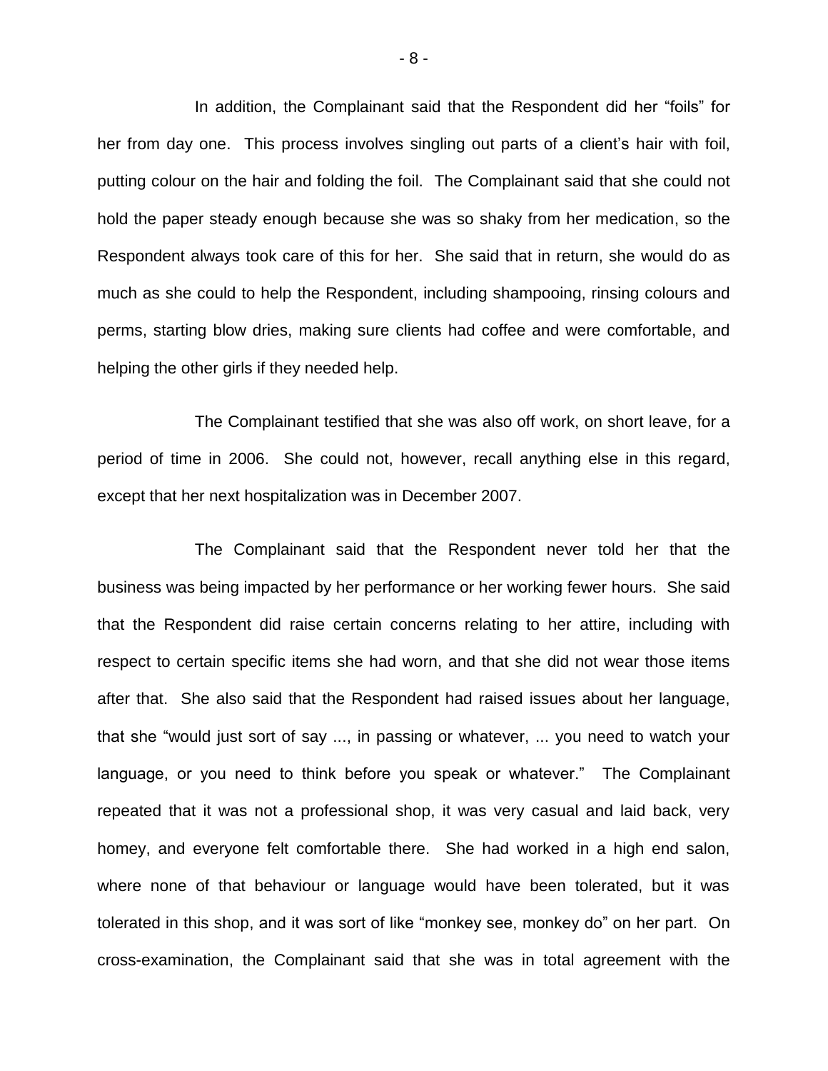In addition, the Complainant said that the Respondent did her "foils" for her from day one. This process involves singling out parts of a client's hair with foil, putting colour on the hair and folding the foil. The Complainant said that she could not hold the paper steady enough because she was so shaky from her medication, so the Respondent always took care of this for her. She said that in return, she would do as much as she could to help the Respondent, including shampooing, rinsing colours and perms, starting blow dries, making sure clients had coffee and were comfortable, and helping the other girls if they needed help.

The Complainant testified that she was also off work, on short leave, for a period of time in 2006. She could not, however, recall anything else in this regard, except that her next hospitalization was in December 2007.

The Complainant said that the Respondent never told her that the business was being impacted by her performance or her working fewer hours. She said that the Respondent did raise certain concerns relating to her attire, including with respect to certain specific items she had worn, and that she did not wear those items after that. She also said that the Respondent had raised issues about her language, that she "would just sort of say ..., in passing or whatever, ... you need to watch your language, or you need to think before you speak or whatever." The Complainant repeated that it was not a professional shop, it was very casual and laid back, very homey, and everyone felt comfortable there. She had worked in a high end salon, where none of that behaviour or language would have been tolerated, but it was tolerated in this shop, and it was sort of like "monkey see, monkey do" on her part. On cross-examination, the Complainant said that she was in total agreement with the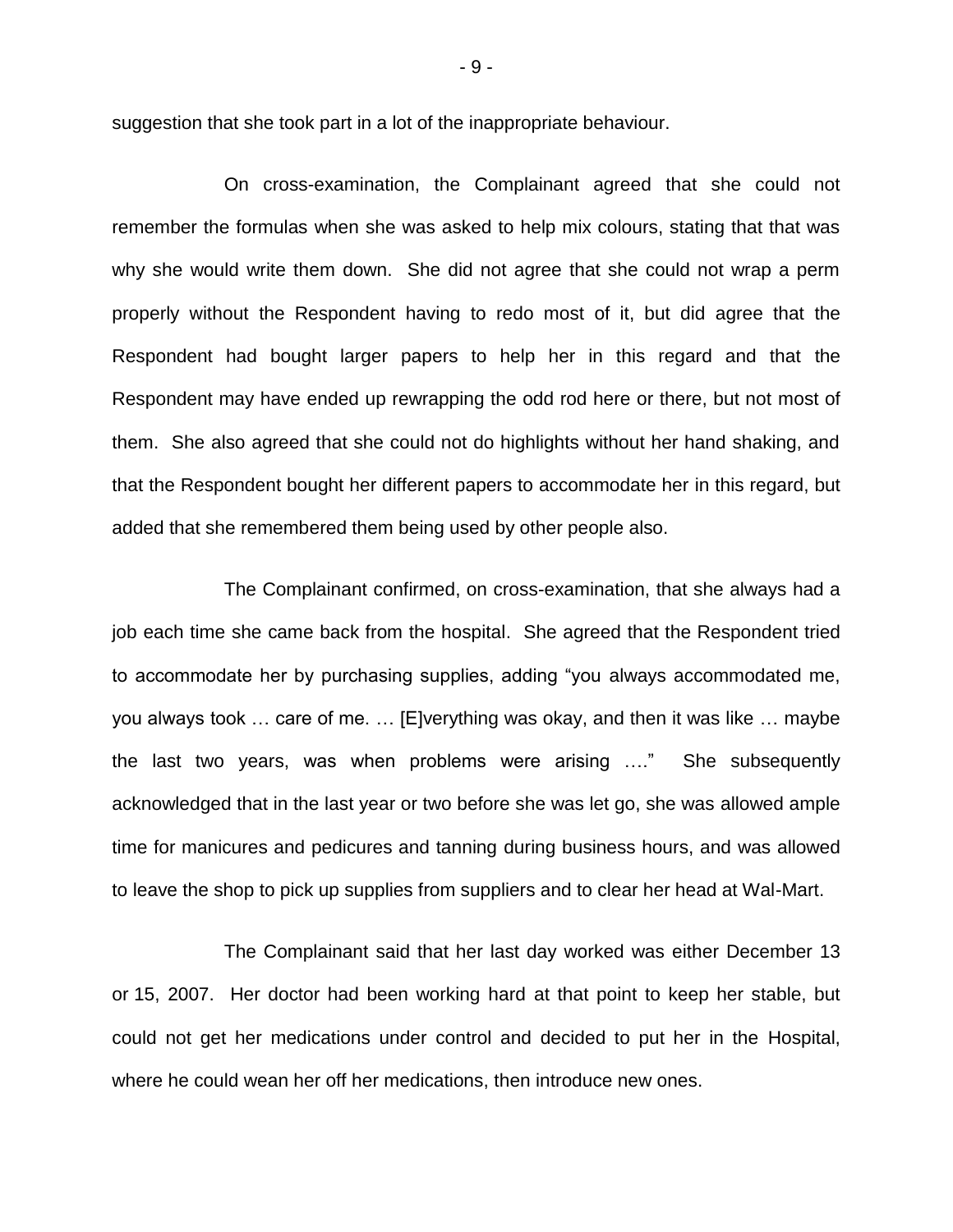suggestion that she took part in a lot of the inappropriate behaviour.

On cross-examination, the Complainant agreed that she could not remember the formulas when she was asked to help mix colours, stating that that was why she would write them down. She did not agree that she could not wrap a perm properly without the Respondent having to redo most of it, but did agree that the Respondent had bought larger papers to help her in this regard and that the Respondent may have ended up rewrapping the odd rod here or there, but not most of them. She also agreed that she could not do highlights without her hand shaking, and that the Respondent bought her different papers to accommodate her in this regard, but added that she remembered them being used by other people also.

The Complainant confirmed, on cross-examination, that she always had a job each time she came back from the hospital. She agreed that the Respondent tried to accommodate her by purchasing supplies, adding "you always accommodated me, you always took … care of me. … [E]verything was okay, and then it was like … maybe the last two years, was when problems were arising …." She subsequently acknowledged that in the last year or two before she was let go, she was allowed ample time for manicures and pedicures and tanning during business hours, and was allowed to leave the shop to pick up supplies from suppliers and to clear her head at Wal-Mart.

The Complainant said that her last day worked was either December 13 or 15, 2007. Her doctor had been working hard at that point to keep her stable, but could not get her medications under control and decided to put her in the Hospital, where he could wean her off her medications, then introduce new ones.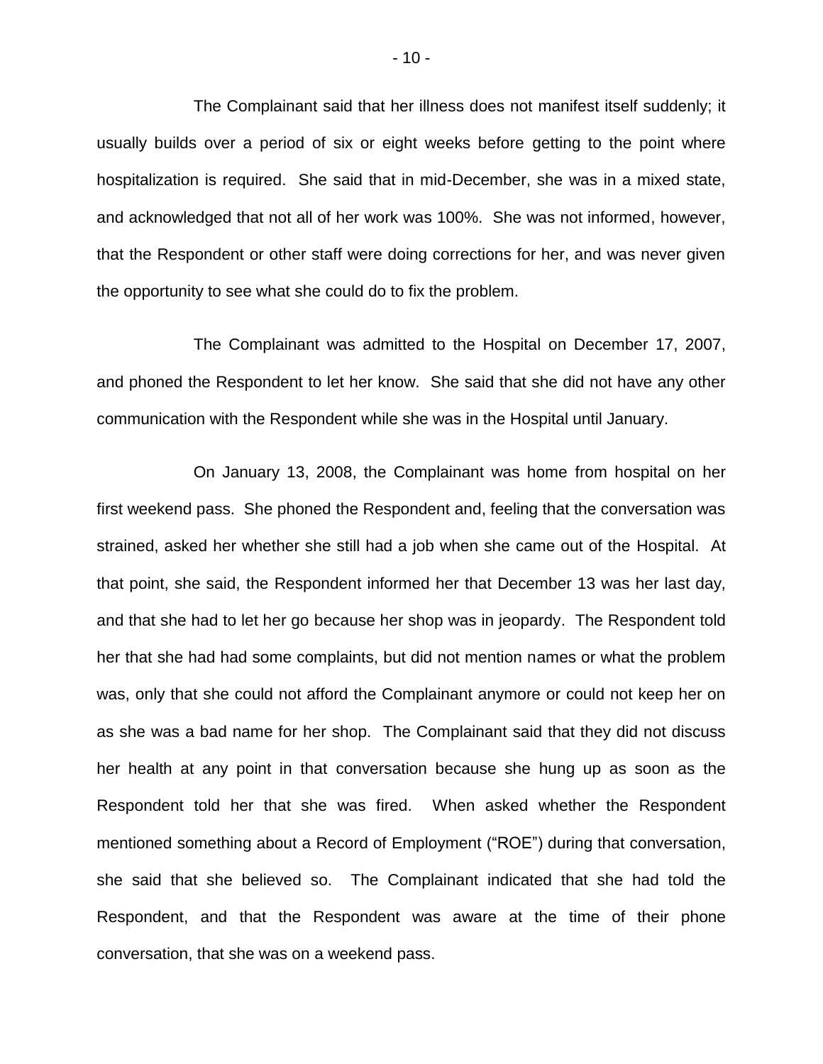The Complainant said that her illness does not manifest itself suddenly; it usually builds over a period of six or eight weeks before getting to the point where hospitalization is required. She said that in mid-December, she was in a mixed state, and acknowledged that not all of her work was 100%. She was not informed, however, that the Respondent or other staff were doing corrections for her, and was never given the opportunity to see what she could do to fix the problem.

The Complainant was admitted to the Hospital on December 17, 2007, and phoned the Respondent to let her know. She said that she did not have any other communication with the Respondent while she was in the Hospital until January.

On January 13, 2008, the Complainant was home from hospital on her first weekend pass. She phoned the Respondent and, feeling that the conversation was strained, asked her whether she still had a job when she came out of the Hospital. At that point, she said, the Respondent informed her that December 13 was her last day, and that she had to let her go because her shop was in jeopardy. The Respondent told her that she had had some complaints, but did not mention names or what the problem was, only that she could not afford the Complainant anymore or could not keep her on as she was a bad name for her shop. The Complainant said that they did not discuss her health at any point in that conversation because she hung up as soon as the Respondent told her that she was fired. When asked whether the Respondent mentioned something about a Record of Employment ("ROE") during that conversation, she said that she believed so. The Complainant indicated that she had told the Respondent, and that the Respondent was aware at the time of their phone conversation, that she was on a weekend pass.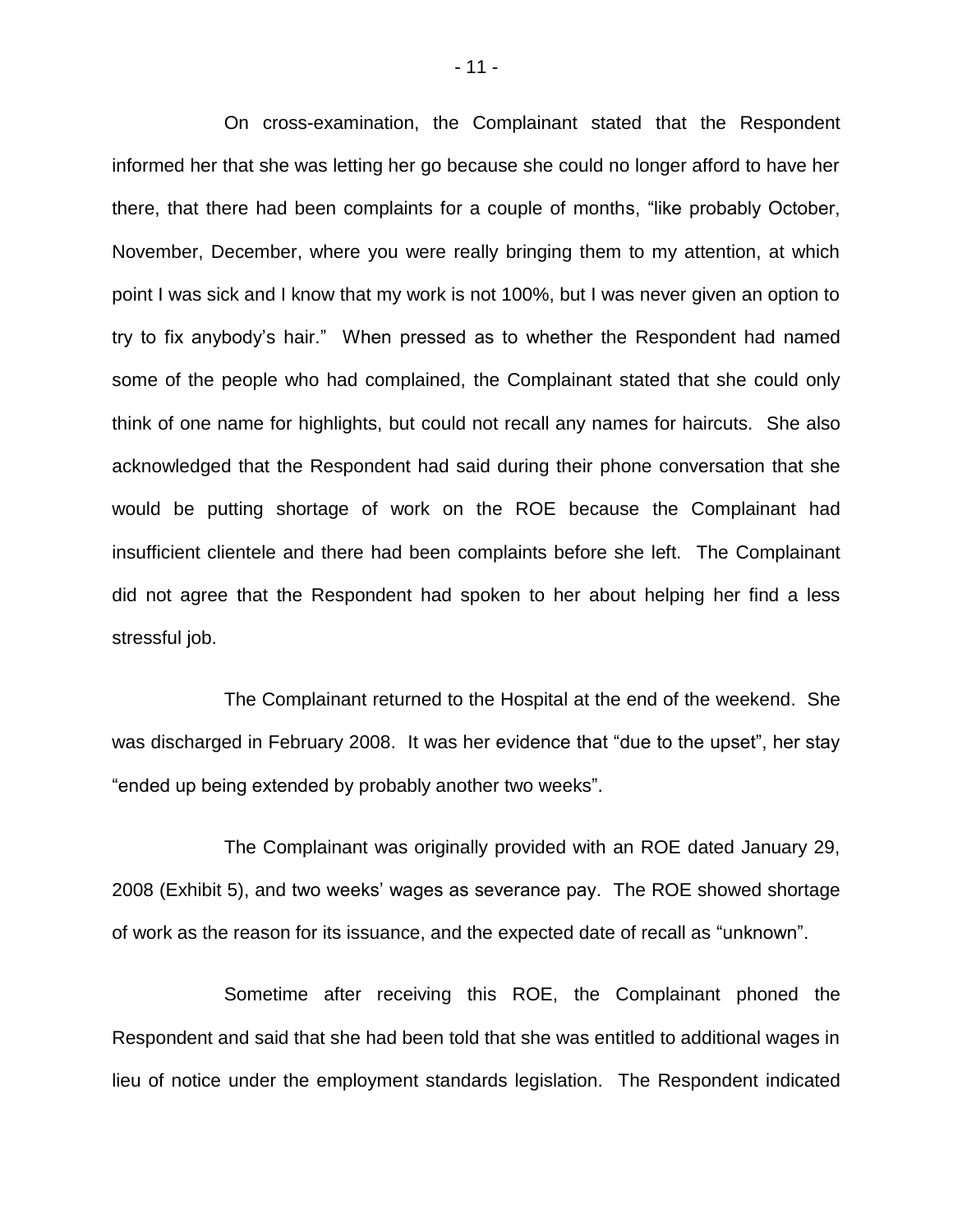On cross-examination, the Complainant stated that the Respondent informed her that she was letting her go because she could no longer afford to have her there, that there had been complaints for a couple of months, "like probably October, November, December, where you were really bringing them to my attention, at which point I was sick and I know that my work is not 100%, but I was never given an option to try to fix anybody's hair." When pressed as to whether the Respondent had named some of the people who had complained, the Complainant stated that she could only think of one name for highlights, but could not recall any names for haircuts. She also acknowledged that the Respondent had said during their phone conversation that she would be putting shortage of work on the ROE because the Complainant had insufficient clientele and there had been complaints before she left. The Complainant did not agree that the Respondent had spoken to her about helping her find a less stressful job.

The Complainant returned to the Hospital at the end of the weekend. She was discharged in February 2008. It was her evidence that "due to the upset", her stay "ended up being extended by probably another two weeks".

The Complainant was originally provided with an ROE dated January 29, 2008 (Exhibit 5), and two weeks' wages as severance pay. The ROE showed shortage of work as the reason for its issuance, and the expected date of recall as "unknown".

Sometime after receiving this ROE, the Complainant phoned the Respondent and said that she had been told that she was entitled to additional wages in lieu of notice under the employment standards legislation. The Respondent indicated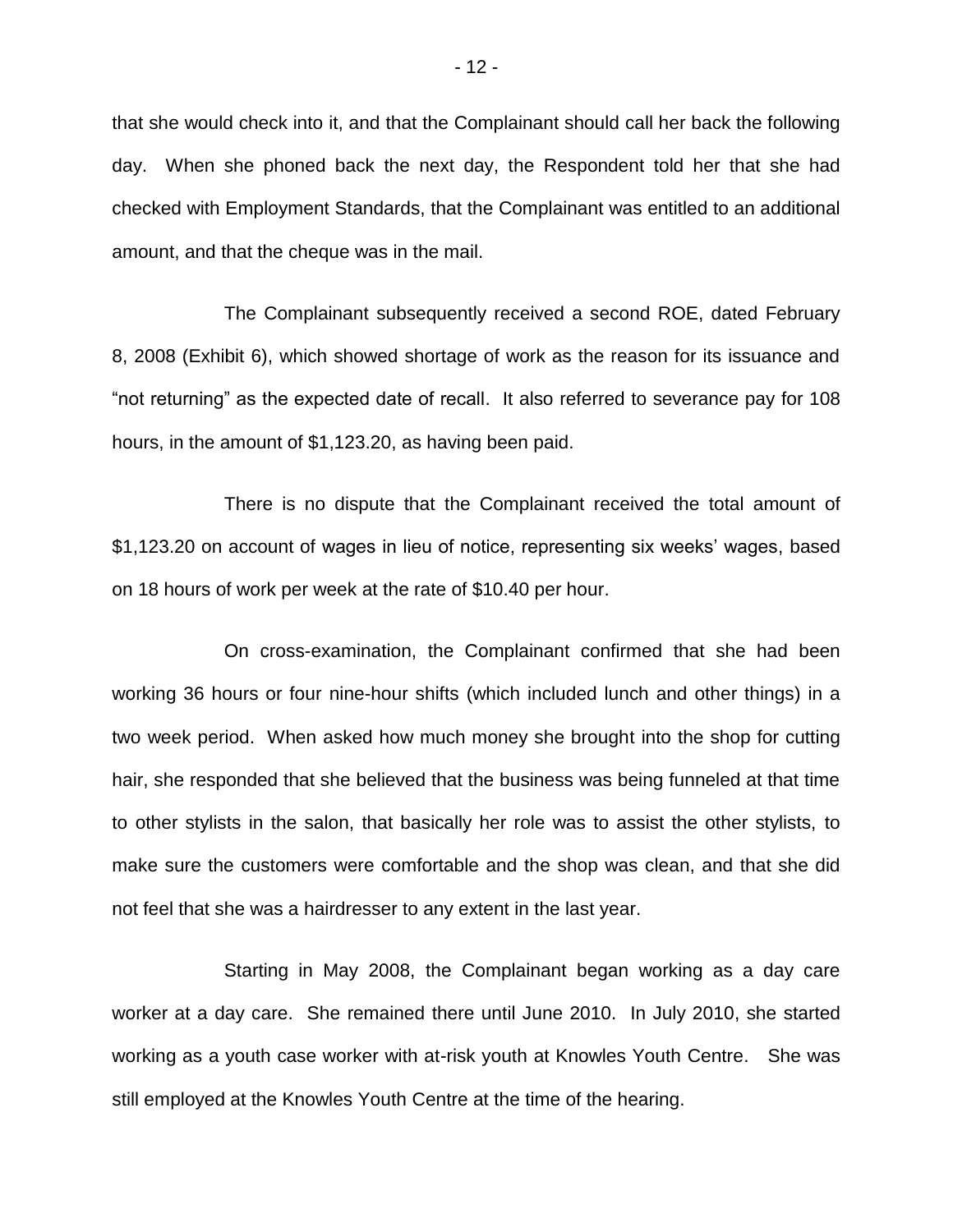that she would check into it, and that the Complainant should call her back the following day. When she phoned back the next day, the Respondent told her that she had checked with Employment Standards, that the Complainant was entitled to an additional amount, and that the cheque was in the mail.

The Complainant subsequently received a second ROE, dated February 8, 2008 (Exhibit 6), which showed shortage of work as the reason for its issuance and "not returning" as the expected date of recall. It also referred to severance pay for 108 hours, in the amount of $1,123.20, as having been paid.

There is no dispute that the Complainant received the total amount of $1,123.20 on account of wages in lieu of notice, representing six weeks' wages, based on 18 hours of work per week at the rate of $10.40 per hour.

On cross-examination, the Complainant confirmed that she had been working 36 hours or four nine-hour shifts (which included lunch and other things) in a two week period. When asked how much money she brought into the shop for cutting hair, she responded that she believed that the business was being funneled at that time to other stylists in the salon, that basically her role was to assist the other stylists, to make sure the customers were comfortable and the shop was clean, and that she did not feel that she was a hairdresser to any extent in the last year.

Starting in May 2008, the Complainant began working as a day care worker at a day care. She remained there until June 2010. In July 2010, she started working as a youth case worker with at-risk youth at Knowles Youth Centre. She was still employed at the Knowles Youth Centre at the time of the hearing.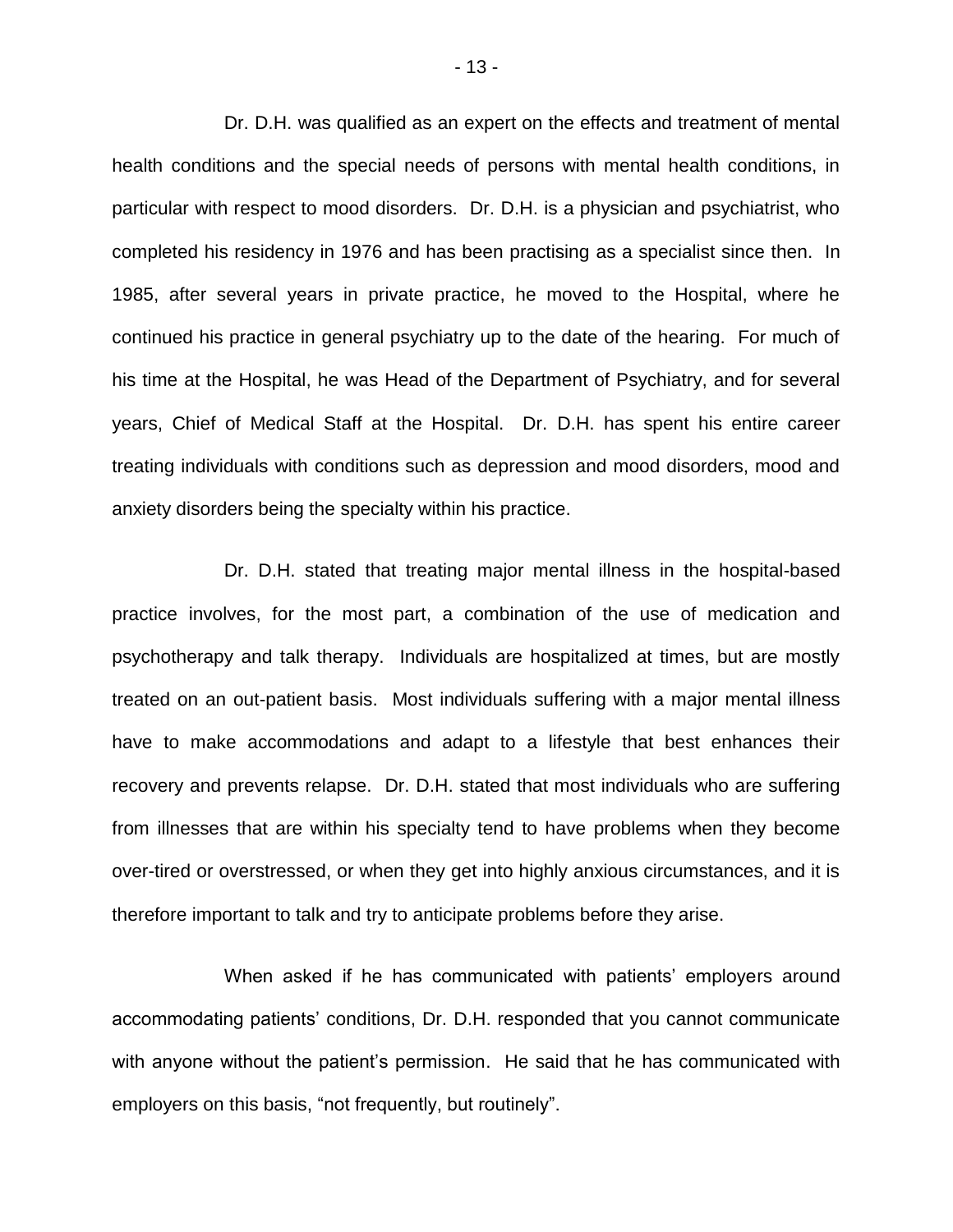Dr. D.H. was qualified as an expert on the effects and treatment of mental health conditions and the special needs of persons with mental health conditions, in particular with respect to mood disorders. Dr. D.H. is a physician and psychiatrist, who completed his residency in 1976 and has been practising as a specialist since then. In 1985, after several years in private practice, he moved to the Hospital, where he continued his practice in general psychiatry up to the date of the hearing. For much of his time at the Hospital, he was Head of the Department of Psychiatry, and for several years, Chief of Medical Staff at the Hospital. Dr. D.H. has spent his entire career treating individuals with conditions such as depression and mood disorders, mood and anxiety disorders being the specialty within his practice.

Dr. D.H. stated that treating major mental illness in the hospital-based practice involves, for the most part, a combination of the use of medication and psychotherapy and talk therapy. Individuals are hospitalized at times, but are mostly treated on an out-patient basis. Most individuals suffering with a major mental illness have to make accommodations and adapt to a lifestyle that best enhances their recovery and prevents relapse. Dr. D.H. stated that most individuals who are suffering from illnesses that are within his specialty tend to have problems when they become over-tired or overstressed, or when they get into highly anxious circumstances, and it is therefore important to talk and try to anticipate problems before they arise.

When asked if he has communicated with patients' employers around accommodating patients' conditions, Dr. D.H. responded that you cannot communicate with anyone without the patient's permission. He said that he has communicated with employers on this basis, "not frequently, but routinely".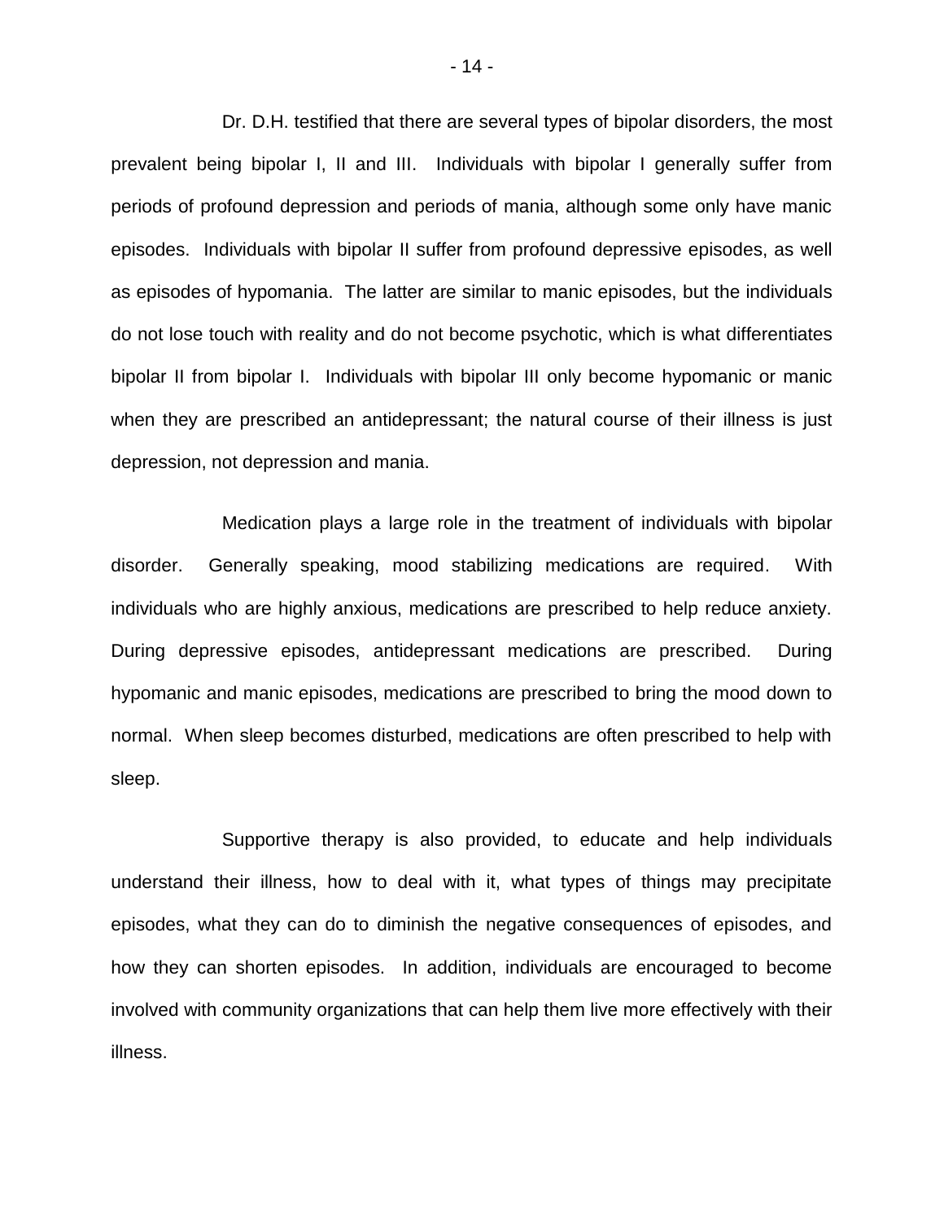Dr. D.H. testified that there are several types of bipolar disorders, the most prevalent being bipolar I, II and III. Individuals with bipolar I generally suffer from periods of profound depression and periods of mania, although some only have manic episodes. Individuals with bipolar II suffer from profound depressive episodes, as well as episodes of hypomania. The latter are similar to manic episodes, but the individuals do not lose touch with reality and do not become psychotic, which is what differentiates bipolar II from bipolar I. Individuals with bipolar III only become hypomanic or manic when they are prescribed an antidepressant; the natural course of their illness is just depression, not depression and mania.

Medication plays a large role in the treatment of individuals with bipolar disorder. Generally speaking, mood stabilizing medications are required. With individuals who are highly anxious, medications are prescribed to help reduce anxiety. During depressive episodes, antidepressant medications are prescribed. During hypomanic and manic episodes, medications are prescribed to bring the mood down to normal. When sleep becomes disturbed, medications are often prescribed to help with sleep.

Supportive therapy is also provided, to educate and help individuals understand their illness, how to deal with it, what types of things may precipitate episodes, what they can do to diminish the negative consequences of episodes, and how they can shorten episodes. In addition, individuals are encouraged to become involved with community organizations that can help them live more effectively with their illness.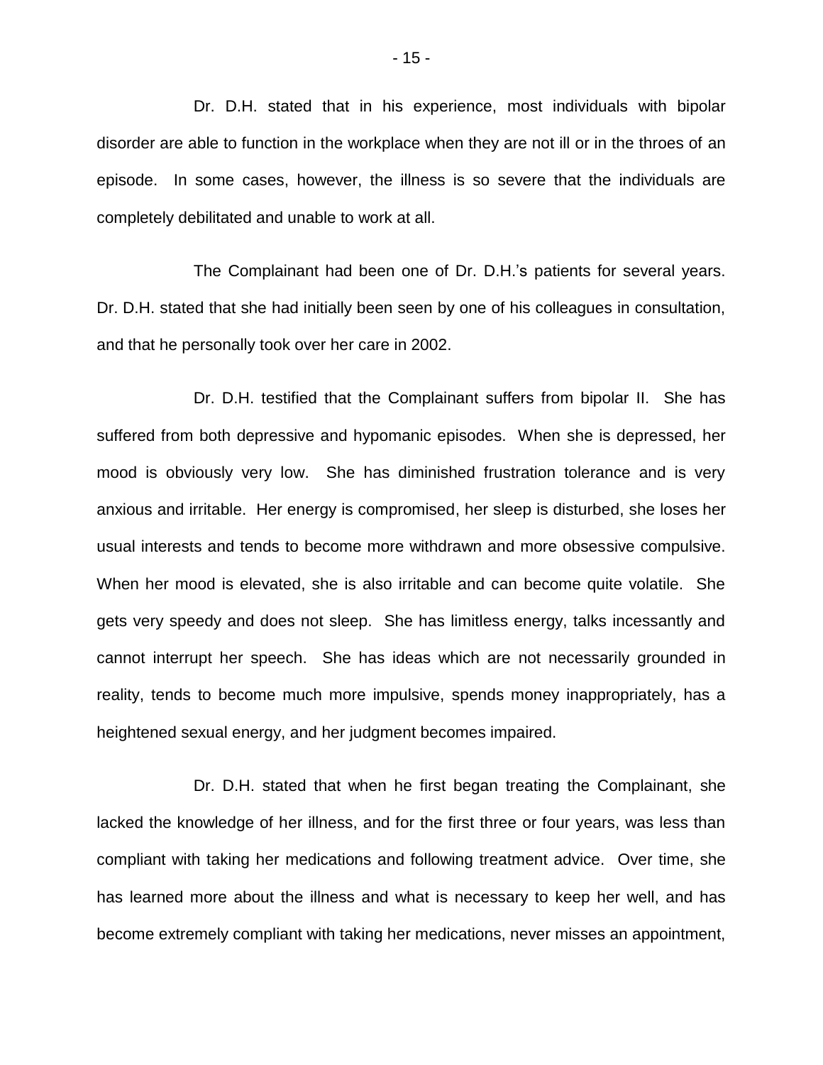Dr. D.H. stated that in his experience, most individuals with bipolar disorder are able to function in the workplace when they are not ill or in the throes of an episode. In some cases, however, the illness is so severe that the individuals are completely debilitated and unable to work at all.

The Complainant had been one of Dr. D.H.'s patients for several years. Dr. D.H. stated that she had initially been seen by one of his colleagues in consultation, and that he personally took over her care in 2002.

Dr. D.H. testified that the Complainant suffers from bipolar II. She has suffered from both depressive and hypomanic episodes. When she is depressed, her mood is obviously very low. She has diminished frustration tolerance and is very anxious and irritable. Her energy is compromised, her sleep is disturbed, she loses her usual interests and tends to become more withdrawn and more obsessive compulsive. When her mood is elevated, she is also irritable and can become quite volatile. She gets very speedy and does not sleep. She has limitless energy, talks incessantly and cannot interrupt her speech. She has ideas which are not necessarily grounded in reality, tends to become much more impulsive, spends money inappropriately, has a heightened sexual energy, and her judgment becomes impaired.

Dr. D.H. stated that when he first began treating the Complainant, she lacked the knowledge of her illness, and for the first three or four years, was less than compliant with taking her medications and following treatment advice. Over time, she has learned more about the illness and what is necessary to keep her well, and has become extremely compliant with taking her medications, never misses an appointment,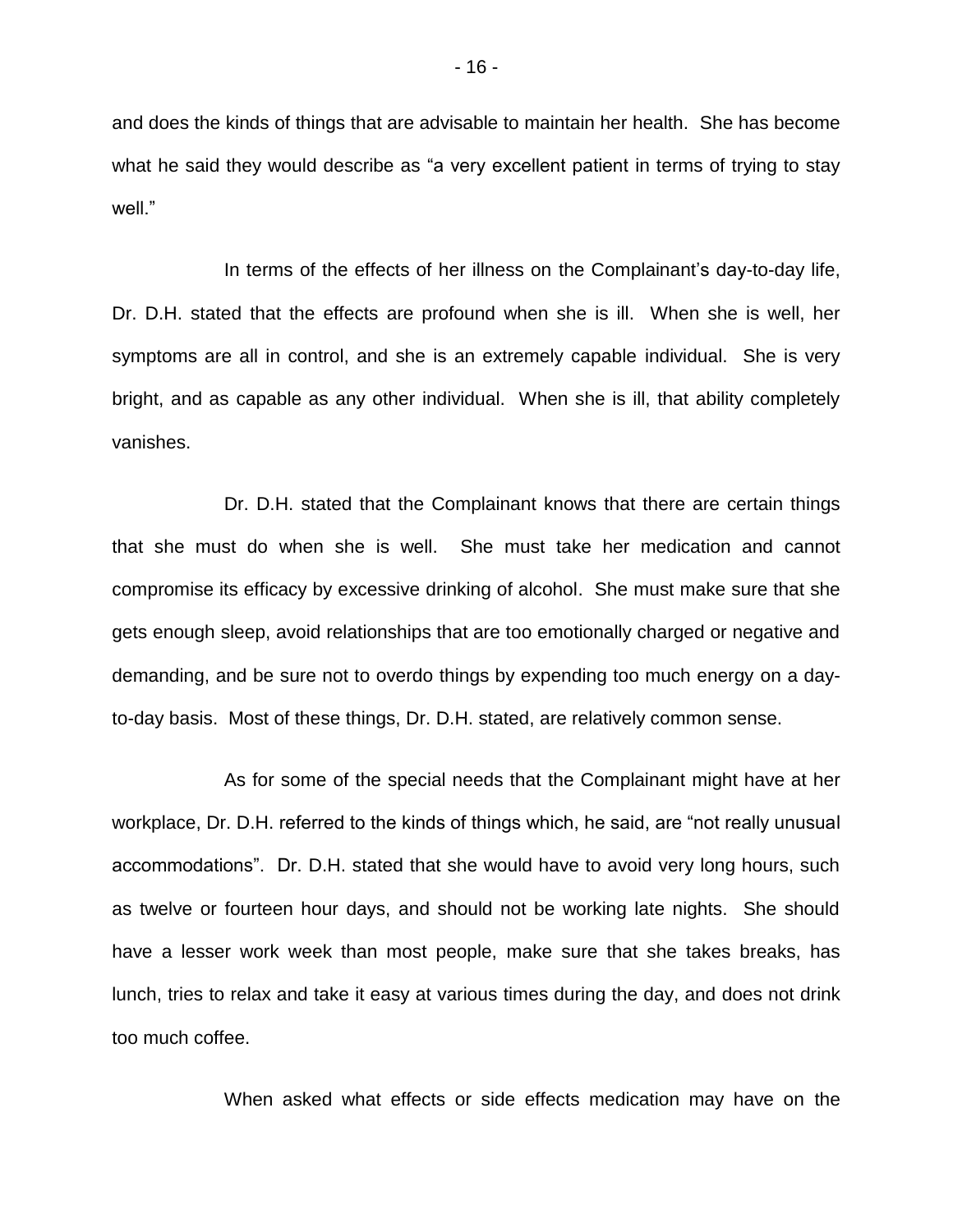and does the kinds of things that are advisable to maintain her health. She has become what he said they would describe as "a very excellent patient in terms of trying to stay well."

In terms of the effects of her illness on the Complainant's day-to-day life, Dr. D.H. stated that the effects are profound when she is ill. When she is well, her symptoms are all in control, and she is an extremely capable individual. She is very bright, and as capable as any other individual. When she is ill, that ability completely vanishes.

Dr. D.H. stated that the Complainant knows that there are certain things that she must do when she is well. She must take her medication and cannot compromise its efficacy by excessive drinking of alcohol. She must make sure that she gets enough sleep, avoid relationships that are too emotionally charged or negative and demanding, and be sure not to overdo things by expending too much energy on a day-to-day basis. Most of these things, Dr. D.H. stated, are relatively common sense.

As for some of the special needs that the Complainant might have at her workplace, Dr. D.H. referred to the kinds of things which, he said, are "not really unusual accommodations". Dr. D.H. stated that she would have to avoid very long hours, such as twelve or fourteen hour days, and should not be working late nights. She should have a lesser work week than most people, make sure that she takes breaks, has lunch, tries to relax and take it easy at various times during the day, and does not drink too much coffee.

When asked what effects or side effects medication may have on the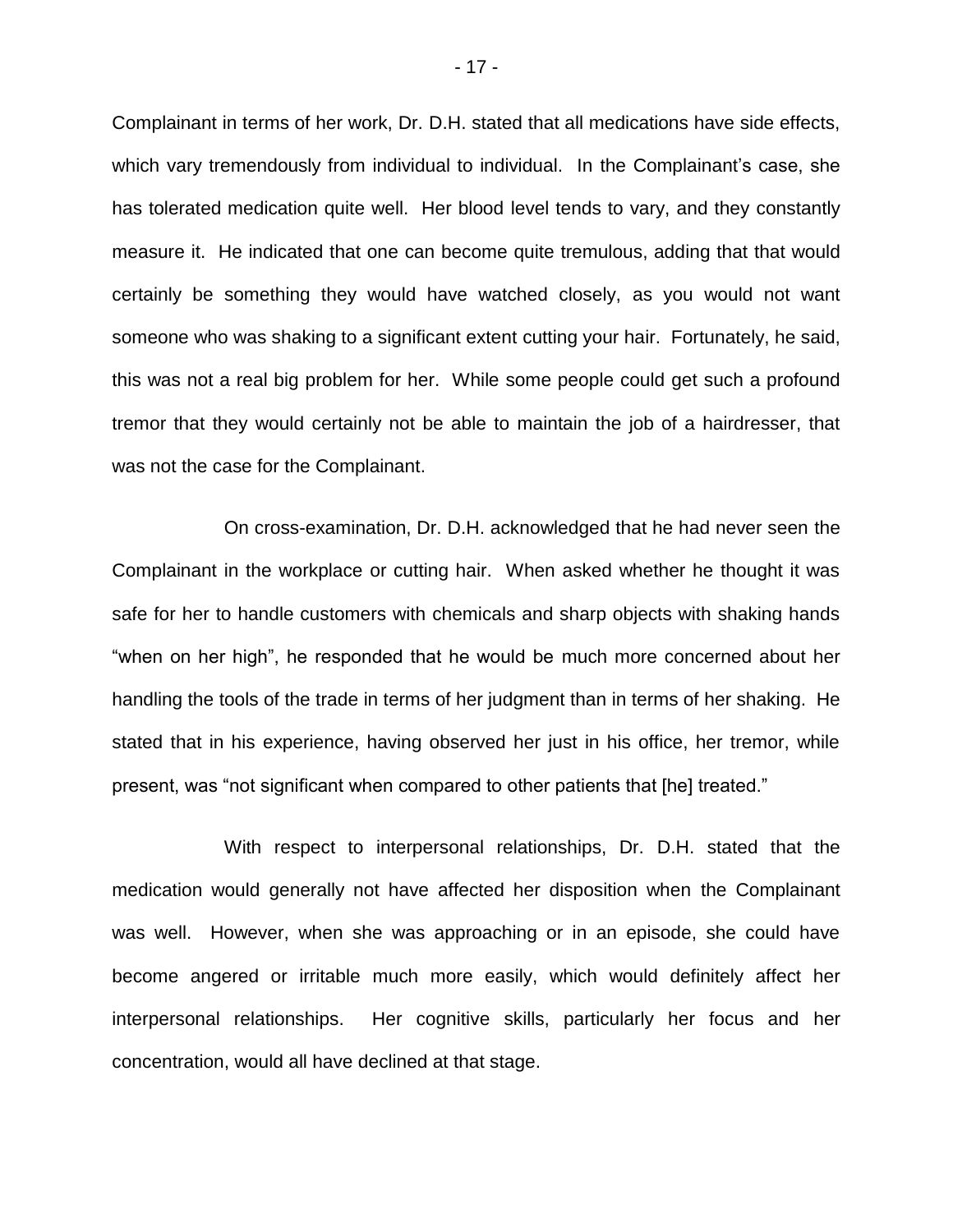Complainant in terms of her work, Dr. D.H. stated that all medications have side effects, which vary tremendously from individual to individual. In the Complainant's case, she has tolerated medication quite well. Her blood level tends to vary, and they constantly measure it. He indicated that one can become quite tremulous, adding that that would certainly be something they would have watched closely, as you would not want someone who was shaking to a significant extent cutting your hair. Fortunately, he said, this was not a real big problem for her. While some people could get such a profound tremor that they would certainly not be able to maintain the job of a hairdresser, that was not the case for the Complainant.

On cross-examination, Dr. D.H. acknowledged that he had never seen the Complainant in the workplace or cutting hair. When asked whether he thought it was safe for her to handle customers with chemicals and sharp objects with shaking hands "when on her high", he responded that he would be much more concerned about her handling the tools of the trade in terms of her judgment than in terms of her shaking. He stated that in his experience, having observed her just in his office, her tremor, while present, was "not significant when compared to other patients that [he] treated."

With respect to interpersonal relationships, Dr. D.H. stated that the medication would generally not have affected her disposition when the Complainant was well. However, when she was approaching or in an episode, she could have become angered or irritable much more easily, which would definitely affect her interpersonal relationships. Her cognitive skills, particularly her focus and her concentration, would all have declined at that stage.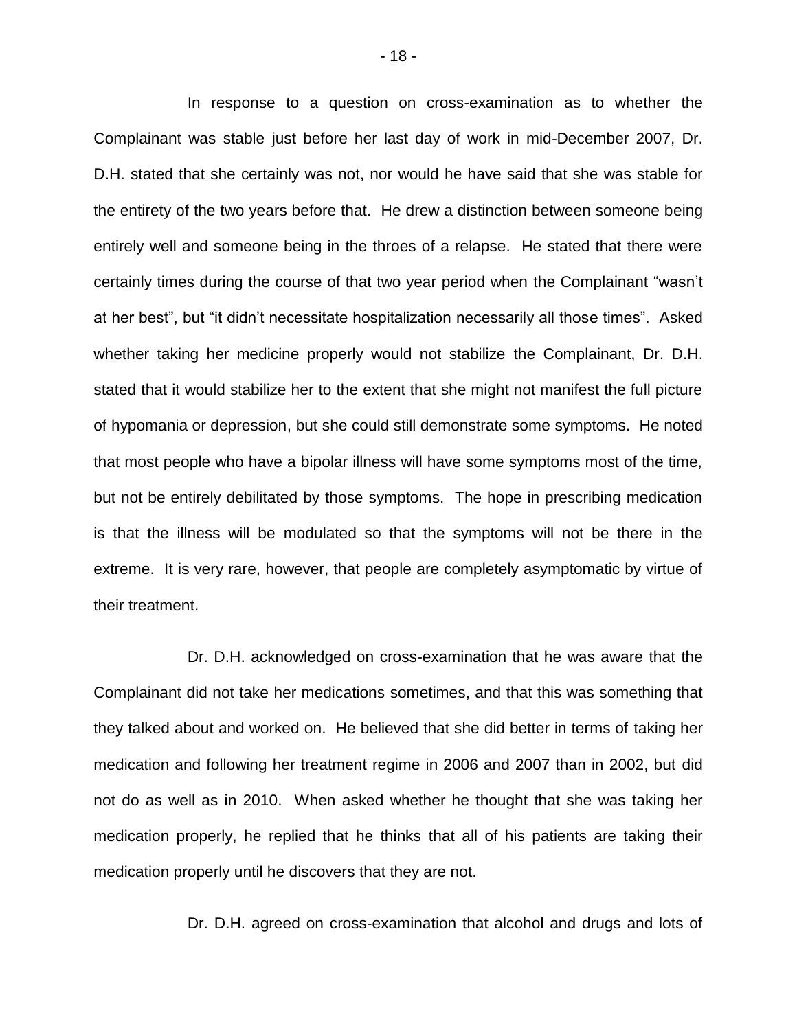In response to a question on cross-examination as to whether the Complainant was stable just before her last day of work in mid-December 2007, Dr. D.H. stated that she certainly was not, nor would he have said that she was stable for the entirety of the two years before that. He drew a distinction between someone being entirely well and someone being in the throes of a relapse. He stated that there were certainly times during the course of that two year period when the Complainant "wasn't at her best", but "it didn't necessitate hospitalization necessarily all those times". Asked whether taking her medicine properly would not stabilize the Complainant, Dr. D.H. stated that it would stabilize her to the extent that she might not manifest the full picture of hypomania or depression, but she could still demonstrate some symptoms. He noted that most people who have a bipolar illness will have some symptoms most of the time, but not be entirely debilitated by those symptoms. The hope in prescribing medication is that the illness will be modulated so that the symptoms will not be there in the extreme. It is very rare, however, that people are completely asymptomatic by virtue of their treatment.

Dr. D.H. acknowledged on cross-examination that he was aware that the Complainant did not take her medications sometimes, and that this was something that they talked about and worked on. He believed that she did better in terms of taking her medication and following her treatment regime in 2006 and 2007 than in 2002, but did not do as well as in 2010. When asked whether he thought that she was taking her medication properly, he replied that he thinks that all of his patients are taking their medication properly until he discovers that they are not.

Dr. D.H. agreed on cross-examination that alcohol and drugs and lots of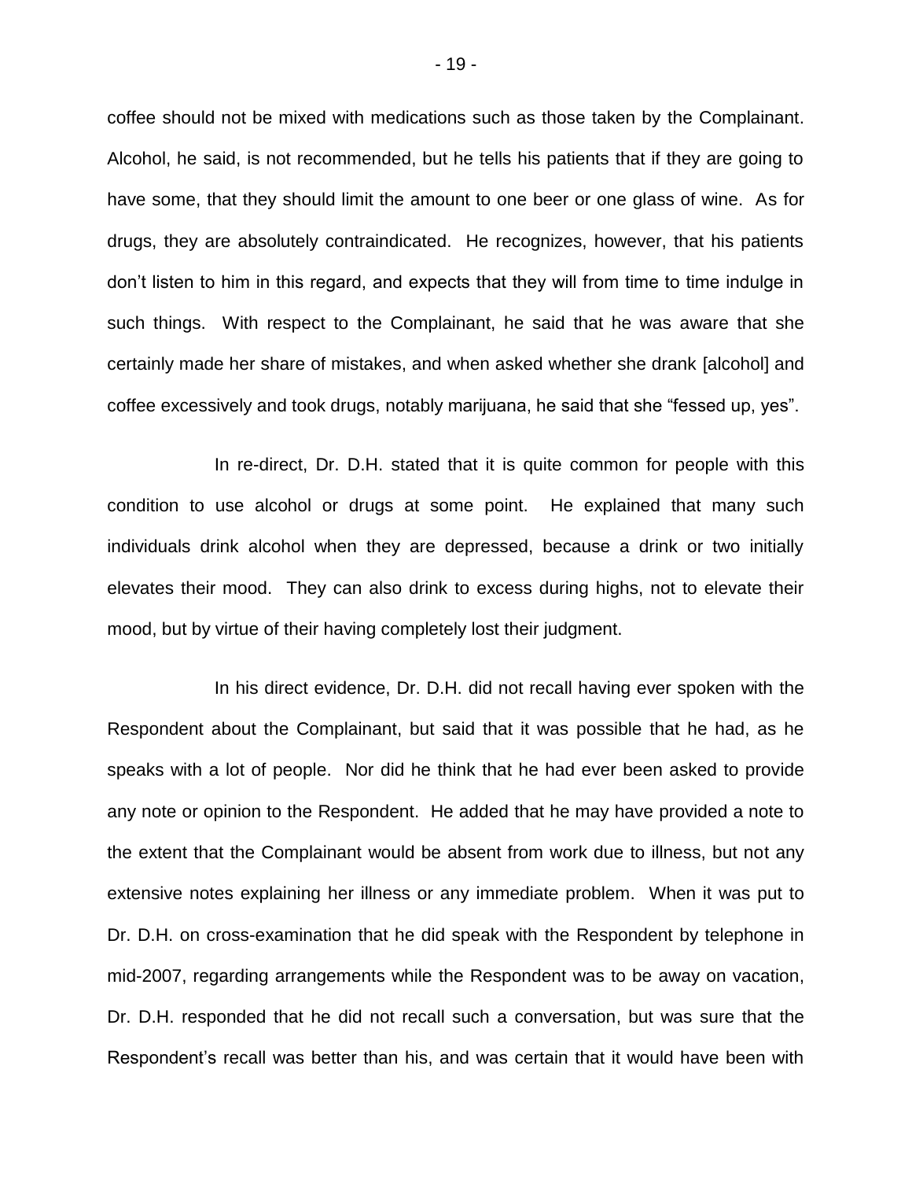coffee should not be mixed with medications such as those taken by the Complainant. Alcohol, he said, is not recommended, but he tells his patients that if they are going to have some, that they should limit the amount to one beer or one glass of wine. As for drugs, they are absolutely contraindicated. He recognizes, however, that his patients don't listen to him in this regard, and expects that they will from time to time indulge in such things. With respect to the Complainant, he said that he was aware that she certainly made her share of mistakes, and when asked whether she drank [alcohol] and coffee excessively and took drugs, notably marijuana, he said that she "fessed up, yes".

In re-direct, Dr. D.H. stated that it is quite common for people with this condition to use alcohol or drugs at some point. He explained that many such individuals drink alcohol when they are depressed, because a drink or two initially elevates their mood. They can also drink to excess during highs, not to elevate their mood, but by virtue of their having completely lost their judgment.

In his direct evidence, Dr. D.H. did not recall having ever spoken with the Respondent about the Complainant, but said that it was possible that he had, as he speaks with a lot of people. Nor did he think that he had ever been asked to provide any note or opinion to the Respondent. He added that he may have provided a note to the extent that the Complainant would be absent from work due to illness, but not any extensive notes explaining her illness or any immediate problem. When it was put to Dr. D.H. on cross-examination that he did speak with the Respondent by telephone in mid-2007, regarding arrangements while the Respondent was to be away on vacation, Dr. D.H. responded that he did not recall such a conversation, but was sure that the Respondent's recall was better than his, and was certain that it would have been with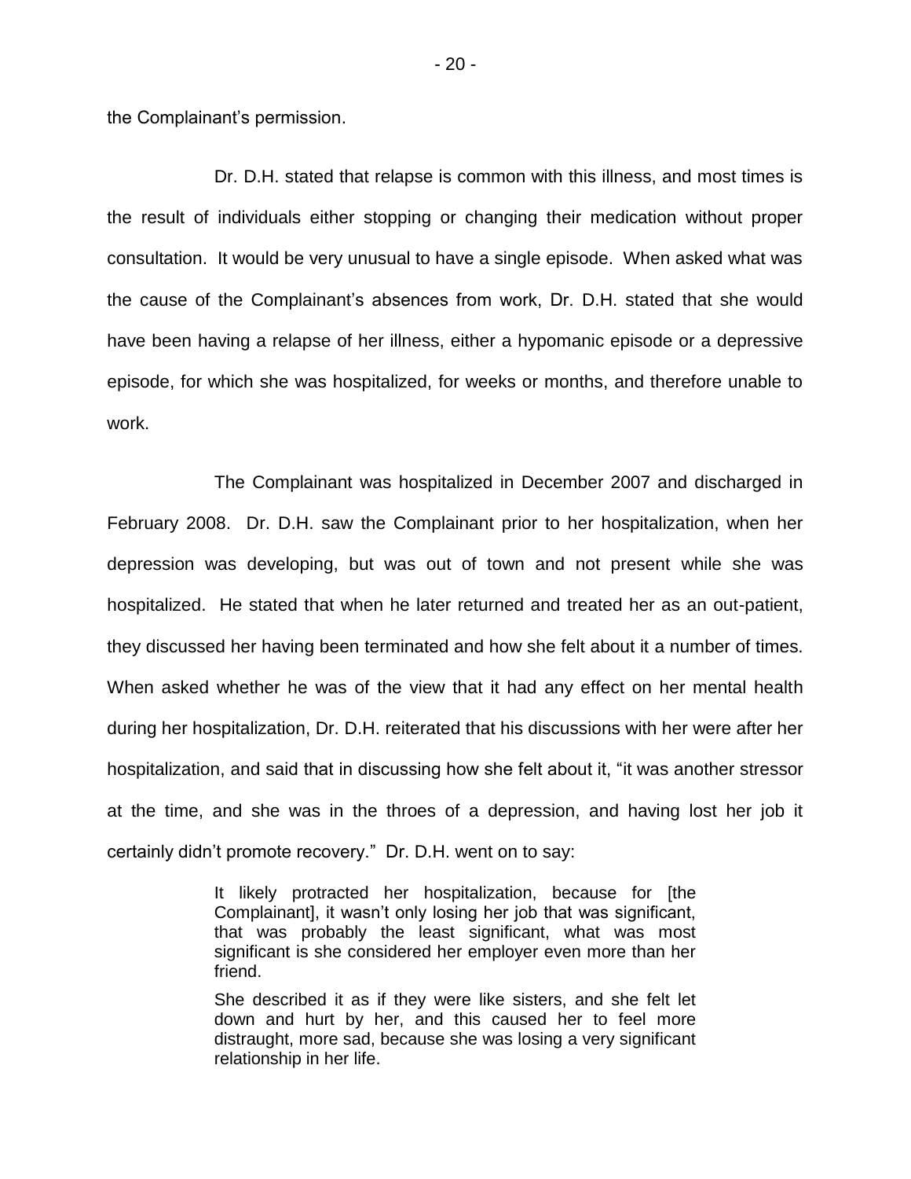the Complainant's permission.

Dr. D.H. stated that relapse is common with this illness, and most times is the result of individuals either stopping or changing their medication without proper consultation. It would be very unusual to have a single episode. When asked what was the cause of the Complainant's absences from work, Dr. D.H. stated that she would have been having a relapse of her illness, either a hypomanic episode or a depressive episode, for which she was hospitalized, for weeks or months, and therefore unable to work.

The Complainant was hospitalized in December 2007 and discharged in February 2008. Dr. D.H. saw the Complainant prior to her hospitalization, when her depression was developing, but was out of town and not present while she was hospitalized. He stated that when he later returned and treated her as an out-patient, they discussed her having been terminated and how she felt about it a number of times. When asked whether he was of the view that it had any effect on her mental health during her hospitalization, Dr. D.H. reiterated that his discussions with her were after her hospitalization, and said that in discussing how she felt about it, "it was another stressor at the time, and she was in the throes of a depression, and having lost her job it certainly didn't promote recovery." Dr. D.H. went on to say:

> It likely protracted her hospitalization, because for [the Complainant], it wasn't only losing her job that was significant, that was probably the least significant, what was most significant is she considered her employer even more than her friend.
>
> She described it as if they were like sisters, and she felt let down and hurt by her, and this caused her to feel more distraught, more sad, because she was losing a very significant relationship in her life.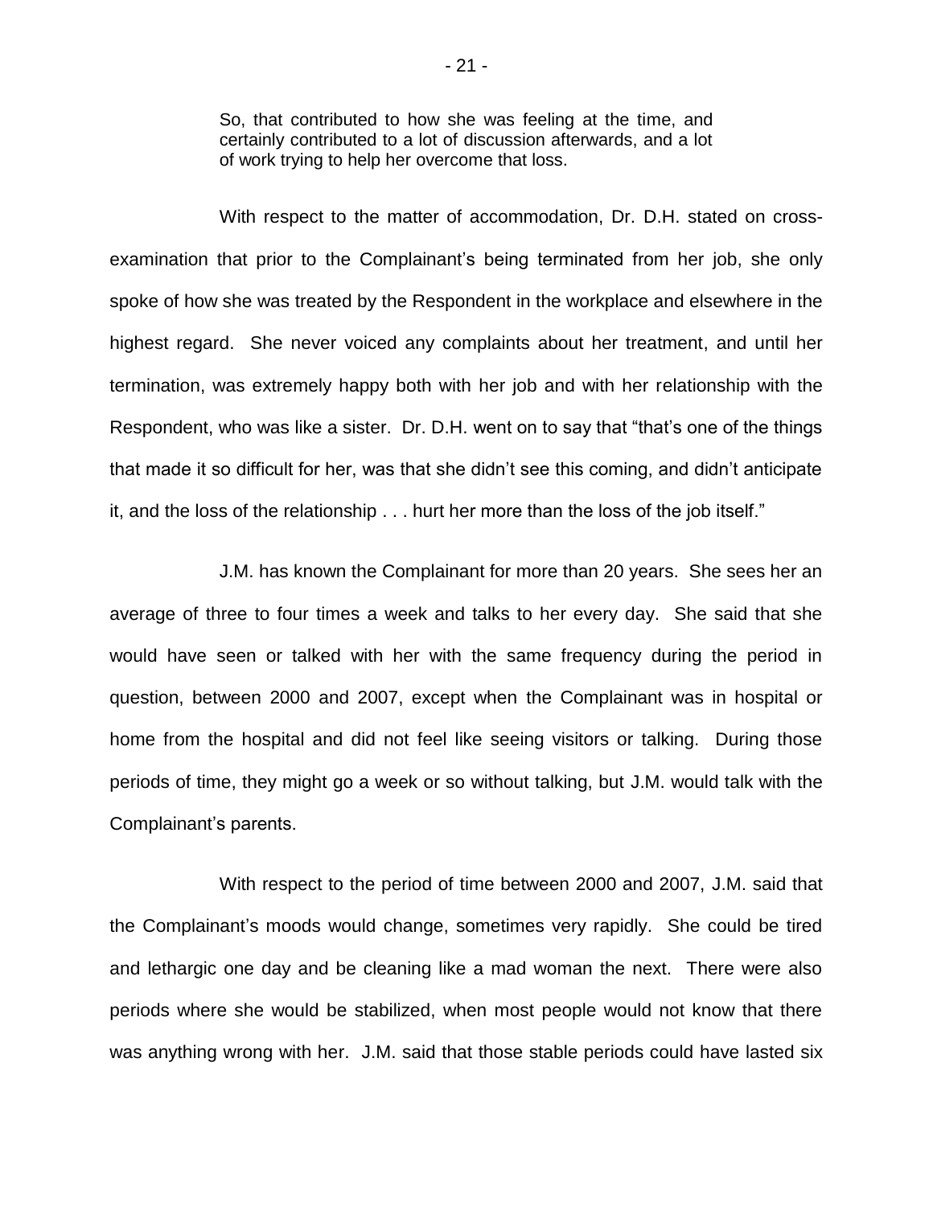> So, that contributed to how she was feeling at the time, and certainly contributed to a lot of discussion afterwards, and a lot of work trying to help her overcome that loss.

With respect to the matter of accommodation, Dr. D.H. stated on cross-examination that prior to the Complainant's being terminated from her job, she only spoke of how she was treated by the Respondent in the workplace and elsewhere in the highest regard. She never voiced any complaints about her treatment, and until her termination, was extremely happy both with her job and with her relationship with the Respondent, who was like a sister. Dr. D.H. went on to say that "that's one of the things that made it so difficult for her, was that she didn't see this coming, and didn't anticipate it, and the loss of the relationship . . . hurt her more than the loss of the job itself."

J.M. has known the Complainant for more than 20 years. She sees her an average of three to four times a week and talks to her every day. She said that she would have seen or talked with her with the same frequency during the period in question, between 2000 and 2007, except when the Complainant was in hospital or home from the hospital and did not feel like seeing visitors or talking. During those periods of time, they might go a week or so without talking, but J.M. would talk with the Complainant's parents.

With respect to the period of time between 2000 and 2007, J.M. said that the Complainant's moods would change, sometimes very rapidly. She could be tired and lethargic one day and be cleaning like a mad woman the next. There were also periods where she would be stabilized, when most people would not know that there was anything wrong with her. J.M. said that those stable periods could have lasted six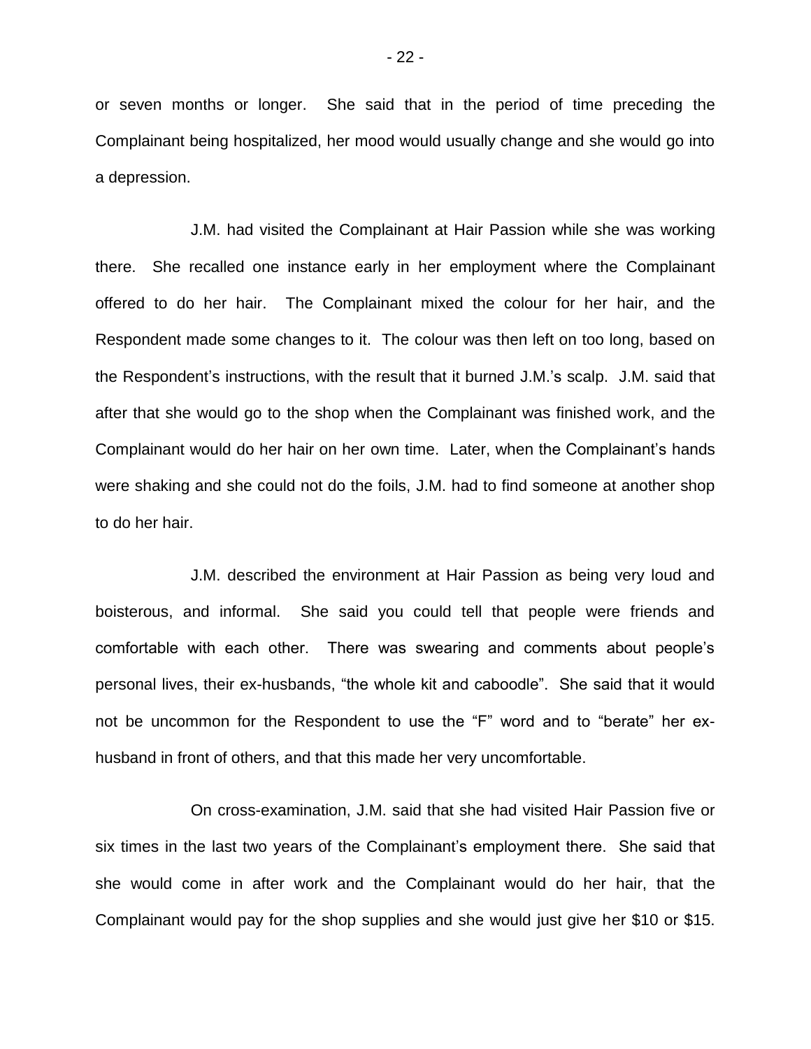or seven months or longer. She said that in the period of time preceding the Complainant being hospitalized, her mood would usually change and she would go into a depression.

J.M. had visited the Complainant at Hair Passion while she was working there. She recalled one instance early in her employment where the Complainant offered to do her hair. The Complainant mixed the colour for her hair, and the Respondent made some changes to it. The colour was then left on too long, based on the Respondent's instructions, with the result that it burned J.M.'s scalp. J.M. said that after that she would go to the shop when the Complainant was finished work, and the Complainant would do her hair on her own time. Later, when the Complainant's hands were shaking and she could not do the foils, J.M. had to find someone at another shop to do her hair.

J.M. described the environment at Hair Passion as being very loud and boisterous, and informal. She said you could tell that people were friends and comfortable with each other. There was swearing and comments about people's personal lives, their ex-husbands, "the whole kit and caboodle". She said that it would not be uncommon for the Respondent to use the "F" word and to "berate" her ex-husband in front of others, and that this made her very uncomfortable.

On cross-examination, J.M. said that she had visited Hair Passion five or six times in the last two years of the Complainant's employment there. She said that she would come in after work and the Complainant would do her hair, that the Complainant would pay for the shop supplies and she would just give her $10 or $15.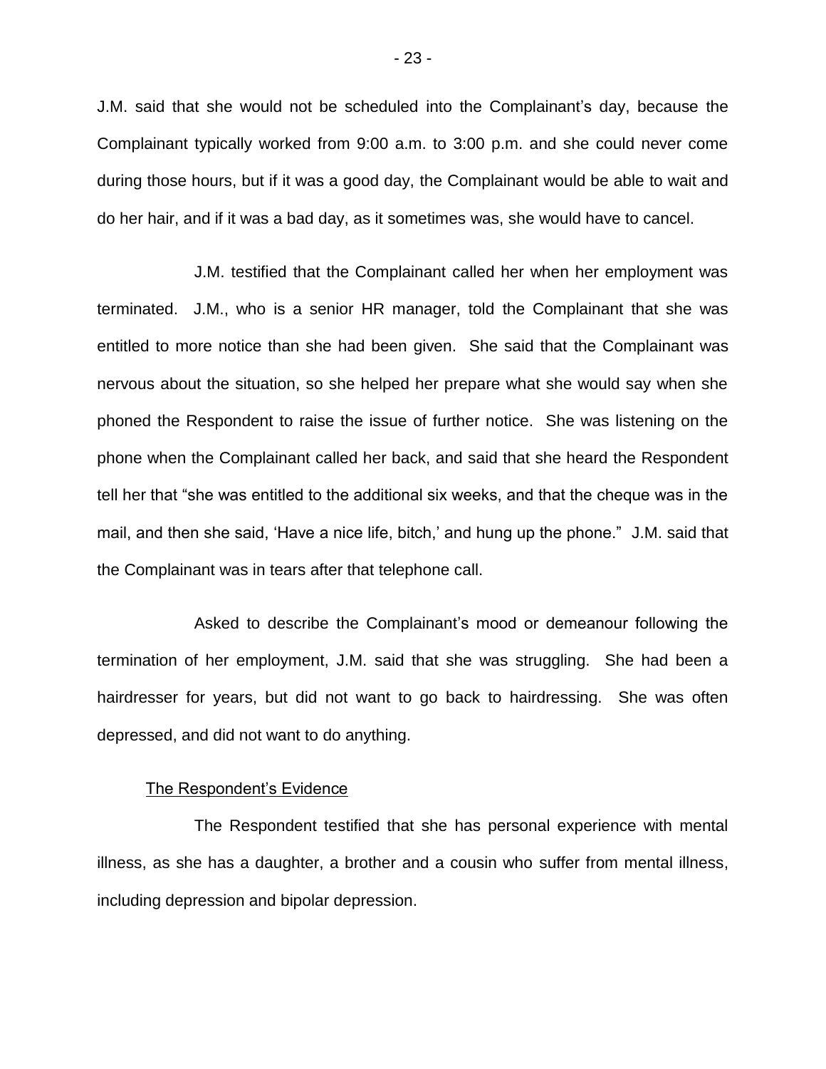J.M. said that she would not be scheduled into the Complainant's day, because the Complainant typically worked from 9:00 a.m. to 3:00 p.m. and she could never come during those hours, but if it was a good day, the Complainant would be able to wait and do her hair, and if it was a bad day, as it sometimes was, she would have to cancel.

J.M. testified that the Complainant called her when her employment was terminated. J.M., who is a senior HR manager, told the Complainant that she was entitled to more notice than she had been given. She said that the Complainant was nervous about the situation, so she helped her prepare what she would say when she phoned the Respondent to raise the issue of further notice. She was listening on the phone when the Complainant called her back, and said that she heard the Respondent tell her that "she was entitled to the additional six weeks, and that the cheque was in the mail, and then she said, 'Have a nice life, bitch,' and hung up the phone." J.M. said that the Complainant was in tears after that telephone call.

Asked to describe the Complainant's mood or demeanour following the termination of her employment, J.M. said that she was struggling. She had been a hairdresser for years, but did not want to go back to hairdressing. She was often depressed, and did not want to do anything.

<u>The Respondent's Evidence</u>

The Respondent testified that she has personal experience with mental illness, as she has a daughter, a brother and a cousin who suffer from mental illness, including depression and bipolar depression.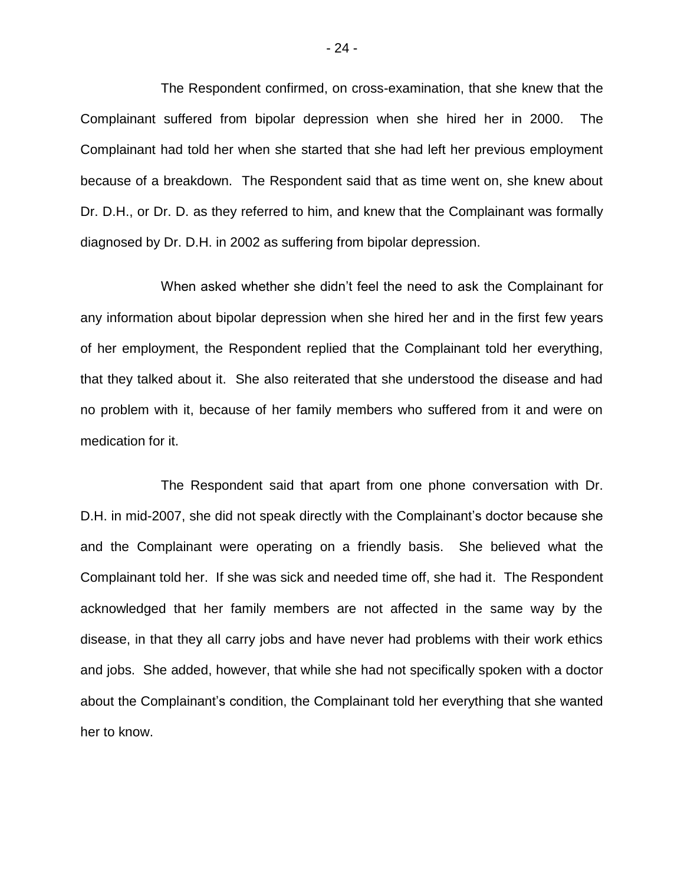The Respondent confirmed, on cross-examination, that she knew that the Complainant suffered from bipolar depression when she hired her in 2000. The Complainant had told her when she started that she had left her previous employment because of a breakdown. The Respondent said that as time went on, she knew about Dr. D.H., or Dr. D. as they referred to him, and knew that the Complainant was formally diagnosed by Dr. D.H. in 2002 as suffering from bipolar depression.

When asked whether she didn't feel the need to ask the Complainant for any information about bipolar depression when she hired her and in the first few years of her employment, the Respondent replied that the Complainant told her everything, that they talked about it. She also reiterated that she understood the disease and had no problem with it, because of her family members who suffered from it and were on medication for it.

The Respondent said that apart from one phone conversation with Dr. D.H. in mid-2007, she did not speak directly with the Complainant's doctor because she and the Complainant were operating on a friendly basis. She believed what the Complainant told her. If she was sick and needed time off, she had it. The Respondent acknowledged that her family members are not affected in the same way by the disease, in that they all carry jobs and have never had problems with their work ethics and jobs. She added, however, that while she had not specifically spoken with a doctor about the Complainant's condition, the Complainant told her everything that she wanted her to know.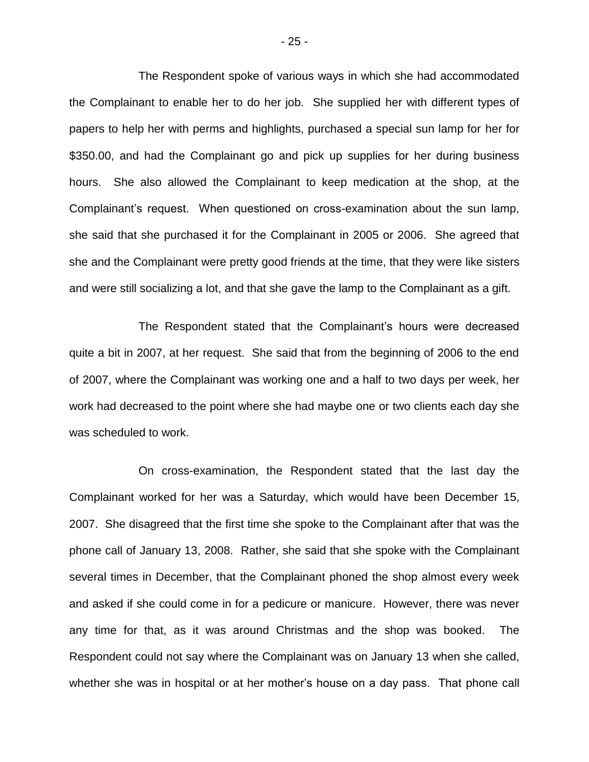The Respondent spoke of various ways in which she had accommodated the Complainant to enable her to do her job. She supplied her with different types of papers to help her with perms and highlights, purchased a special sun lamp for her for $350.00, and had the Complainant go and pick up supplies for her during business hours. She also allowed the Complainant to keep medication at the shop, at the Complainant's request. When questioned on cross-examination about the sun lamp, she said that she purchased it for the Complainant in 2005 or 2006. She agreed that she and the Complainant were pretty good friends at the time, that they were like sisters and were still socializing a lot, and that she gave the lamp to the Complainant as a gift.

The Respondent stated that the Complainant's hours were decreased quite a bit in 2007, at her request. She said that from the beginning of 2006 to the end of 2007, where the Complainant was working one and a half to two days per week, her work had decreased to the point where she had maybe one or two clients each day she was scheduled to work.

On cross-examination, the Respondent stated that the last day the Complainant worked for her was a Saturday, which would have been December 15, 2007. She disagreed that the first time she spoke to the Complainant after that was the phone call of January 13, 2008. Rather, she said that she spoke with the Complainant several times in December, that the Complainant phoned the shop almost every week and asked if she could come in for a pedicure or manicure. However, there was never any time for that, as it was around Christmas and the shop was booked. The Respondent could not say where the Complainant was on January 13 when she called, whether she was in hospital or at her mother's house on a day pass. That phone call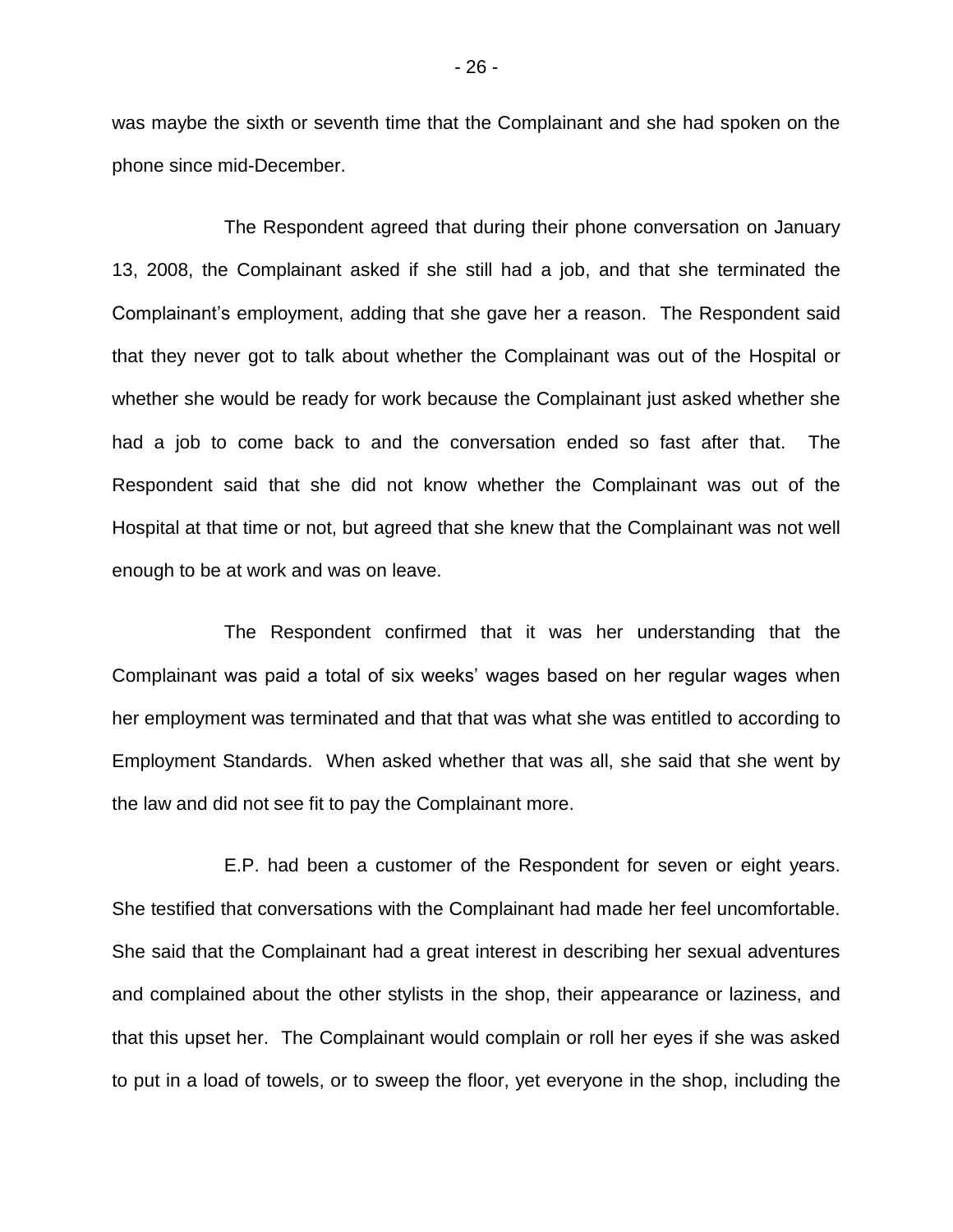was maybe the sixth or seventh time that the Complainant and she had spoken on the phone since mid-December.

The Respondent agreed that during their phone conversation on January 13, 2008, the Complainant asked if she still had a job, and that she terminated the Complainant's employment, adding that she gave her a reason. The Respondent said that they never got to talk about whether the Complainant was out of the Hospital or whether she would be ready for work because the Complainant just asked whether she had a job to come back to and the conversation ended so fast after that. The Respondent said that she did not know whether the Complainant was out of the Hospital at that time or not, but agreed that she knew that the Complainant was not well enough to be at work and was on leave.

The Respondent confirmed that it was her understanding that the Complainant was paid a total of six weeks' wages based on her regular wages when her employment was terminated and that that was what she was entitled to according to Employment Standards. When asked whether that was all, she said that she went by the law and did not see fit to pay the Complainant more.

E.P. had been a customer of the Respondent for seven or eight years. She testified that conversations with the Complainant had made her feel uncomfortable. She said that the Complainant had a great interest in describing her sexual adventures and complained about the other stylists in the shop, their appearance or laziness, and that this upset her. The Complainant would complain or roll her eyes if she was asked to put in a load of towels, or to sweep the floor, yet everyone in the shop, including the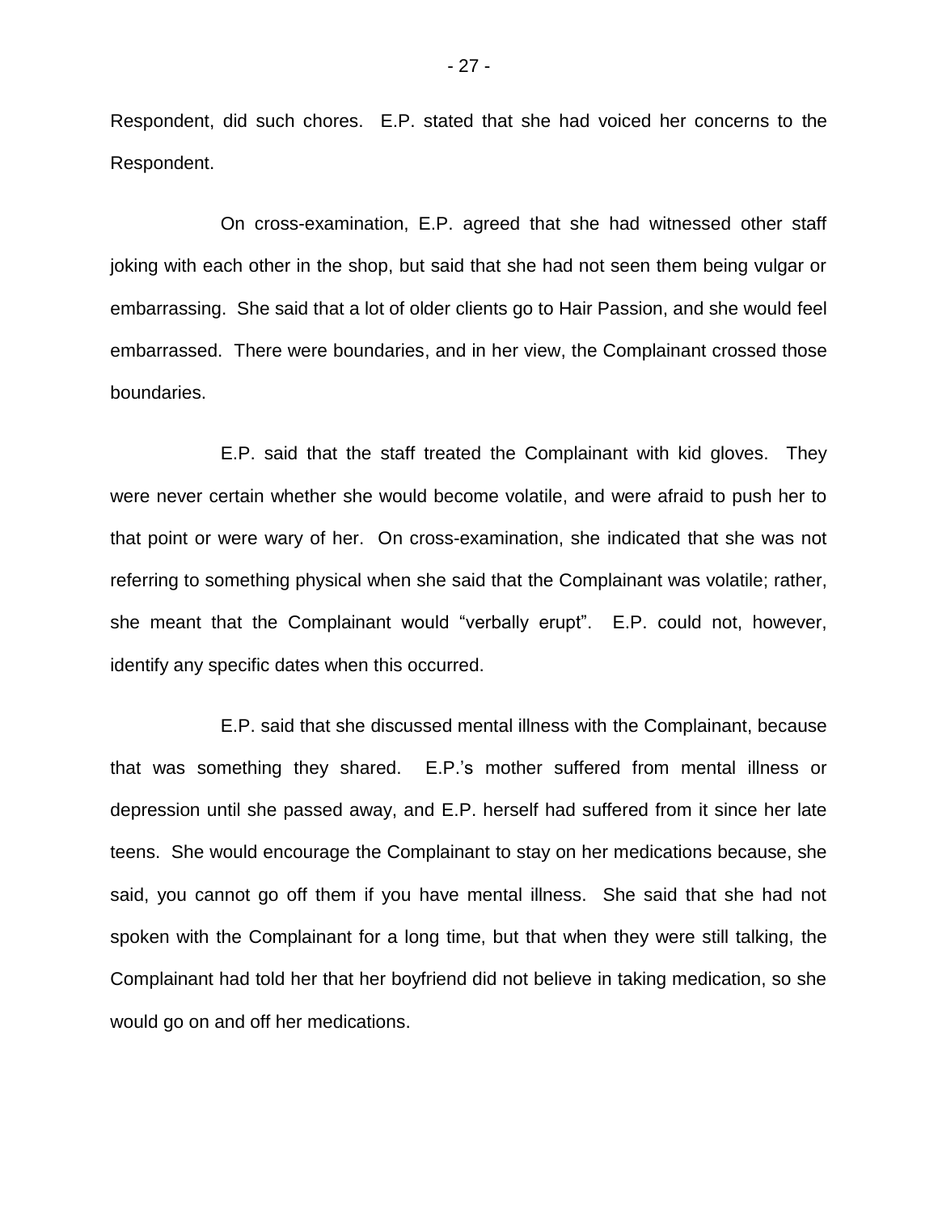Respondent, did such chores. E.P. stated that she had voiced her concerns to the Respondent.

On cross-examination, E.P. agreed that she had witnessed other staff joking with each other in the shop, but said that she had not seen them being vulgar or embarrassing. She said that a lot of older clients go to Hair Passion, and she would feel embarrassed. There were boundaries, and in her view, the Complainant crossed those boundaries.

E.P. said that the staff treated the Complainant with kid gloves. They were never certain whether she would become volatile, and were afraid to push her to that point or were wary of her. On cross-examination, she indicated that she was not referring to something physical when she said that the Complainant was volatile; rather, she meant that the Complainant would "verbally erupt". E.P. could not, however, identify any specific dates when this occurred.

E.P. said that she discussed mental illness with the Complainant, because that was something they shared. E.P.'s mother suffered from mental illness or depression until she passed away, and E.P. herself had suffered from it since her late teens. She would encourage the Complainant to stay on her medications because, she said, you cannot go off them if you have mental illness. She said that she had not spoken with the Complainant for a long time, but that when they were still talking, the Complainant had told her that her boyfriend did not believe in taking medication, so she would go on and off her medications.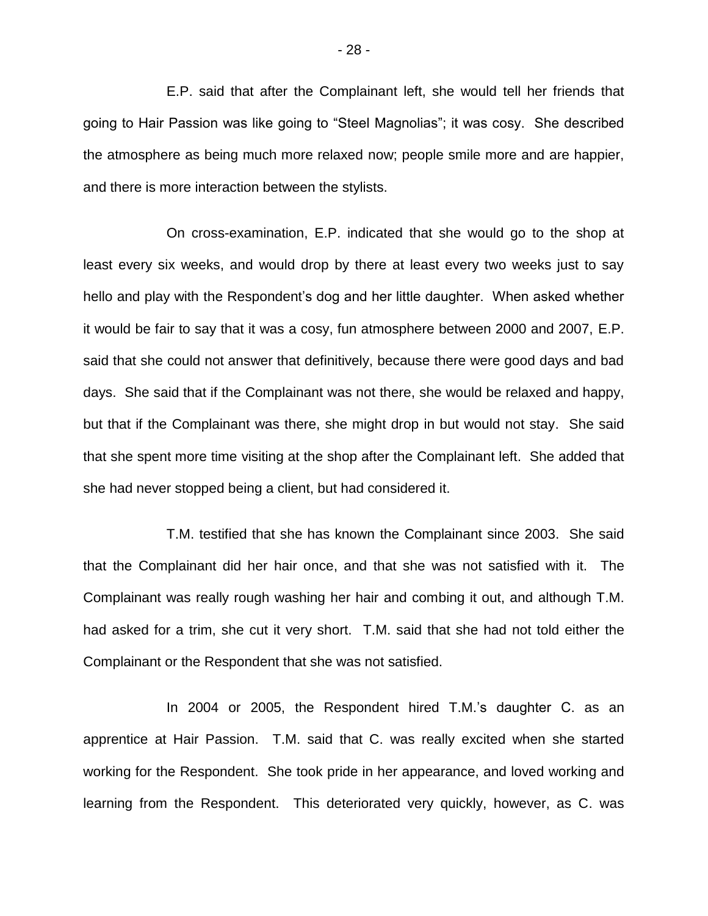E.P. said that after the Complainant left, she would tell her friends that going to Hair Passion was like going to "Steel Magnolias"; it was cosy. She described the atmosphere as being much more relaxed now; people smile more and are happier, and there is more interaction between the stylists.

On cross-examination, E.P. indicated that she would go to the shop at least every six weeks, and would drop by there at least every two weeks just to say hello and play with the Respondent's dog and her little daughter. When asked whether it would be fair to say that it was a cosy, fun atmosphere between 2000 and 2007, E.P. said that she could not answer that definitively, because there were good days and bad days. She said that if the Complainant was not there, she would be relaxed and happy, but that if the Complainant was there, she might drop in but would not stay. She said that she spent more time visiting at the shop after the Complainant left. She added that she had never stopped being a client, but had considered it.

T.M. testified that she has known the Complainant since 2003. She said that the Complainant did her hair once, and that she was not satisfied with it. The Complainant was really rough washing her hair and combing it out, and although T.M. had asked for a trim, she cut it very short. T.M. said that she had not told either the Complainant or the Respondent that she was not satisfied.

In 2004 or 2005, the Respondent hired T.M.'s daughter C. as an apprentice at Hair Passion. T.M. said that C. was really excited when she started working for the Respondent. She took pride in her appearance, and loved working and learning from the Respondent. This deteriorated very quickly, however, as C. was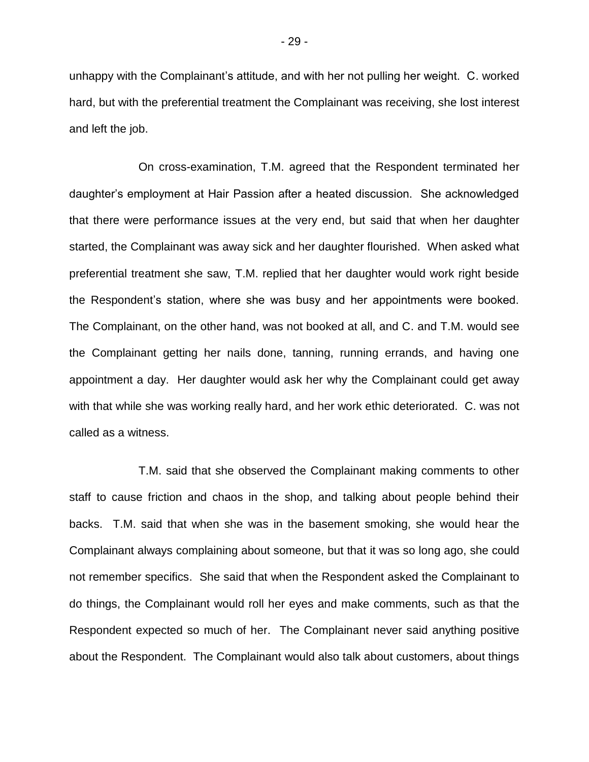unhappy with the Complainant's attitude, and with her not pulling her weight. C. worked hard, but with the preferential treatment the Complainant was receiving, she lost interest and left the job.

On cross-examination, T.M. agreed that the Respondent terminated her daughter's employment at Hair Passion after a heated discussion. She acknowledged that there were performance issues at the very end, but said that when her daughter started, the Complainant was away sick and her daughter flourished. When asked what preferential treatment she saw, T.M. replied that her daughter would work right beside the Respondent's station, where she was busy and her appointments were booked. The Complainant, on the other hand, was not booked at all, and C. and T.M. would see the Complainant getting her nails done, tanning, running errands, and having one appointment a day. Her daughter would ask her why the Complainant could get away with that while she was working really hard, and her work ethic deteriorated. C. was not called as a witness.

T.M. said that she observed the Complainant making comments to other staff to cause friction and chaos in the shop, and talking about people behind their backs. T.M. said that when she was in the basement smoking, she would hear the Complainant always complaining about someone, but that it was so long ago, she could not remember specifics. She said that when the Respondent asked the Complainant to do things, the Complainant would roll her eyes and make comments, such as that the Respondent expected so much of her. The Complainant never said anything positive about the Respondent. The Complainant would also talk about customers, about things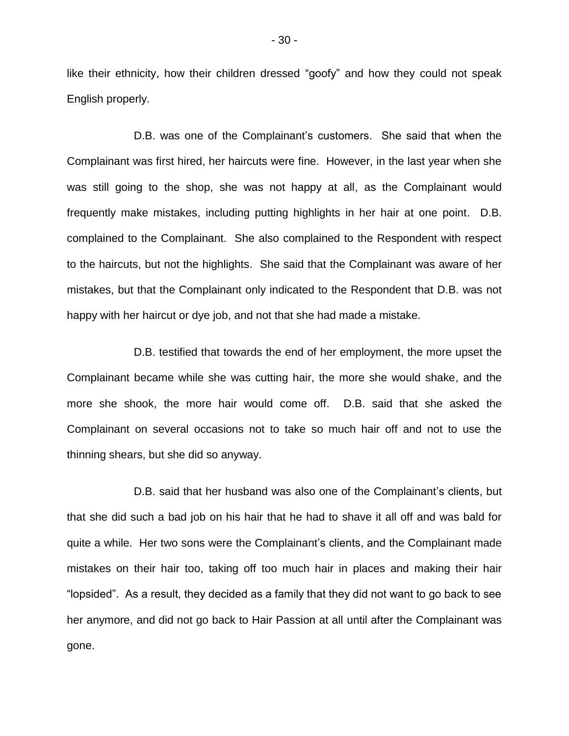like their ethnicity, how their children dressed "goofy" and how they could not speak English properly.

D.B. was one of the Complainant's customers. She said that when the Complainant was first hired, her haircuts were fine. However, in the last year when she was still going to the shop, she was not happy at all, as the Complainant would frequently make mistakes, including putting highlights in her hair at one point. D.B. complained to the Complainant. She also complained to the Respondent with respect to the haircuts, but not the highlights. She said that the Complainant was aware of her mistakes, but that the Complainant only indicated to the Respondent that D.B. was not happy with her haircut or dye job, and not that she had made a mistake.

D.B. testified that towards the end of her employment, the more upset the Complainant became while she was cutting hair, the more she would shake, and the more she shook, the more hair would come off. D.B. said that she asked the Complainant on several occasions not to take so much hair off and not to use the thinning shears, but she did so anyway.

D.B. said that her husband was also one of the Complainant's clients, but that she did such a bad job on his hair that he had to shave it all off and was bald for quite a while. Her two sons were the Complainant's clients, and the Complainant made mistakes on their hair too, taking off too much hair in places and making their hair "lopsided". As a result, they decided as a family that they did not want to go back to see her anymore, and did not go back to Hair Passion at all until after the Complainant was gone.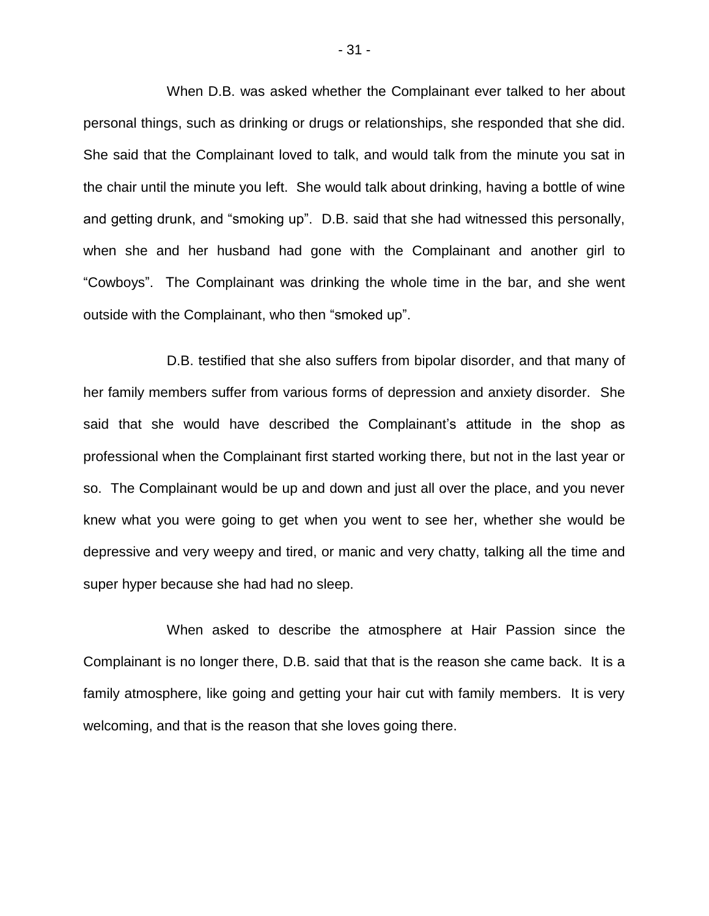When D.B. was asked whether the Complainant ever talked to her about personal things, such as drinking or drugs or relationships, she responded that she did. She said that the Complainant loved to talk, and would talk from the minute you sat in the chair until the minute you left. She would talk about drinking, having a bottle of wine and getting drunk, and "smoking up". D.B. said that she had witnessed this personally, when she and her husband had gone with the Complainant and another girl to "Cowboys". The Complainant was drinking the whole time in the bar, and she went outside with the Complainant, who then "smoked up".

D.B. testified that she also suffers from bipolar disorder, and that many of her family members suffer from various forms of depression and anxiety disorder. She said that she would have described the Complainant's attitude in the shop as professional when the Complainant first started working there, but not in the last year or so. The Complainant would be up and down and just all over the place, and you never knew what you were going to get when you went to see her, whether she would be depressive and very weepy and tired, or manic and very chatty, talking all the time and super hyper because she had had no sleep.

When asked to describe the atmosphere at Hair Passion since the Complainant is no longer there, D.B. said that that is the reason she came back. It is a family atmosphere, like going and getting your hair cut with family members. It is very welcoming, and that is the reason that she loves going there.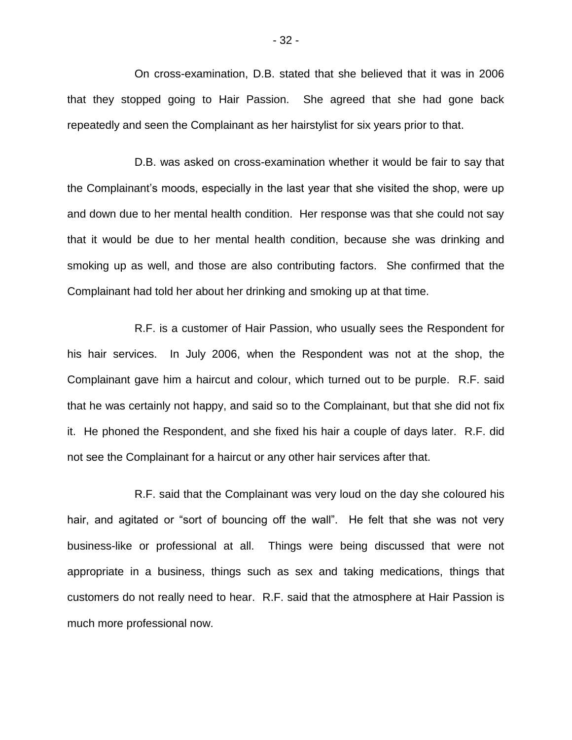On cross-examination, D.B. stated that she believed that it was in 2006 that they stopped going to Hair Passion. She agreed that she had gone back repeatedly and seen the Complainant as her hairstylist for six years prior to that.

D.B. was asked on cross-examination whether it would be fair to say that the Complainant's moods, especially in the last year that she visited the shop, were up and down due to her mental health condition. Her response was that she could not say that it would be due to her mental health condition, because she was drinking and smoking up as well, and those are also contributing factors. She confirmed that the Complainant had told her about her drinking and smoking up at that time.

R.F. is a customer of Hair Passion, who usually sees the Respondent for his hair services. In July 2006, when the Respondent was not at the shop, the Complainant gave him a haircut and colour, which turned out to be purple. R.F. said that he was certainly not happy, and said so to the Complainant, but that she did not fix it. He phoned the Respondent, and she fixed his hair a couple of days later. R.F. did not see the Complainant for a haircut or any other hair services after that.

R.F. said that the Complainant was very loud on the day she coloured his hair, and agitated or "sort of bouncing off the wall". He felt that she was not very business-like or professional at all. Things were being discussed that were not appropriate in a business, things such as sex and taking medications, things that customers do not really need to hear. R.F. said that the atmosphere at Hair Passion is much more professional now.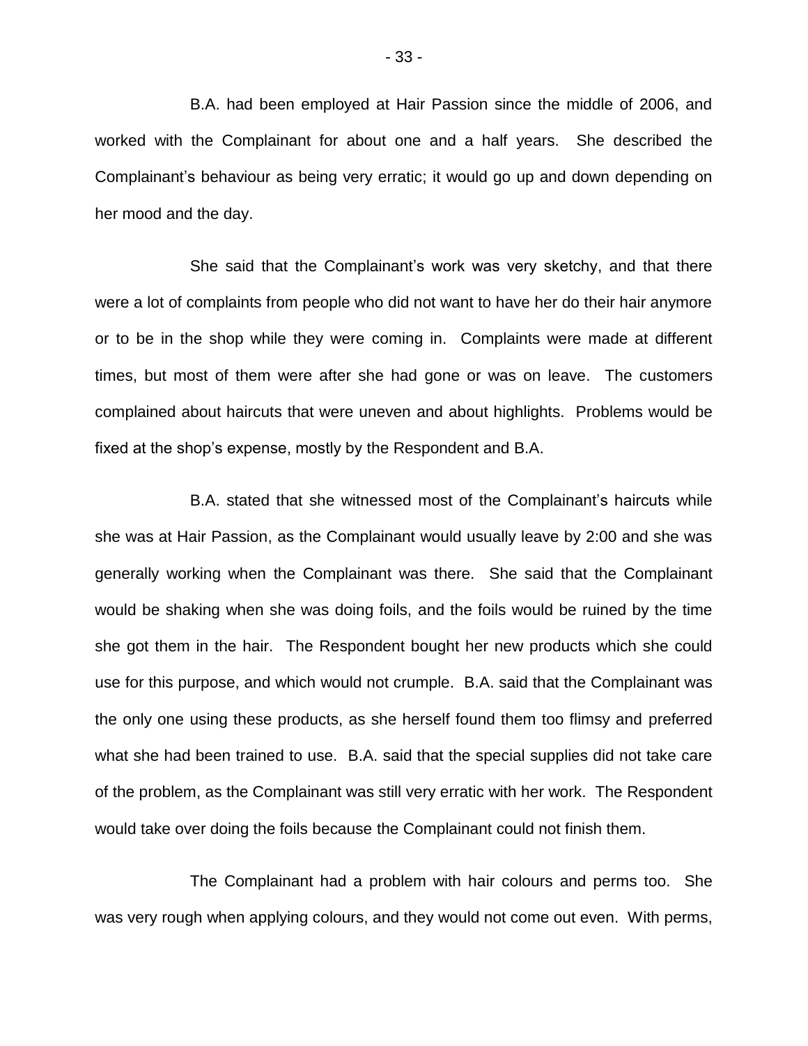B.A. had been employed at Hair Passion since the middle of 2006, and worked with the Complainant for about one and a half years. She described the Complainant's behaviour as being very erratic; it would go up and down depending on her mood and the day.

She said that the Complainant's work was very sketchy, and that there were a lot of complaints from people who did not want to have her do their hair anymore or to be in the shop while they were coming in. Complaints were made at different times, but most of them were after she had gone or was on leave. The customers complained about haircuts that were uneven and about highlights. Problems would be fixed at the shop's expense, mostly by the Respondent and B.A.

B.A. stated that she witnessed most of the Complainant's haircuts while she was at Hair Passion, as the Complainant would usually leave by 2:00 and she was generally working when the Complainant was there. She said that the Complainant would be shaking when she was doing foils, and the foils would be ruined by the time she got them in the hair. The Respondent bought her new products which she could use for this purpose, and which would not crumple. B.A. said that the Complainant was the only one using these products, as she herself found them too flimsy and preferred what she had been trained to use. B.A. said that the special supplies did not take care of the problem, as the Complainant was still very erratic with her work. The Respondent would take over doing the foils because the Complainant could not finish them.

The Complainant had a problem with hair colours and perms too. She was very rough when applying colours, and they would not come out even. With perms,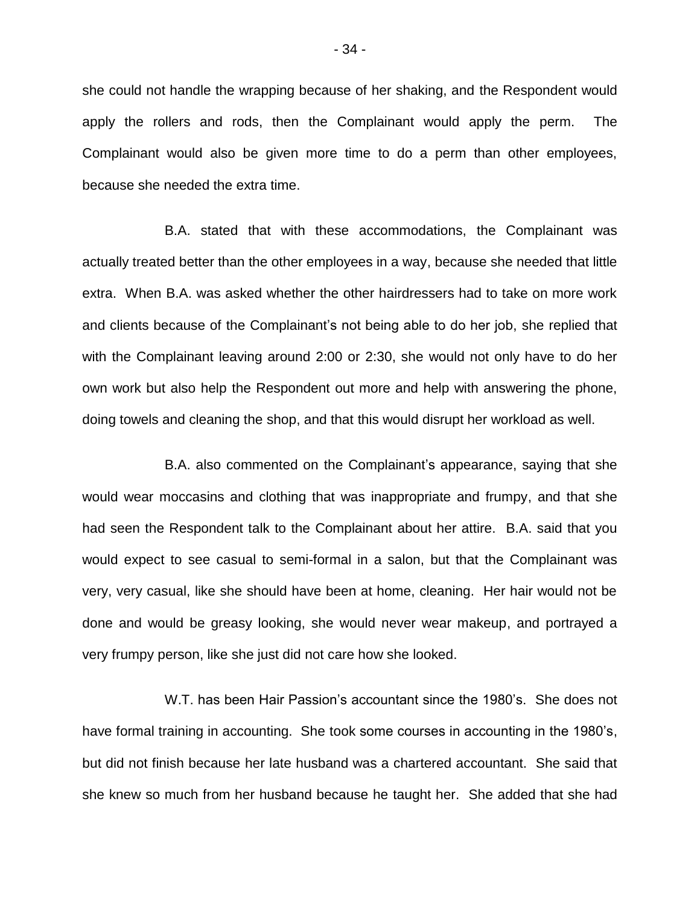she could not handle the wrapping because of her shaking, and the Respondent would apply the rollers and rods, then the Complainant would apply the perm. The Complainant would also be given more time to do a perm than other employees, because she needed the extra time.

B.A. stated that with these accommodations, the Complainant was actually treated better than the other employees in a way, because she needed that little extra. When B.A. was asked whether the other hairdressers had to take on more work and clients because of the Complainant's not being able to do her job, she replied that with the Complainant leaving around 2:00 or 2:30, she would not only have to do her own work but also help the Respondent out more and help with answering the phone, doing towels and cleaning the shop, and that this would disrupt her workload as well.

B.A. also commented on the Complainant's appearance, saying that she would wear moccasins and clothing that was inappropriate and frumpy, and that she had seen the Respondent talk to the Complainant about her attire. B.A. said that you would expect to see casual to semi-formal in a salon, but that the Complainant was very, very casual, like she should have been at home, cleaning. Her hair would not be done and would be greasy looking, she would never wear makeup, and portrayed a very frumpy person, like she just did not care how she looked.

W.T. has been Hair Passion's accountant since the 1980's. She does not have formal training in accounting. She took some courses in accounting in the 1980's, but did not finish because her late husband was a chartered accountant. She said that she knew so much from her husband because he taught her. She added that she had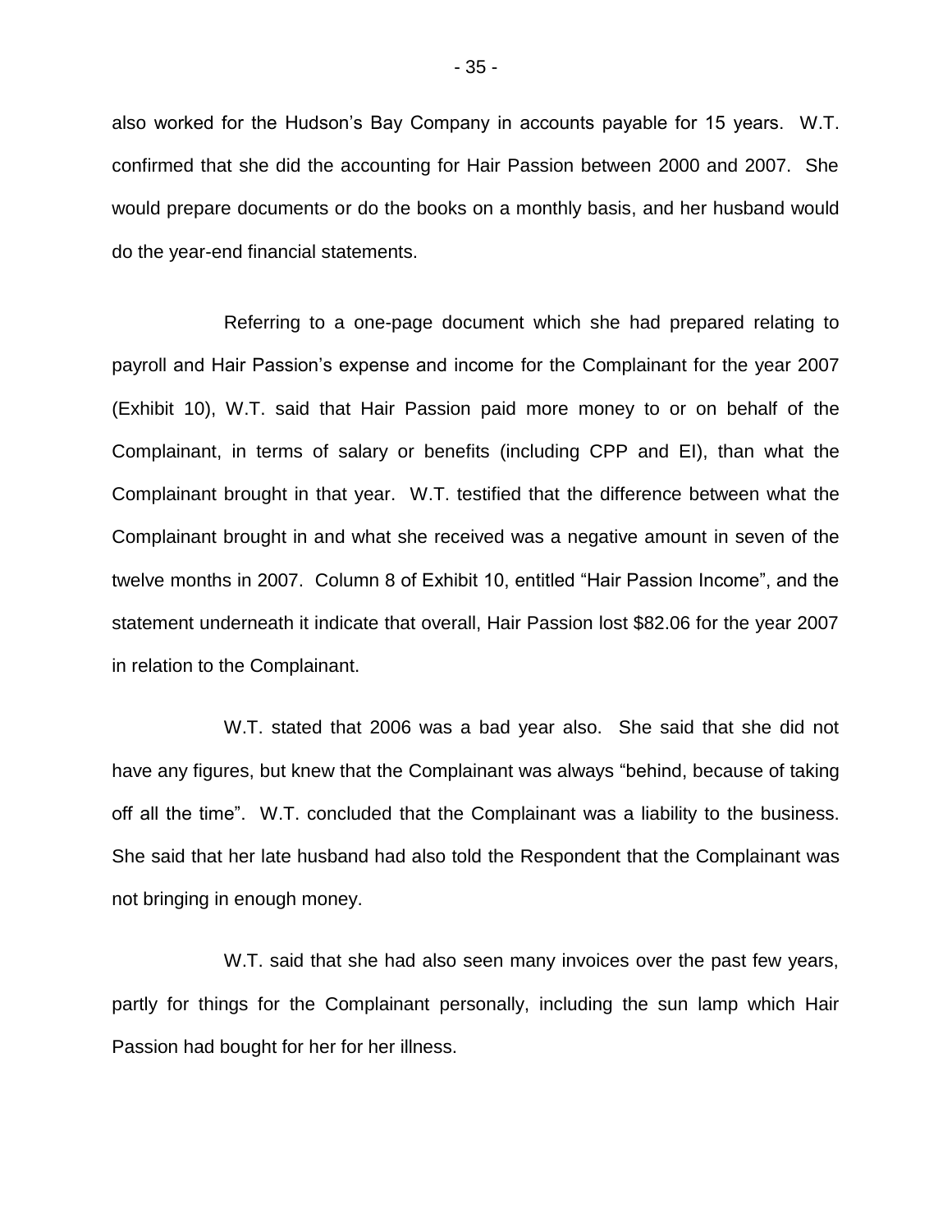also worked for the Hudson's Bay Company in accounts payable for 15 years. W.T. confirmed that she did the accounting for Hair Passion between 2000 and 2007. She would prepare documents or do the books on a monthly basis, and her husband would do the year-end financial statements.

Referring to a one-page document which she had prepared relating to payroll and Hair Passion's expense and income for the Complainant for the year 2007 (Exhibit 10), W.T. said that Hair Passion paid more money to or on behalf of the Complainant, in terms of salary or benefits (including CPP and EI), than what the Complainant brought in that year. W.T. testified that the difference between what the Complainant brought in and what she received was a negative amount in seven of the twelve months in 2007. Column 8 of Exhibit 10, entitled "Hair Passion Income", and the statement underneath it indicate that overall, Hair Passion lost $82.06 for the year 2007 in relation to the Complainant.

W.T. stated that 2006 was a bad year also. She said that she did not have any figures, but knew that the Complainant was always "behind, because of taking off all the time". W.T. concluded that the Complainant was a liability to the business. She said that her late husband had also told the Respondent that the Complainant was not bringing in enough money.

W.T. said that she had also seen many invoices over the past few years, partly for things for the Complainant personally, including the sun lamp which Hair Passion had bought for her for her illness.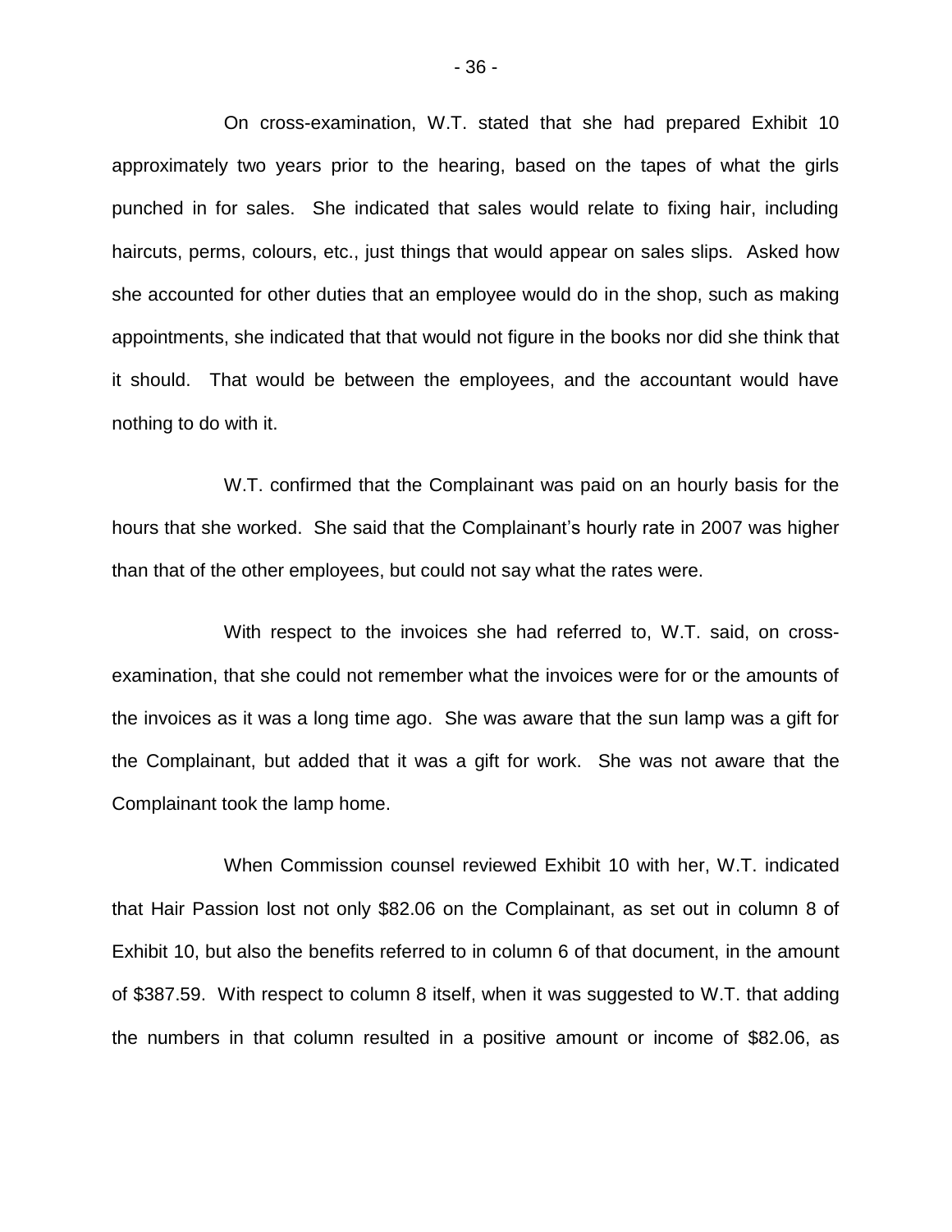On cross-examination, W.T. stated that she had prepared Exhibit 10 approximately two years prior to the hearing, based on the tapes of what the girls punched in for sales. She indicated that sales would relate to fixing hair, including haircuts, perms, colours, etc., just things that would appear on sales slips. Asked how she accounted for other duties that an employee would do in the shop, such as making appointments, she indicated that that would not figure in the books nor did she think that it should. That would be between the employees, and the accountant would have nothing to do with it.

W.T. confirmed that the Complainant was paid on an hourly basis for the hours that she worked. She said that the Complainant's hourly rate in 2007 was higher than that of the other employees, but could not say what the rates were.

With respect to the invoices she had referred to, W.T. said, on cross-examination, that she could not remember what the invoices were for or the amounts of the invoices as it was a long time ago. She was aware that the sun lamp was a gift for the Complainant, but added that it was a gift for work. She was not aware that the Complainant took the lamp home.

When Commission counsel reviewed Exhibit 10 with her, W.T. indicated that Hair Passion lost not only $82.06 on the Complainant, as set out in column 8 of Exhibit 10, but also the benefits referred to in column 6 of that document, in the amount of $387.59. With respect to column 8 itself, when it was suggested to W.T. that adding the numbers in that column resulted in a positive amount or income of $82.06, as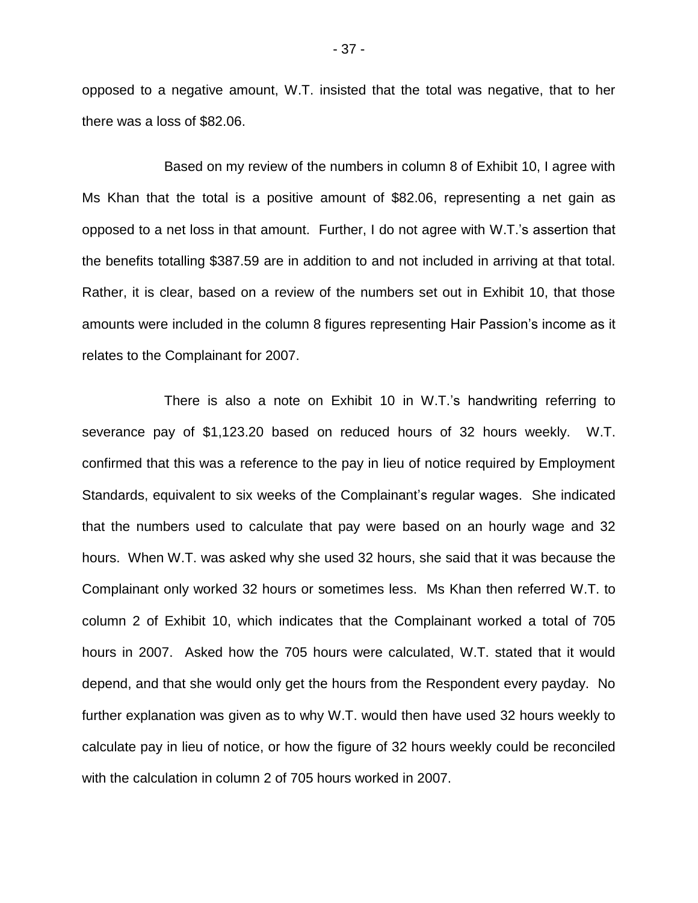opposed to a negative amount, W.T. insisted that the total was negative, that to her there was a loss of $82.06.

Based on my review of the numbers in column 8 of Exhibit 10, I agree with Ms Khan that the total is a positive amount of $82.06, representing a net gain as opposed to a net loss in that amount. Further, I do not agree with W.T.'s assertion that the benefits totalling $387.59 are in addition to and not included in arriving at that total. Rather, it is clear, based on a review of the numbers set out in Exhibit 10, that those amounts were included in the column 8 figures representing Hair Passion's income as it relates to the Complainant for 2007.

There is also a note on Exhibit 10 in W.T.'s handwriting referring to severance pay of $1,123.20 based on reduced hours of 32 hours weekly. W.T. confirmed that this was a reference to the pay in lieu of notice required by Employment Standards, equivalent to six weeks of the Complainant's regular wages. She indicated that the numbers used to calculate that pay were based on an hourly wage and 32 hours. When W.T. was asked why she used 32 hours, she said that it was because the Complainant only worked 32 hours or sometimes less. Ms Khan then referred W.T. to column 2 of Exhibit 10, which indicates that the Complainant worked a total of 705 hours in 2007. Asked how the 705 hours were calculated, W.T. stated that it would depend, and that she would only get the hours from the Respondent every payday. No further explanation was given as to why W.T. would then have used 32 hours weekly to calculate pay in lieu of notice, or how the figure of 32 hours weekly could be reconciled with the calculation in column 2 of 705 hours worked in 2007.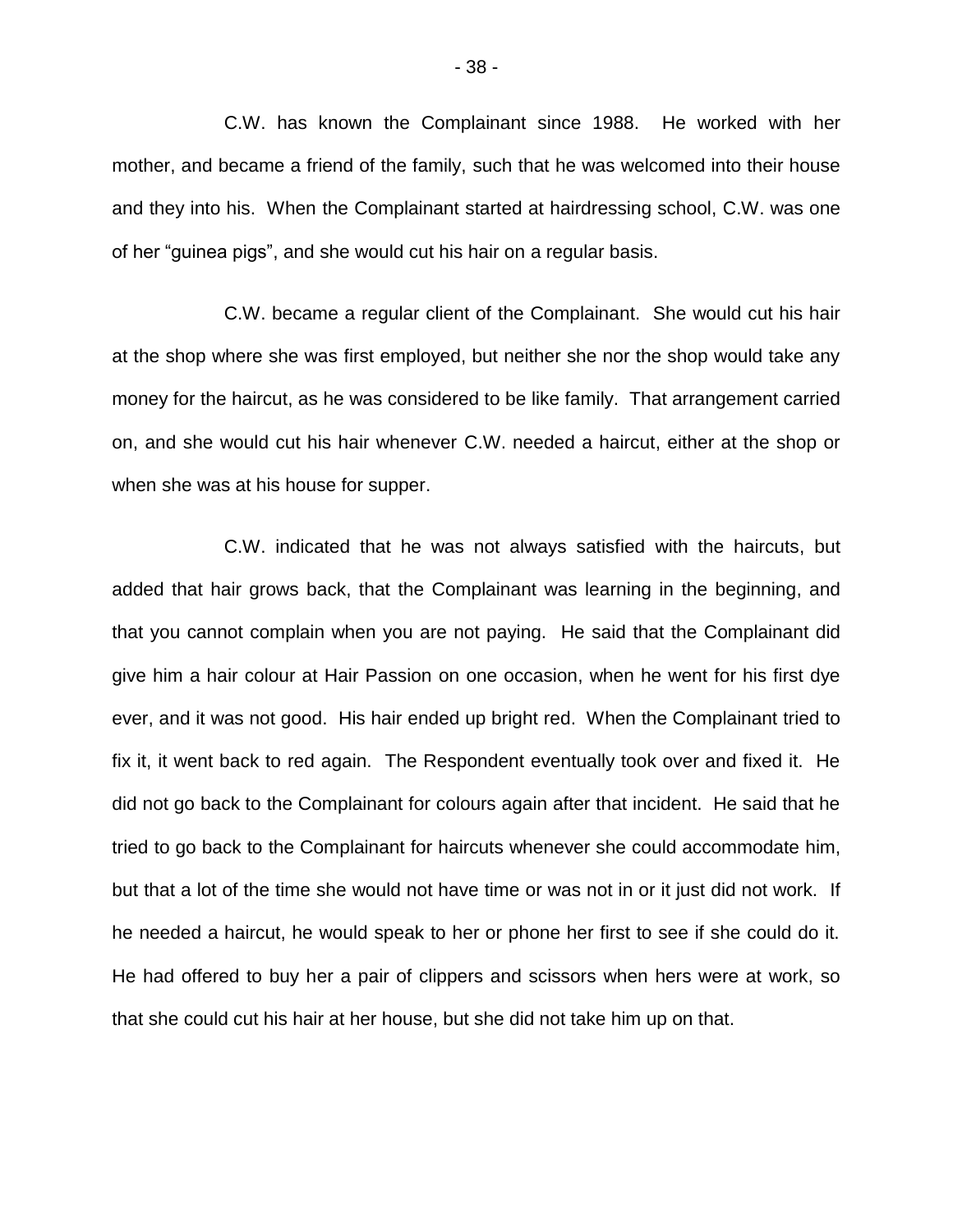C.W. has known the Complainant since 1988. He worked with her mother, and became a friend of the family, such that he was welcomed into their house and they into his. When the Complainant started at hairdressing school, C.W. was one of her "guinea pigs", and she would cut his hair on a regular basis.

C.W. became a regular client of the Complainant. She would cut his hair at the shop where she was first employed, but neither she nor the shop would take any money for the haircut, as he was considered to be like family. That arrangement carried on, and she would cut his hair whenever C.W. needed a haircut, either at the shop or when she was at his house for supper.

C.W. indicated that he was not always satisfied with the haircuts, but added that hair grows back, that the Complainant was learning in the beginning, and that you cannot complain when you are not paying. He said that the Complainant did give him a hair colour at Hair Passion on one occasion, when he went for his first dye ever, and it was not good. His hair ended up bright red. When the Complainant tried to fix it, it went back to red again. The Respondent eventually took over and fixed it. He did not go back to the Complainant for colours again after that incident. He said that he tried to go back to the Complainant for haircuts whenever she could accommodate him, but that a lot of the time she would not have time or was not in or it just did not work. If he needed a haircut, he would speak to her or phone her first to see if she could do it. He had offered to buy her a pair of clippers and scissors when hers were at work, so that she could cut his hair at her house, but she did not take him up on that.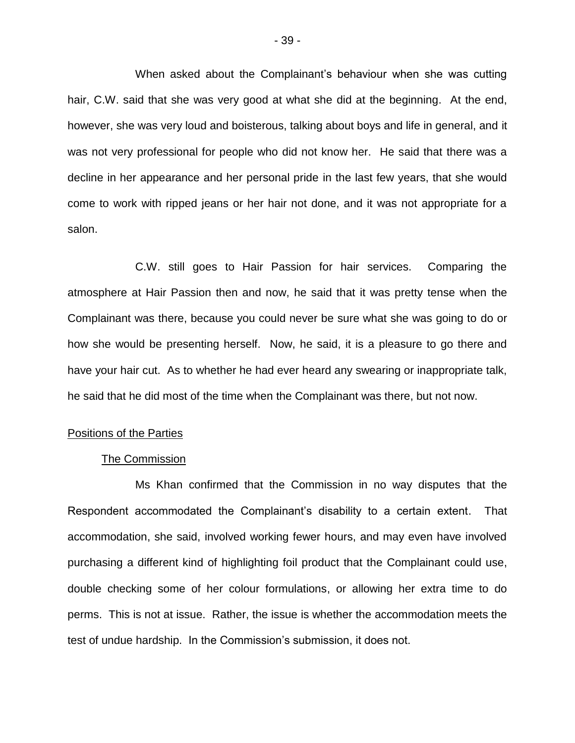When asked about the Complainant's behaviour when she was cutting hair, C.W. said that she was very good at what she did at the beginning. At the end, however, she was very loud and boisterous, talking about boys and life in general, and it was not very professional for people who did not know her. He said that there was a decline in her appearance and her personal pride in the last few years, that she would come to work with ripped jeans or her hair not done, and it was not appropriate for a salon.

C.W. still goes to Hair Passion for hair services. Comparing the atmosphere at Hair Passion then and now, he said that it was pretty tense when the Complainant was there, because you could never be sure what she was going to do or how she would be presenting herself. Now, he said, it is a pleasure to go there and have your hair cut. As to whether he had ever heard any swearing or inappropriate talk, he said that he did most of the time when the Complainant was there, but not now.

## Positions of the Parties

### The Commission

Ms Khan confirmed that the Commission in no way disputes that the Respondent accommodated the Complainant's disability to a certain extent. That accommodation, she said, involved working fewer hours, and may even have involved purchasing a different kind of highlighting foil product that the Complainant could use, double checking some of her colour formulations, or allowing her extra time to do perms. This is not at issue. Rather, the issue is whether the accommodation meets the test of undue hardship. In the Commission's submission, it does not.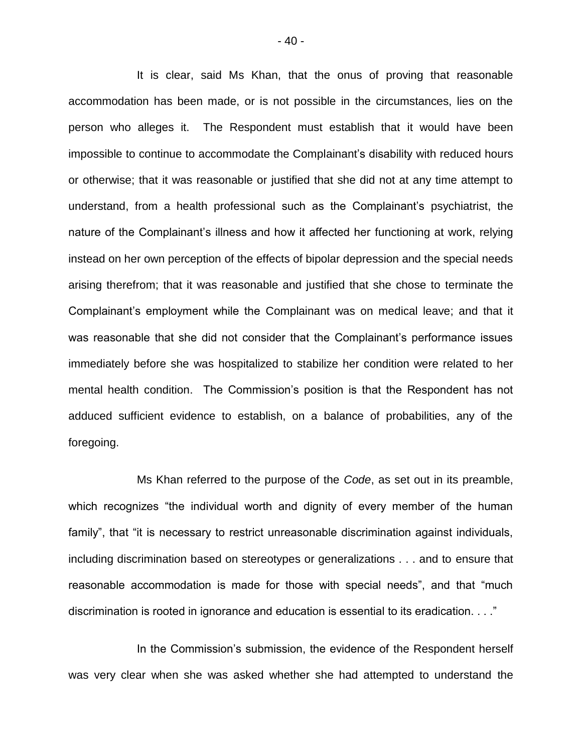It is clear, said Ms Khan, that the onus of proving that reasonable accommodation has been made, or is not possible in the circumstances, lies on the person who alleges it. The Respondent must establish that it would have been impossible to continue to accommodate the Complainant's disability with reduced hours or otherwise; that it was reasonable or justified that she did not at any time attempt to understand, from a health professional such as the Complainant's psychiatrist, the nature of the Complainant's illness and how it affected her functioning at work, relying instead on her own perception of the effects of bipolar depression and the special needs arising therefrom; that it was reasonable and justified that she chose to terminate the Complainant's employment while the Complainant was on medical leave; and that it was reasonable that she did not consider that the Complainant's performance issues immediately before she was hospitalized to stabilize her condition were related to her mental health condition. The Commission's position is that the Respondent has not adduced sufficient evidence to establish, on a balance of probabilities, any of the foregoing.

Ms Khan referred to the purpose of the *Code*, as set out in its preamble, which recognizes "the individual worth and dignity of every member of the human family", that "it is necessary to restrict unreasonable discrimination against individuals, including discrimination based on stereotypes or generalizations . . . and to ensure that reasonable accommodation is made for those with special needs", and that "much discrimination is rooted in ignorance and education is essential to its eradication. . . ."

In the Commission's submission, the evidence of the Respondent herself was very clear when she was asked whether she had attempted to understand the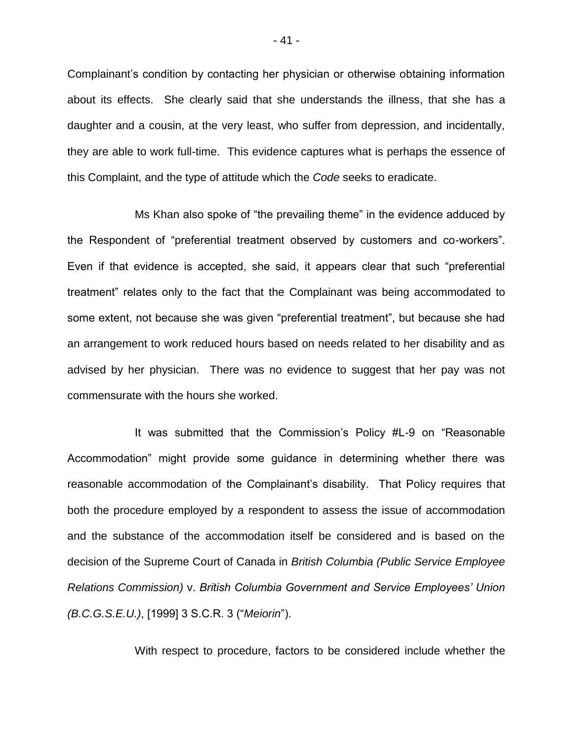Complainant's condition by contacting her physician or otherwise obtaining information about its effects. She clearly said that she understands the illness, that she has a daughter and a cousin, at the very least, who suffer from depression, and incidentally, they are able to work full-time. This evidence captures what is perhaps the essence of this Complaint, and the type of attitude which the *Code* seeks to eradicate.

Ms Khan also spoke of "the prevailing theme" in the evidence adduced by the Respondent of "preferential treatment observed by customers and co-workers". Even if that evidence is accepted, she said, it appears clear that such "preferential treatment" relates only to the fact that the Complainant was being accommodated to some extent, not because she was given "preferential treatment", but because she had an arrangement to work reduced hours based on needs related to her disability and as advised by her physician. There was no evidence to suggest that her pay was not commensurate with the hours she worked.

It was submitted that the Commission's Policy #L-9 on "Reasonable Accommodation" might provide some guidance in determining whether there was reasonable accommodation of the Complainant's disability. That Policy requires that both the procedure employed by a respondent to assess the issue of accommodation and the substance of the accommodation itself be considered and is based on the decision of the Supreme Court of Canada in *British Columbia (Public Service Employee Relations Commission)* v. *British Columbia Government and Service Employees' Union (B.C.G.S.E.U.)*, [1999] 3 S.C.R. 3 ("*Meiorin*").

With respect to procedure, factors to be considered include whether the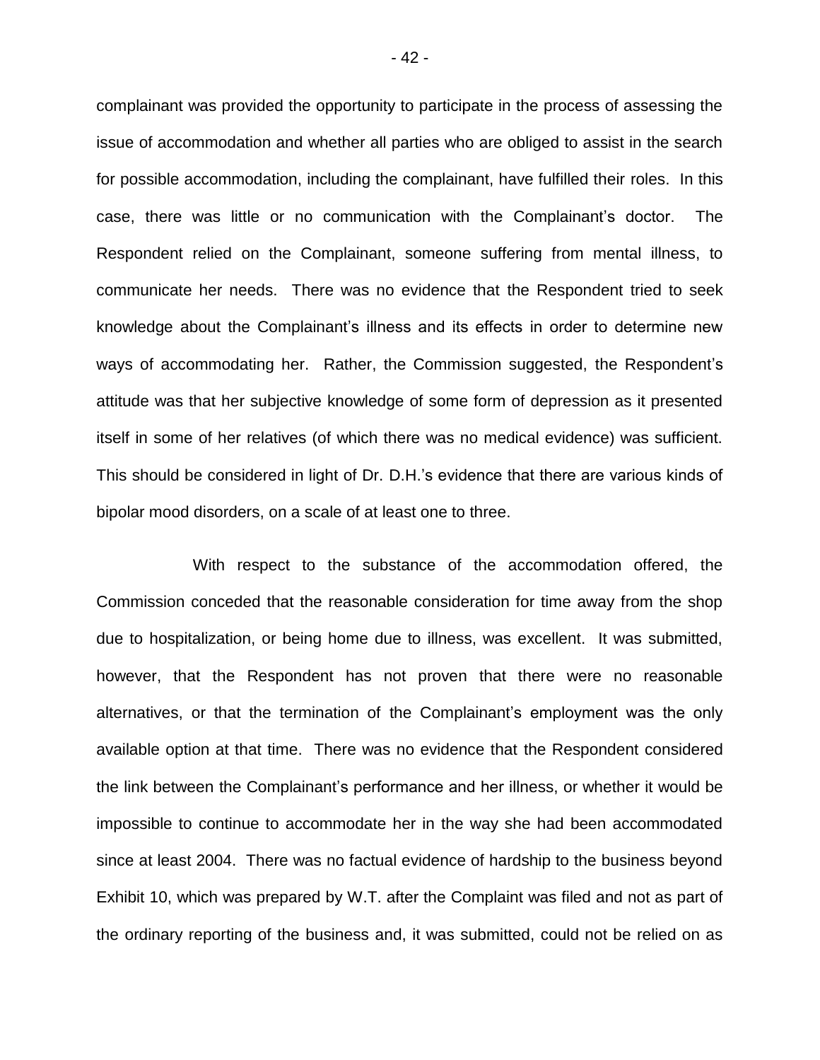complainant was provided the opportunity to participate in the process of assessing the issue of accommodation and whether all parties who are obliged to assist in the search for possible accommodation, including the complainant, have fulfilled their roles. In this case, there was little or no communication with the Complainant's doctor. The Respondent relied on the Complainant, someone suffering from mental illness, to communicate her needs. There was no evidence that the Respondent tried to seek knowledge about the Complainant's illness and its effects in order to determine new ways of accommodating her. Rather, the Commission suggested, the Respondent's attitude was that her subjective knowledge of some form of depression as it presented itself in some of her relatives (of which there was no medical evidence) was sufficient. This should be considered in light of Dr. D.H.'s evidence that there are various kinds of bipolar mood disorders, on a scale of at least one to three.

With respect to the substance of the accommodation offered, the Commission conceded that the reasonable consideration for time away from the shop due to hospitalization, or being home due to illness, was excellent. It was submitted, however, that the Respondent has not proven that there were no reasonable alternatives, or that the termination of the Complainant's employment was the only available option at that time. There was no evidence that the Respondent considered the link between the Complainant's performance and her illness, or whether it would be impossible to continue to accommodate her in the way she had been accommodated since at least 2004. There was no factual evidence of hardship to the business beyond Exhibit 10, which was prepared by W.T. after the Complaint was filed and not as part of the ordinary reporting of the business and, it was submitted, could not be relied on as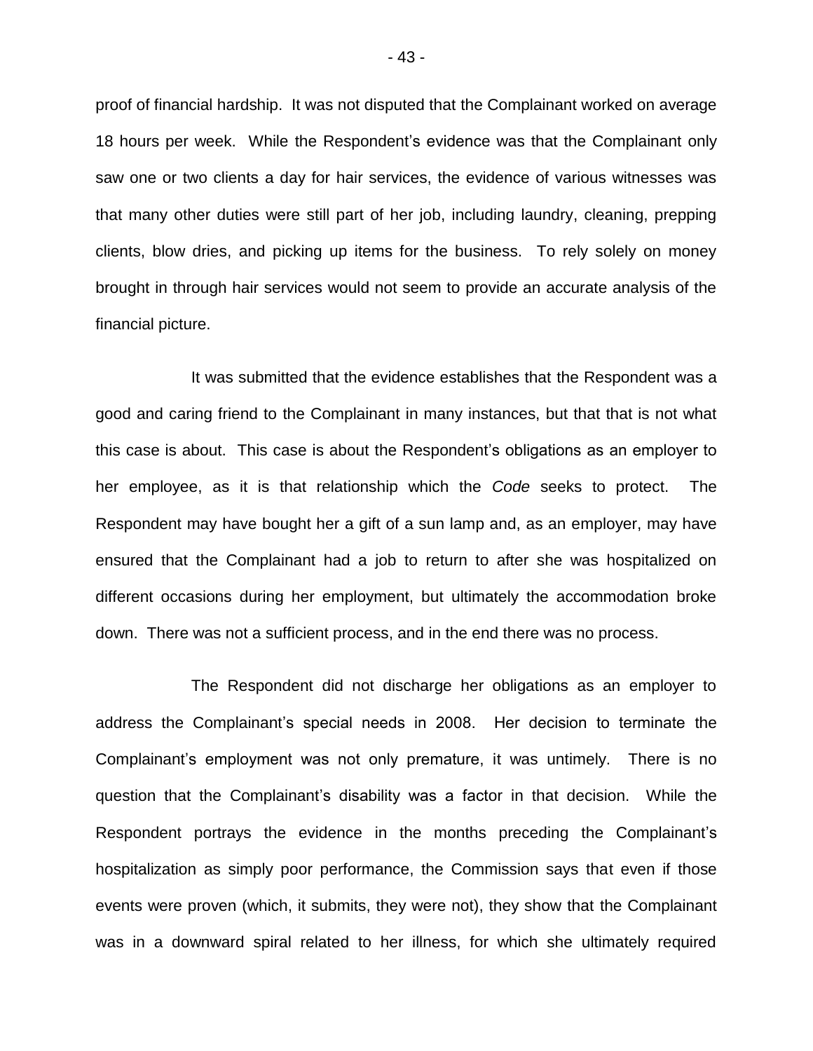proof of financial hardship. It was not disputed that the Complainant worked on average 18 hours per week. While the Respondent's evidence was that the Complainant only saw one or two clients a day for hair services, the evidence of various witnesses was that many other duties were still part of her job, including laundry, cleaning, prepping clients, blow dries, and picking up items for the business. To rely solely on money brought in through hair services would not seem to provide an accurate analysis of the financial picture.

It was submitted that the evidence establishes that the Respondent was a good and caring friend to the Complainant in many instances, but that that is not what this case is about. This case is about the Respondent's obligations as an employer to her employee, as it is that relationship which the *Code* seeks to protect. The Respondent may have bought her a gift of a sun lamp and, as an employer, may have ensured that the Complainant had a job to return to after she was hospitalized on different occasions during her employment, but ultimately the accommodation broke down. There was not a sufficient process, and in the end there was no process.

The Respondent did not discharge her obligations as an employer to address the Complainant's special needs in 2008. Her decision to terminate the Complainant's employment was not only premature, it was untimely. There is no question that the Complainant's disability was a factor in that decision. While the Respondent portrays the evidence in the months preceding the Complainant's hospitalization as simply poor performance, the Commission says that even if those events were proven (which, it submits, they were not), they show that the Complainant was in a downward spiral related to her illness, for which she ultimately required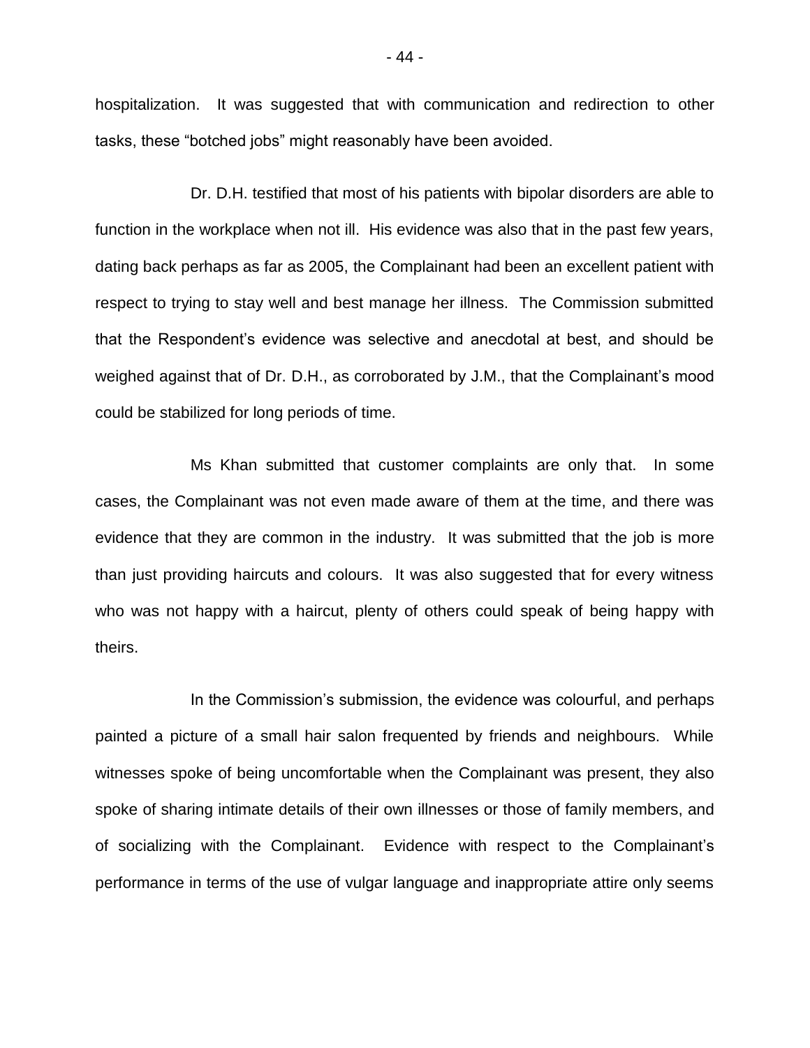hospitalization. It was suggested that with communication and redirection to other tasks, these "botched jobs" might reasonably have been avoided.

Dr. D.H. testified that most of his patients with bipolar disorders are able to function in the workplace when not ill. His evidence was also that in the past few years, dating back perhaps as far as 2005, the Complainant had been an excellent patient with respect to trying to stay well and best manage her illness. The Commission submitted that the Respondent's evidence was selective and anecdotal at best, and should be weighed against that of Dr. D.H., as corroborated by J.M., that the Complainant's mood could be stabilized for long periods of time.

Ms Khan submitted that customer complaints are only that. In some cases, the Complainant was not even made aware of them at the time, and there was evidence that they are common in the industry. It was submitted that the job is more than just providing haircuts and colours. It was also suggested that for every witness who was not happy with a haircut, plenty of others could speak of being happy with theirs.

In the Commission's submission, the evidence was colourful, and perhaps painted a picture of a small hair salon frequented by friends and neighbours. While witnesses spoke of being uncomfortable when the Complainant was present, they also spoke of sharing intimate details of their own illnesses or those of family members, and of socializing with the Complainant. Evidence with respect to the Complainant's performance in terms of the use of vulgar language and inappropriate attire only seems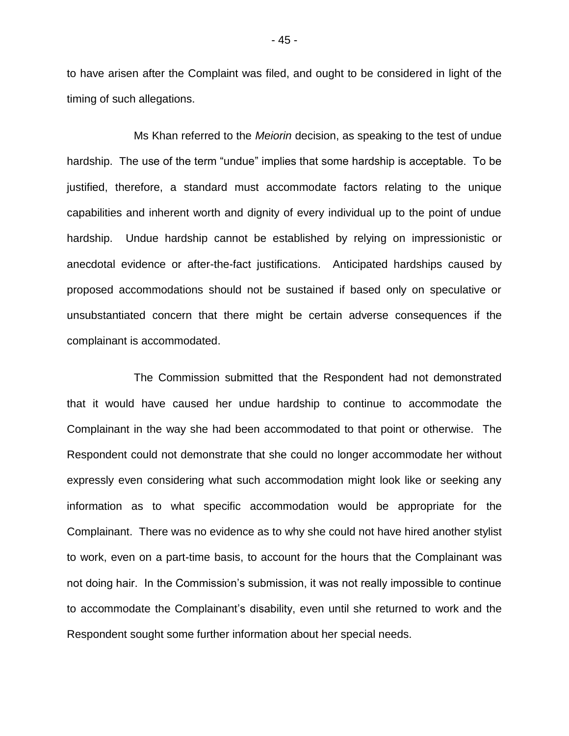to have arisen after the Complaint was filed, and ought to be considered in light of the timing of such allegations.

Ms Khan referred to the *Meiorin* decision, as speaking to the test of undue hardship. The use of the term "undue" implies that some hardship is acceptable. To be justified, therefore, a standard must accommodate factors relating to the unique capabilities and inherent worth and dignity of every individual up to the point of undue hardship. Undue hardship cannot be established by relying on impressionistic or anecdotal evidence or after-the-fact justifications. Anticipated hardships caused by proposed accommodations should not be sustained if based only on speculative or unsubstantiated concern that there might be certain adverse consequences if the complainant is accommodated.

The Commission submitted that the Respondent had not demonstrated that it would have caused her undue hardship to continue to accommodate the Complainant in the way she had been accommodated to that point or otherwise. The Respondent could not demonstrate that she could no longer accommodate her without expressly even considering what such accommodation might look like or seeking any information as to what specific accommodation would be appropriate for the Complainant. There was no evidence as to why she could not have hired another stylist to work, even on a part-time basis, to account for the hours that the Complainant was not doing hair. In the Commission's submission, it was not really impossible to continue to accommodate the Complainant's disability, even until she returned to work and the Respondent sought some further information about her special needs.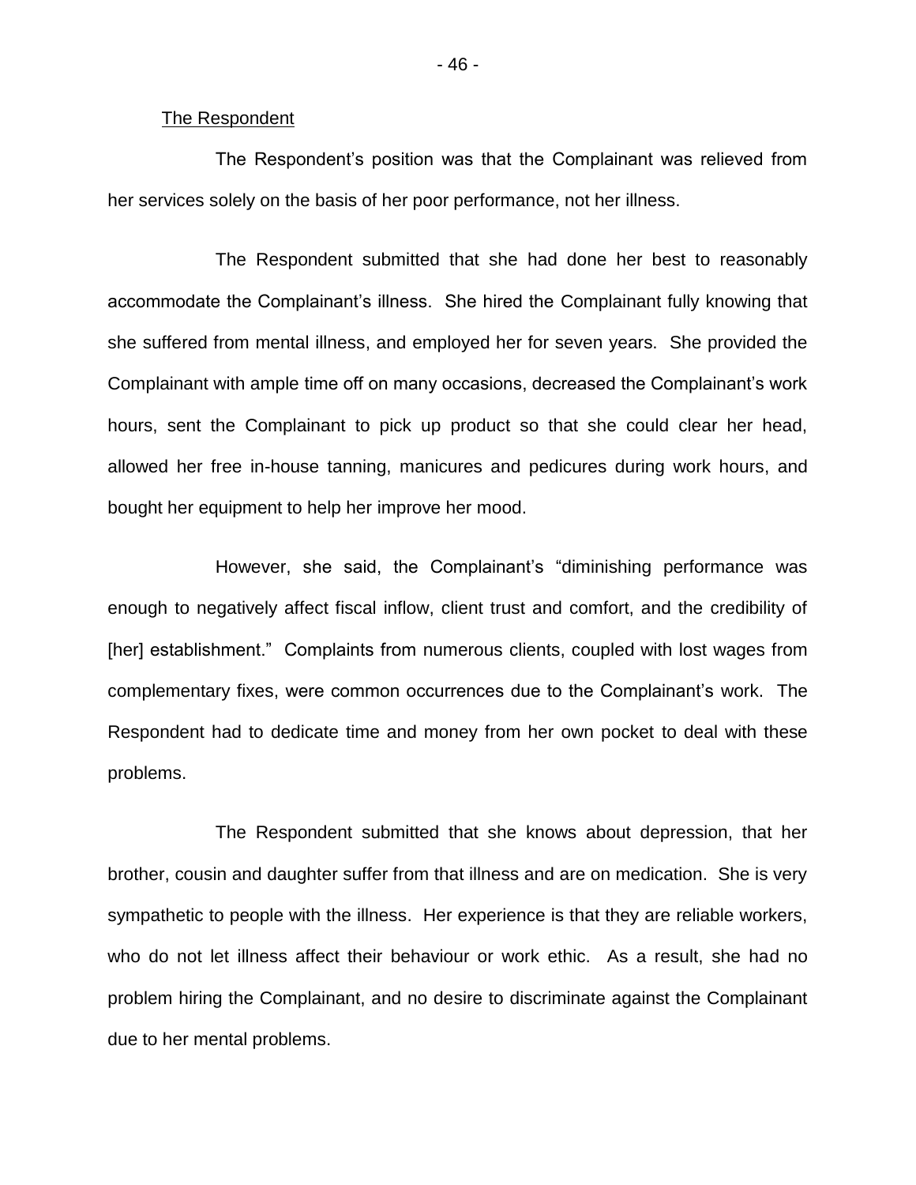The Respondent

The Respondent's position was that the Complainant was relieved from her services solely on the basis of her poor performance, not her illness.

The Respondent submitted that she had done her best to reasonably accommodate the Complainant's illness. She hired the Complainant fully knowing that she suffered from mental illness, and employed her for seven years. She provided the Complainant with ample time off on many occasions, decreased the Complainant's work hours, sent the Complainant to pick up product so that she could clear her head, allowed her free in-house tanning, manicures and pedicures during work hours, and bought her equipment to help her improve her mood.

However, she said, the Complainant's "diminishing performance was enough to negatively affect fiscal inflow, client trust and comfort, and the credibility of [her] establishment." Complaints from numerous clients, coupled with lost wages from complementary fixes, were common occurrences due to the Complainant's work. The Respondent had to dedicate time and money from her own pocket to deal with these problems.

The Respondent submitted that she knows about depression, that her brother, cousin and daughter suffer from that illness and are on medication. She is very sympathetic to people with the illness. Her experience is that they are reliable workers, who do not let illness affect their behaviour or work ethic. As a result, she had no problem hiring the Complainant, and no desire to discriminate against the Complainant due to her mental problems.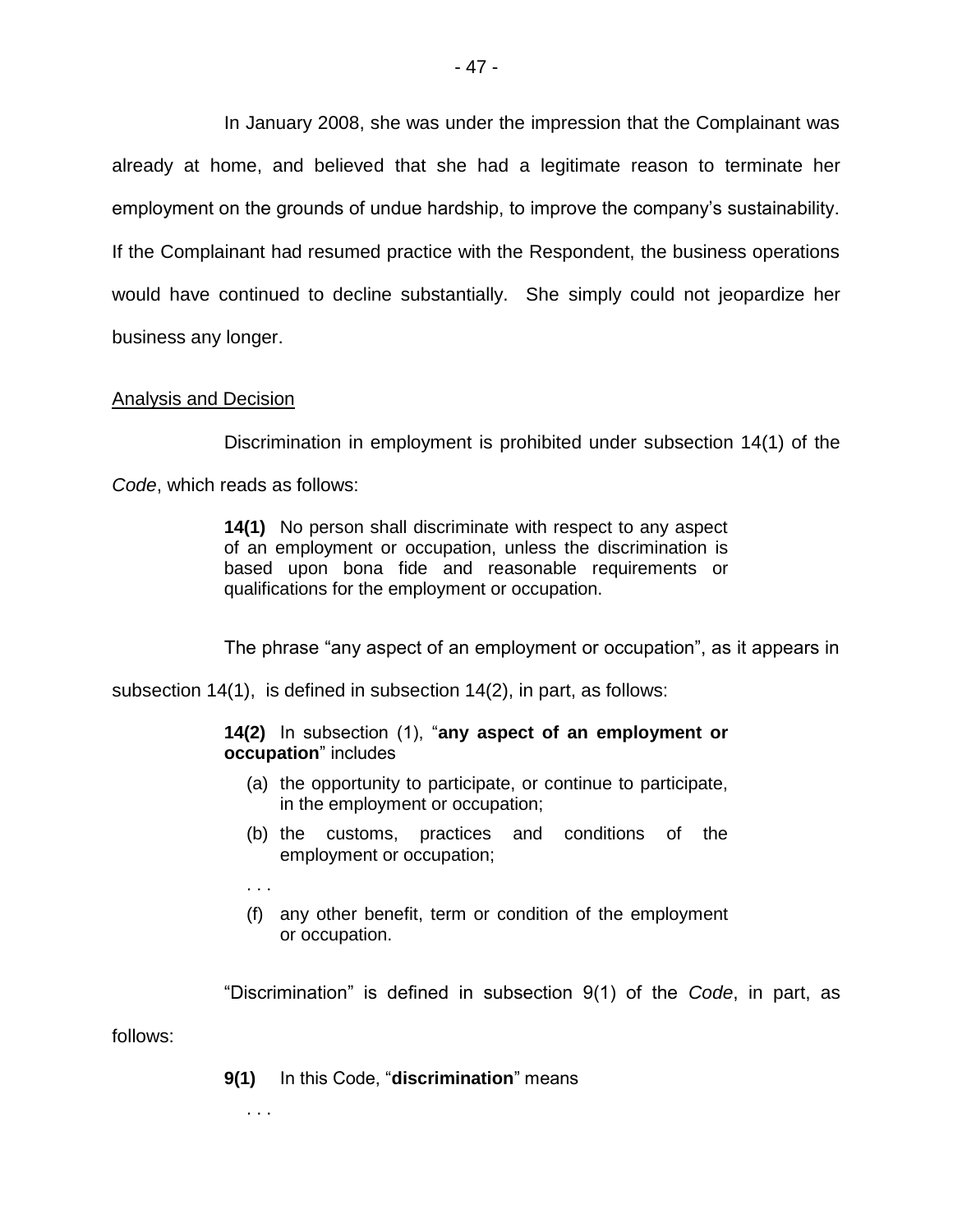In January 2008, she was under the impression that the Complainant was already at home, and believed that she had a legitimate reason to terminate her employment on the grounds of undue hardship, to improve the company's sustainability. If the Complainant had resumed practice with the Respondent, the business operations would have continued to decline substantially. She simply could not jeopardize her business any longer.

<u>Analysis and Decision</u>

Discrimination in employment is prohibited under subsection 14(1) of the *Code*, which reads as follows:

> **14(1)** No person shall discriminate with respect to any aspect of an employment or occupation, unless the discrimination is based upon bona fide and reasonable requirements or qualifications for the employment or occupation.

The phrase "any aspect of an employment or occupation", as it appears in subsection 14(1), is defined in subsection 14(2), in part, as follows:

> **14(2)** In subsection (1), "**any aspect of an employment or occupation**" includes
>
> (a) the opportunity to participate, or continue to participate, in the employment or occupation;
>
> (b) the customs, practices and conditions of the employment or occupation;
>
> . . .
>
> (f) any other benefit, term or condition of the employment or occupation.

"Discrimination" is defined in subsection 9(1) of the *Code*, in part, as follows:

> **9(1)** In this Code, "**discrimination**" means
>
> . . .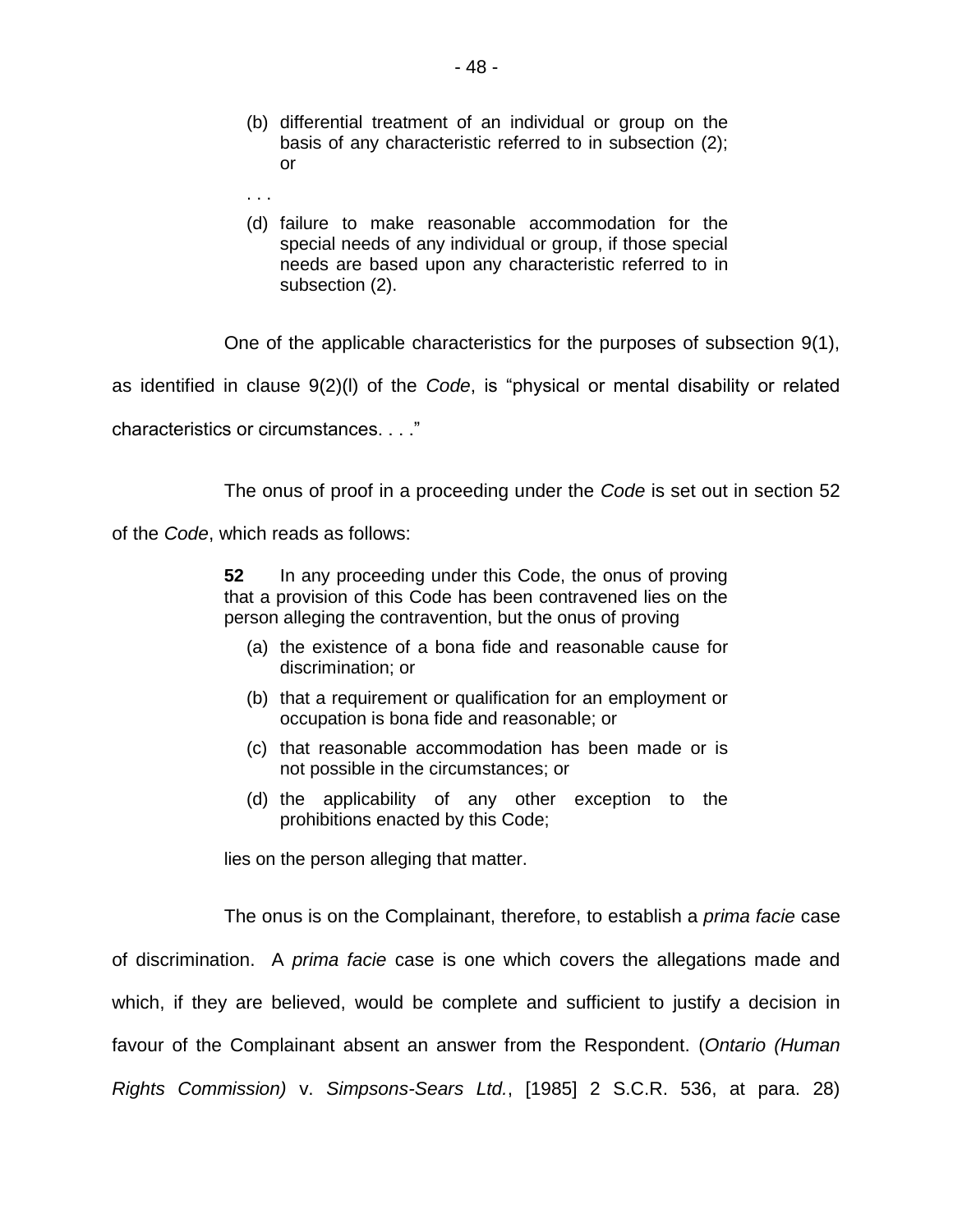> (b) differential treatment of an individual or group on the basis of any characteristic referred to in subsection (2); or
>
> . . .
>
> (d) failure to make reasonable accommodation for the special needs of any individual or group, if those special needs are based upon any characteristic referred to in subsection (2).

One of the applicable characteristics for the purposes of subsection 9(1), as identified in clause 9(2)(l) of the *Code*, is "physical or mental disability or related characteristics or circumstances. . . ."

The onus of proof in a proceeding under the *Code* is set out in section 52 of the *Code*, which reads as follows:

> **52** In any proceeding under this Code, the onus of proving that a provision of this Code has been contravened lies on the person alleging the contravention, but the onus of proving
>
> (a) the existence of a bona fide and reasonable cause for discrimination; or
>
> (b) that a requirement or qualification for an employment or occupation is bona fide and reasonable; or
>
> (c) that reasonable accommodation has been made or is not possible in the circumstances; or
>
> (d) the applicability of any other exception to the prohibitions enacted by this Code;
>
> lies on the person alleging that matter.

The onus is on the Complainant, therefore, to establish a *prima facie* case of discrimination. A *prima facie* case is one which covers the allegations made and which, if they are believed, would be complete and sufficient to justify a decision in favour of the Complainant absent an answer from the Respondent. (*Ontario (Human Rights Commission)* v. *Simpsons-Sears Ltd.*, [1985] 2 S.C.R. 536, at para. 28)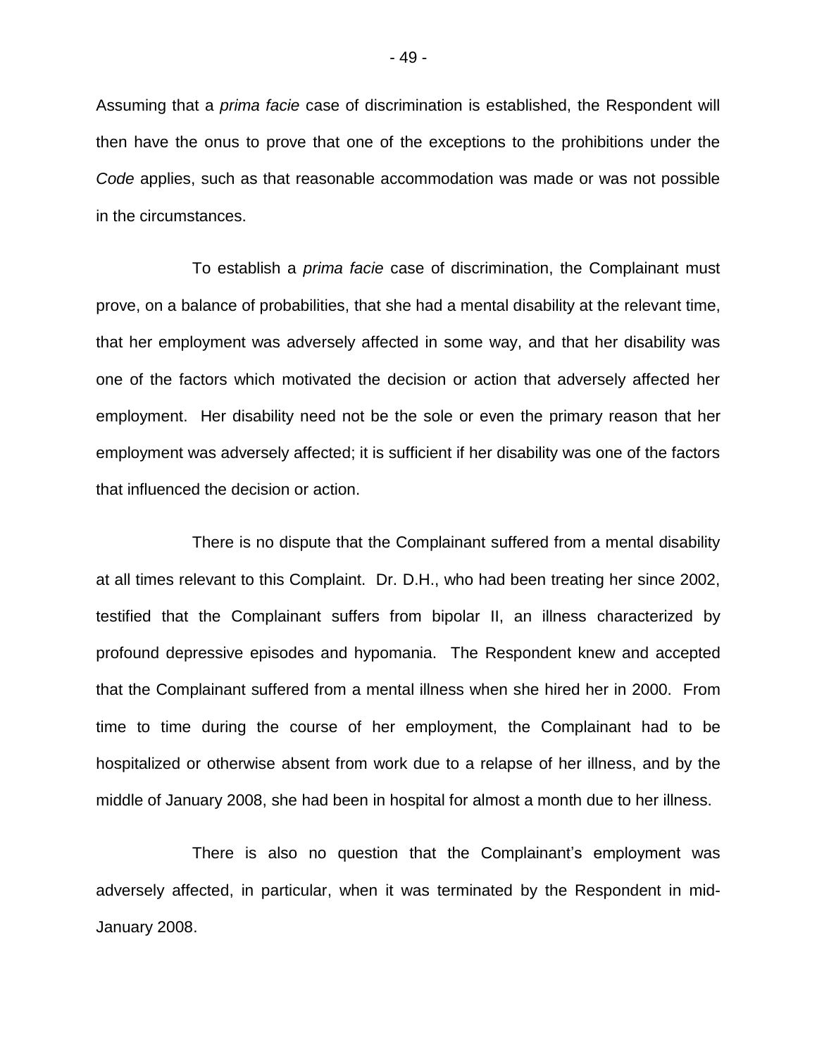Assuming that a *prima facie* case of discrimination is established, the Respondent will then have the onus to prove that one of the exceptions to the prohibitions under the *Code* applies, such as that reasonable accommodation was made or was not possible in the circumstances.

To establish a *prima facie* case of discrimination, the Complainant must prove, on a balance of probabilities, that she had a mental disability at the relevant time, that her employment was adversely affected in some way, and that her disability was one of the factors which motivated the decision or action that adversely affected her employment. Her disability need not be the sole or even the primary reason that her employment was adversely affected; it is sufficient if her disability was one of the factors that influenced the decision or action.

There is no dispute that the Complainant suffered from a mental disability at all times relevant to this Complaint. Dr. D.H., who had been treating her since 2002, testified that the Complainant suffers from bipolar II, an illness characterized by profound depressive episodes and hypomania. The Respondent knew and accepted that the Complainant suffered from a mental illness when she hired her in 2000. From time to time during the course of her employment, the Complainant had to be hospitalized or otherwise absent from work due to a relapse of her illness, and by the middle of January 2008, she had been in hospital for almost a month due to her illness.

There is also no question that the Complainant's employment was adversely affected, in particular, when it was terminated by the Respondent in mid-January 2008.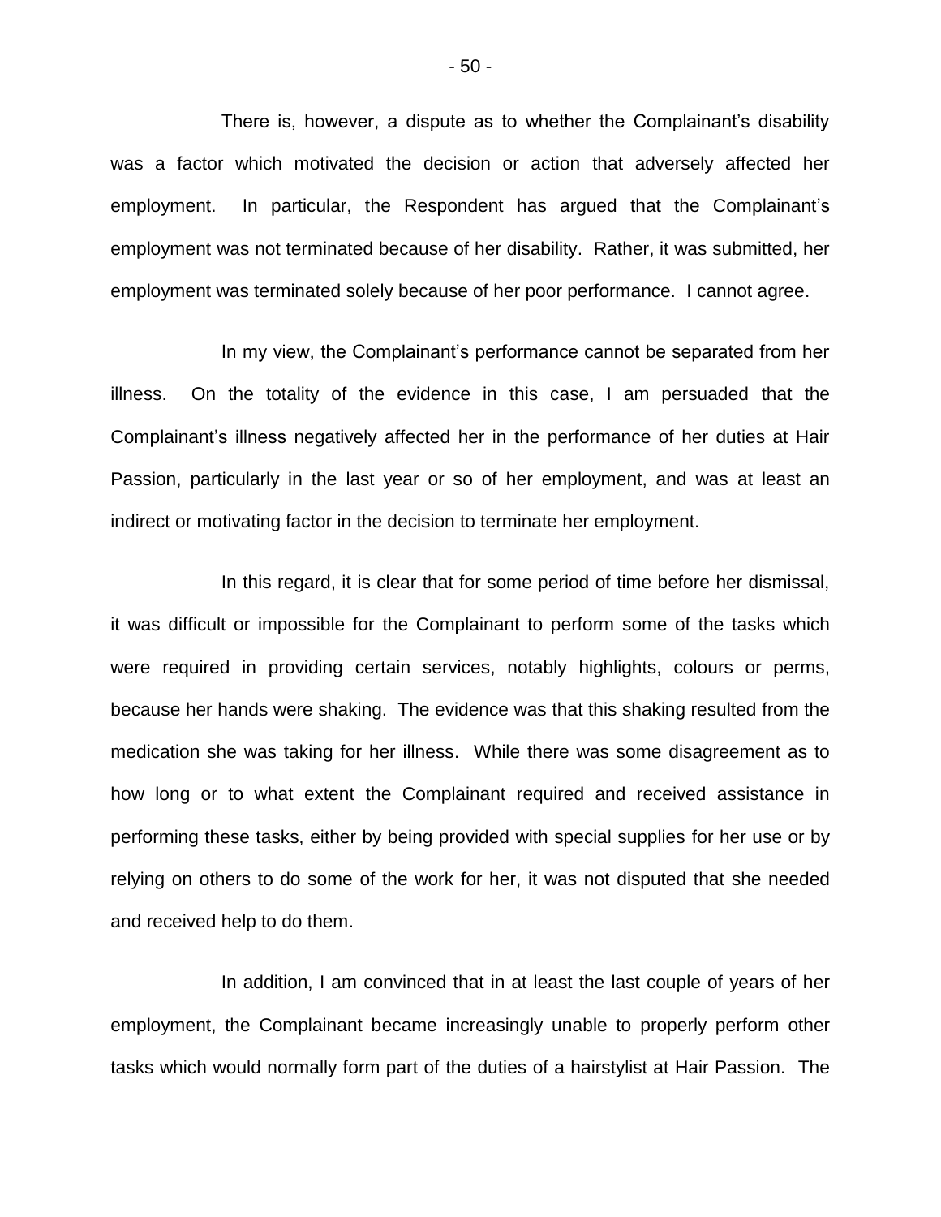There is, however, a dispute as to whether the Complainant's disability was a factor which motivated the decision or action that adversely affected her employment. In particular, the Respondent has argued that the Complainant's employment was not terminated because of her disability. Rather, it was submitted, her employment was terminated solely because of her poor performance. I cannot agree.

In my view, the Complainant's performance cannot be separated from her illness. On the totality of the evidence in this case, I am persuaded that the Complainant's illness negatively affected her in the performance of her duties at Hair Passion, particularly in the last year or so of her employment, and was at least an indirect or motivating factor in the decision to terminate her employment.

In this regard, it is clear that for some period of time before her dismissal, it was difficult or impossible for the Complainant to perform some of the tasks which were required in providing certain services, notably highlights, colours or perms, because her hands were shaking. The evidence was that this shaking resulted from the medication she was taking for her illness. While there was some disagreement as to how long or to what extent the Complainant required and received assistance in performing these tasks, either by being provided with special supplies for her use or by relying on others to do some of the work for her, it was not disputed that she needed and received help to do them.

In addition, I am convinced that in at least the last couple of years of her employment, the Complainant became increasingly unable to properly perform other tasks which would normally form part of the duties of a hairstylist at Hair Passion. The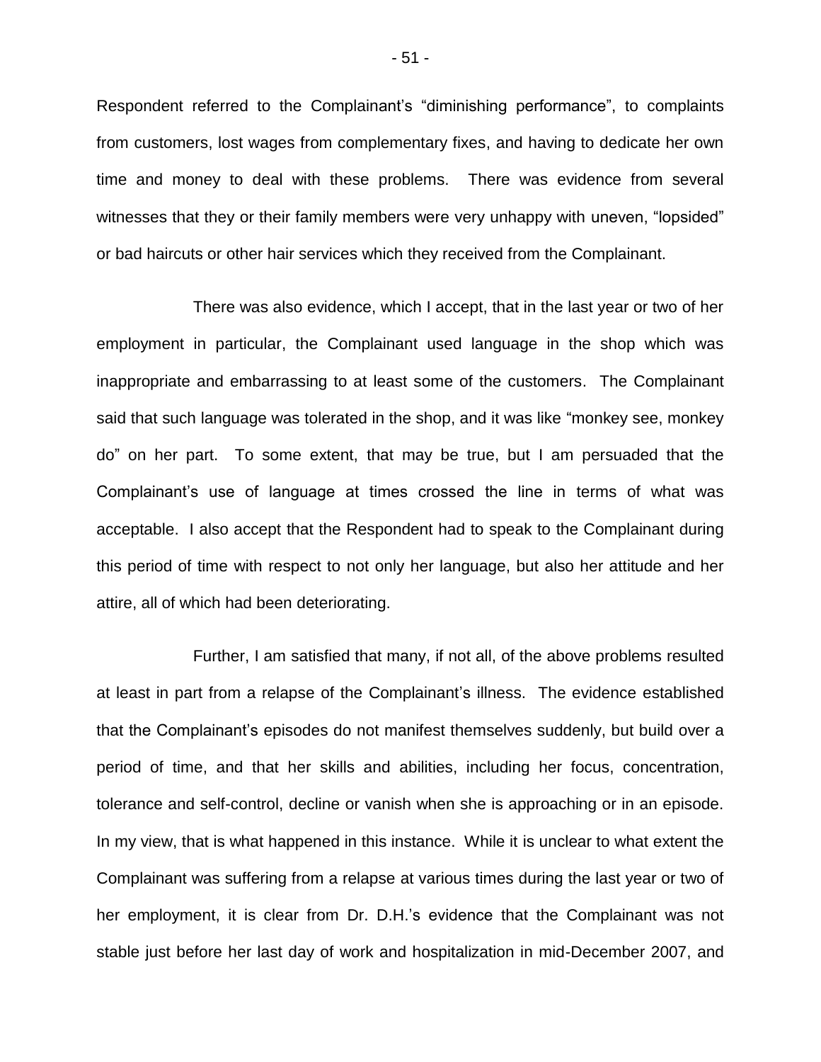Respondent referred to the Complainant's "diminishing performance", to complaints from customers, lost wages from complementary fixes, and having to dedicate her own time and money to deal with these problems. There was evidence from several witnesses that they or their family members were very unhappy with uneven, "lopsided" or bad haircuts or other hair services which they received from the Complainant.

There was also evidence, which I accept, that in the last year or two of her employment in particular, the Complainant used language in the shop which was inappropriate and embarrassing to at least some of the customers. The Complainant said that such language was tolerated in the shop, and it was like "monkey see, monkey do" on her part. To some extent, that may be true, but I am persuaded that the Complainant's use of language at times crossed the line in terms of what was acceptable. I also accept that the Respondent had to speak to the Complainant during this period of time with respect to not only her language, but also her attitude and her attire, all of which had been deteriorating.

Further, I am satisfied that many, if not all, of the above problems resulted at least in part from a relapse of the Complainant's illness. The evidence established that the Complainant's episodes do not manifest themselves suddenly, but build over a period of time, and that her skills and abilities, including her focus, concentration, tolerance and self-control, decline or vanish when she is approaching or in an episode. In my view, that is what happened in this instance. While it is unclear to what extent the Complainant was suffering from a relapse at various times during the last year or two of her employment, it is clear from Dr. D.H.'s evidence that the Complainant was not stable just before her last day of work and hospitalization in mid-December 2007, and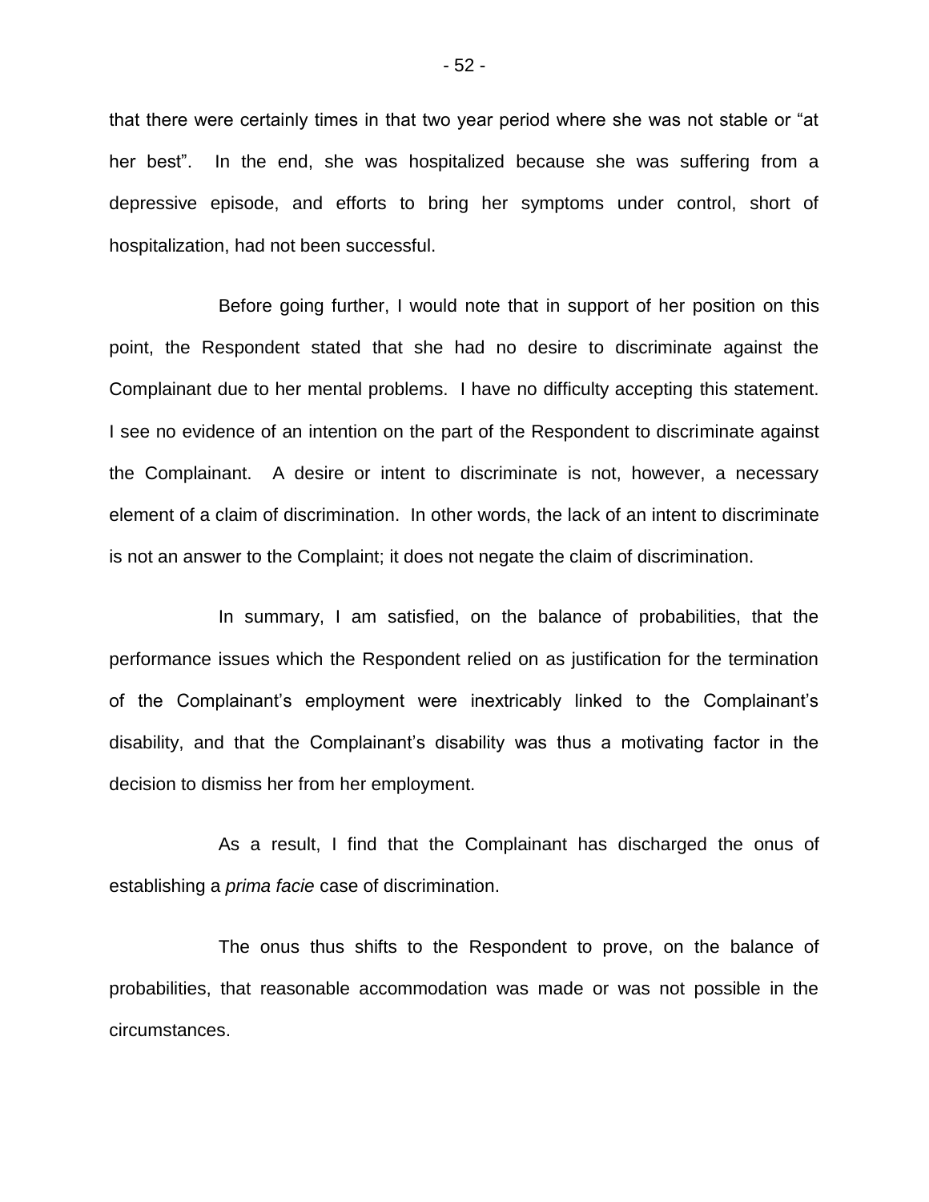that there were certainly times in that two year period where she was not stable or "at her best". In the end, she was hospitalized because she was suffering from a depressive episode, and efforts to bring her symptoms under control, short of hospitalization, had not been successful.

Before going further, I would note that in support of her position on this point, the Respondent stated that she had no desire to discriminate against the Complainant due to her mental problems. I have no difficulty accepting this statement. I see no evidence of an intention on the part of the Respondent to discriminate against the Complainant. A desire or intent to discriminate is not, however, a necessary element of a claim of discrimination. In other words, the lack of an intent to discriminate is not an answer to the Complaint; it does not negate the claim of discrimination.

In summary, I am satisfied, on the balance of probabilities, that the performance issues which the Respondent relied on as justification for the termination of the Complainant's employment were inextricably linked to the Complainant's disability, and that the Complainant's disability was thus a motivating factor in the decision to dismiss her from her employment.

As a result, I find that the Complainant has discharged the onus of establishing a *prima facie* case of discrimination.

The onus thus shifts to the Respondent to prove, on the balance of probabilities, that reasonable accommodation was made or was not possible in the circumstances.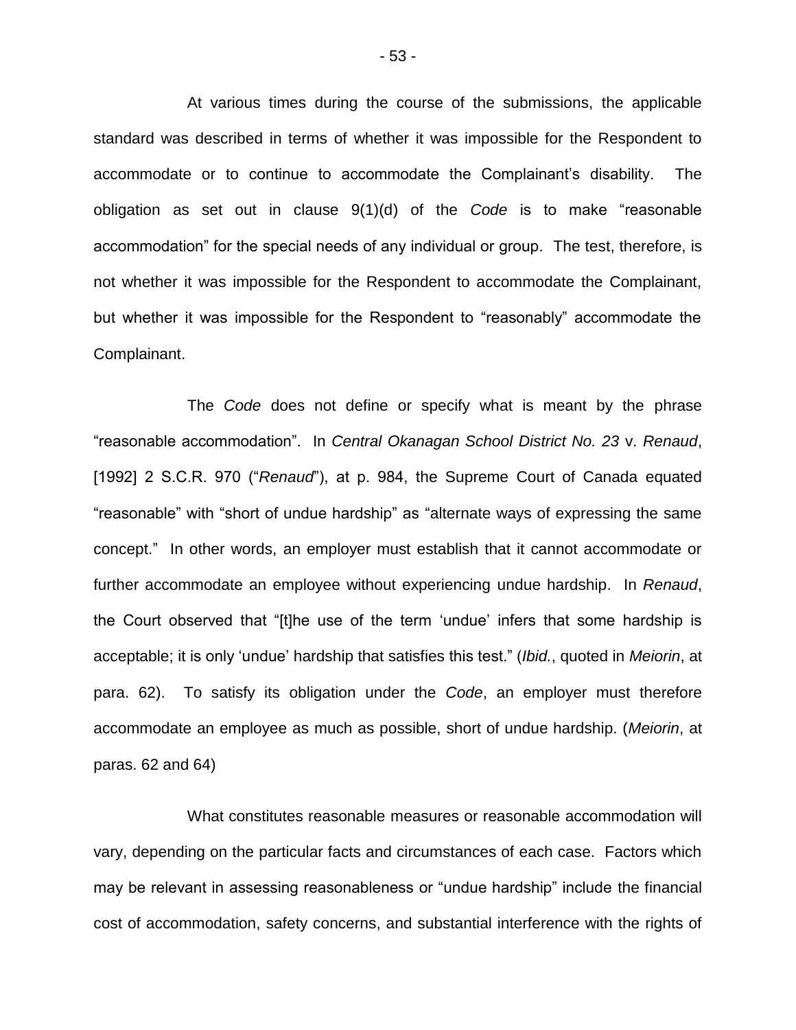At various times during the course of the submissions, the applicable standard was described in terms of whether it was impossible for the Respondent to accommodate or to continue to accommodate the Complainant's disability. The obligation as set out in clause 9(1)(d) of the *Code* is to make "reasonable accommodation" for the special needs of any individual or group. The test, therefore, is not whether it was impossible for the Respondent to accommodate the Complainant, but whether it was impossible for the Respondent to "reasonably" accommodate the Complainant.

The *Code* does not define or specify what is meant by the phrase "reasonable accommodation". In *Central Okanagan School District No. 23* v. *Renaud*, [1992] 2 S.C.R. 970 ("*Renaud*"), at p. 984, the Supreme Court of Canada equated "reasonable" with "short of undue hardship" as "alternate ways of expressing the same concept." In other words, an employer must establish that it cannot accommodate or further accommodate an employee without experiencing undue hardship. In *Renaud*, the Court observed that "[t]he use of the term 'undue' infers that some hardship is acceptable; it is only 'undue' hardship that satisfies this test." (*Ibid.*, quoted in *Meiorin*, at para. 62). To satisfy its obligation under the *Code*, an employer must therefore accommodate an employee as much as possible, short of undue hardship. (*Meiorin*, at paras. 62 and 64)

What constitutes reasonable measures or reasonable accommodation will vary, depending on the particular facts and circumstances of each case. Factors which may be relevant in assessing reasonableness or "undue hardship" include the financial cost of accommodation, safety concerns, and substantial interference with the rights of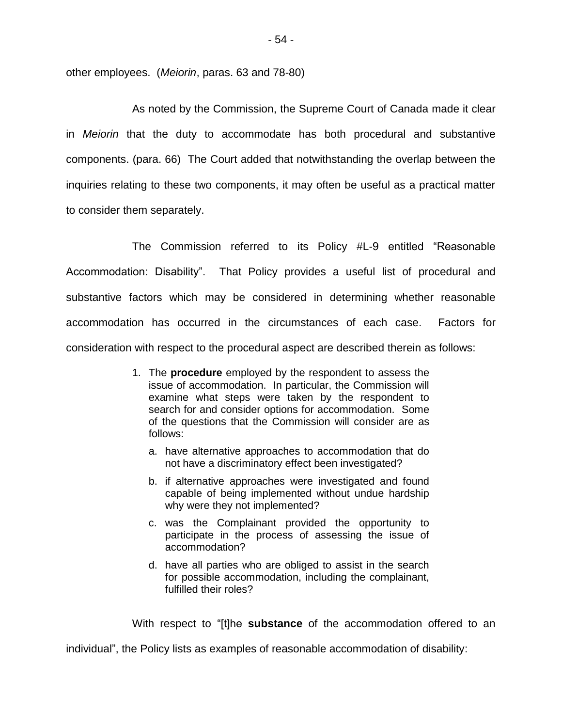other employees. (*Meiorin*, paras. 63 and 78-80)

As noted by the Commission, the Supreme Court of Canada made it clear in *Meiorin* that the duty to accommodate has both procedural and substantive components. (para. 66) The Court added that notwithstanding the overlap between the inquiries relating to these two components, it may often be useful as a practical matter to consider them separately.

The Commission referred to its Policy #L-9 entitled "Reasonable Accommodation: Disability". That Policy provides a useful list of procedural and substantive factors which may be considered in determining whether reasonable accommodation has occurred in the circumstances of each case. Factors for consideration with respect to the procedural aspect are described therein as follows:

> 1. The **procedure** employed by the respondent to assess the issue of accommodation. In particular, the Commission will examine what steps were taken by the respondent to search for and consider options for accommodation. Some of the questions that the Commission will consider are as follows:
>    a. have alternative approaches to accommodation that do not have a discriminatory effect been investigated?
>    b. if alternative approaches were investigated and found capable of being implemented without undue hardship why were they not implemented?
>    c. was the Complainant provided the opportunity to participate in the process of assessing the issue of accommodation?
>    d. have all parties who are obliged to assist in the search for possible accommodation, including the complainant, fulfilled their roles?

With respect to "[t]he **substance** of the accommodation offered to an individual", the Policy lists as examples of reasonable accommodation of disability: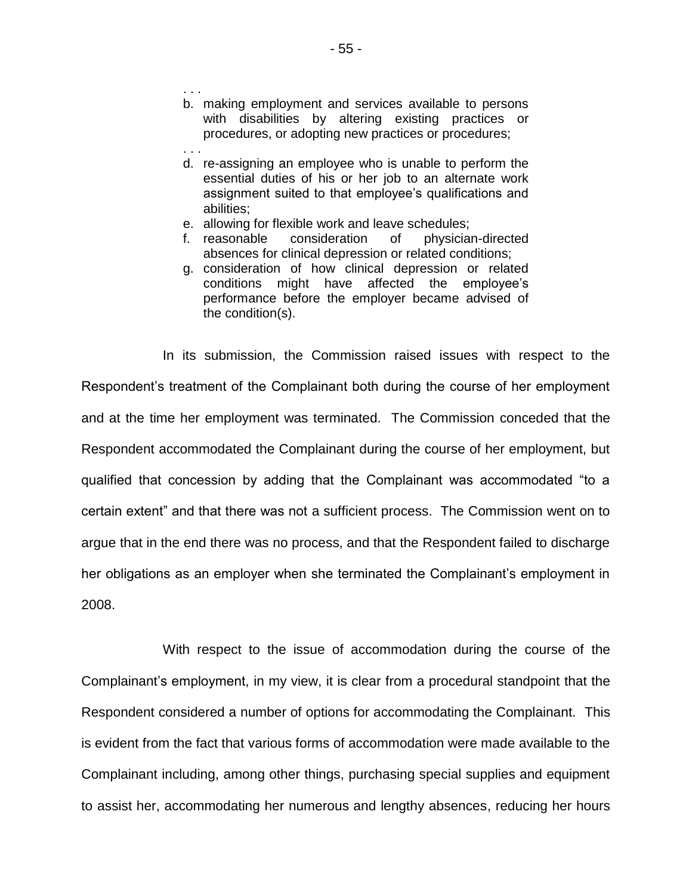. . .

b. making employment and services available to persons with disabilities by altering existing practices or procedures, or adopting new practices or procedures;

. . .

d. re-assigning an employee who is unable to perform the essential duties of his or her job to an alternate work assignment suited to that employee's qualifications and abilities;
e. allowing for flexible work and leave schedules;
f. reasonable consideration of physician-directed absences for clinical depression or related conditions;
g. consideration of how clinical depression or related conditions might have affected the employee's performance before the employer became advised of the condition(s).

In its submission, the Commission raised issues with respect to the Respondent's treatment of the Complainant both during the course of her employment and at the time her employment was terminated. The Commission conceded that the Respondent accommodated the Complainant during the course of her employment, but qualified that concession by adding that the Complainant was accommodated "to a certain extent" and that there was not a sufficient process. The Commission went on to argue that in the end there was no process, and that the Respondent failed to discharge her obligations as an employer when she terminated the Complainant's employment in 2008.

With respect to the issue of accommodation during the course of the Complainant's employment, in my view, it is clear from a procedural standpoint that the Respondent considered a number of options for accommodating the Complainant. This is evident from the fact that various forms of accommodation were made available to the Complainant including, among other things, purchasing special supplies and equipment to assist her, accommodating her numerous and lengthy absences, reducing her hours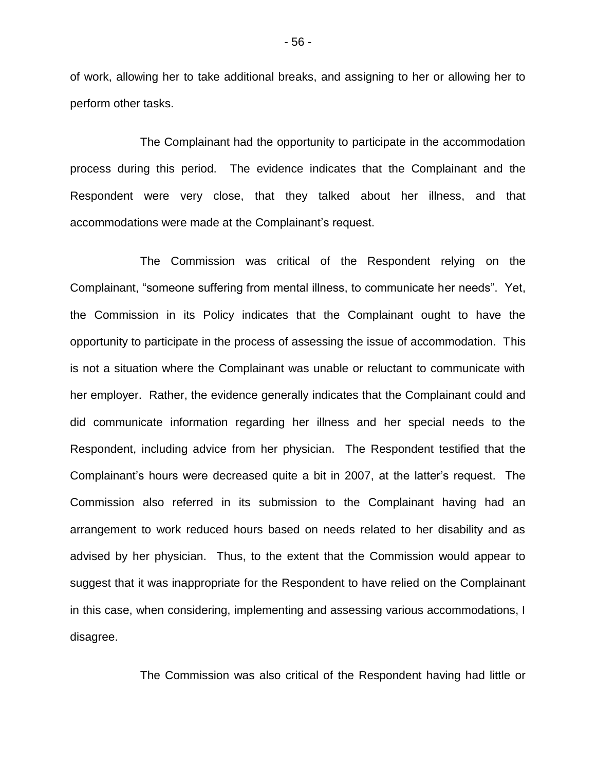of work, allowing her to take additional breaks, and assigning to her or allowing her to perform other tasks.

The Complainant had the opportunity to participate in the accommodation process during this period. The evidence indicates that the Complainant and the Respondent were very close, that they talked about her illness, and that accommodations were made at the Complainant's request.

The Commission was critical of the Respondent relying on the Complainant, "someone suffering from mental illness, to communicate her needs". Yet, the Commission in its Policy indicates that the Complainant ought to have the opportunity to participate in the process of assessing the issue of accommodation. This is not a situation where the Complainant was unable or reluctant to communicate with her employer. Rather, the evidence generally indicates that the Complainant could and did communicate information regarding her illness and her special needs to the Respondent, including advice from her physician. The Respondent testified that the Complainant's hours were decreased quite a bit in 2007, at the latter's request. The Commission also referred in its submission to the Complainant having had an arrangement to work reduced hours based on needs related to her disability and as advised by her physician. Thus, to the extent that the Commission would appear to suggest that it was inappropriate for the Respondent to have relied on the Complainant in this case, when considering, implementing and assessing various accommodations, I disagree.

The Commission was also critical of the Respondent having had little or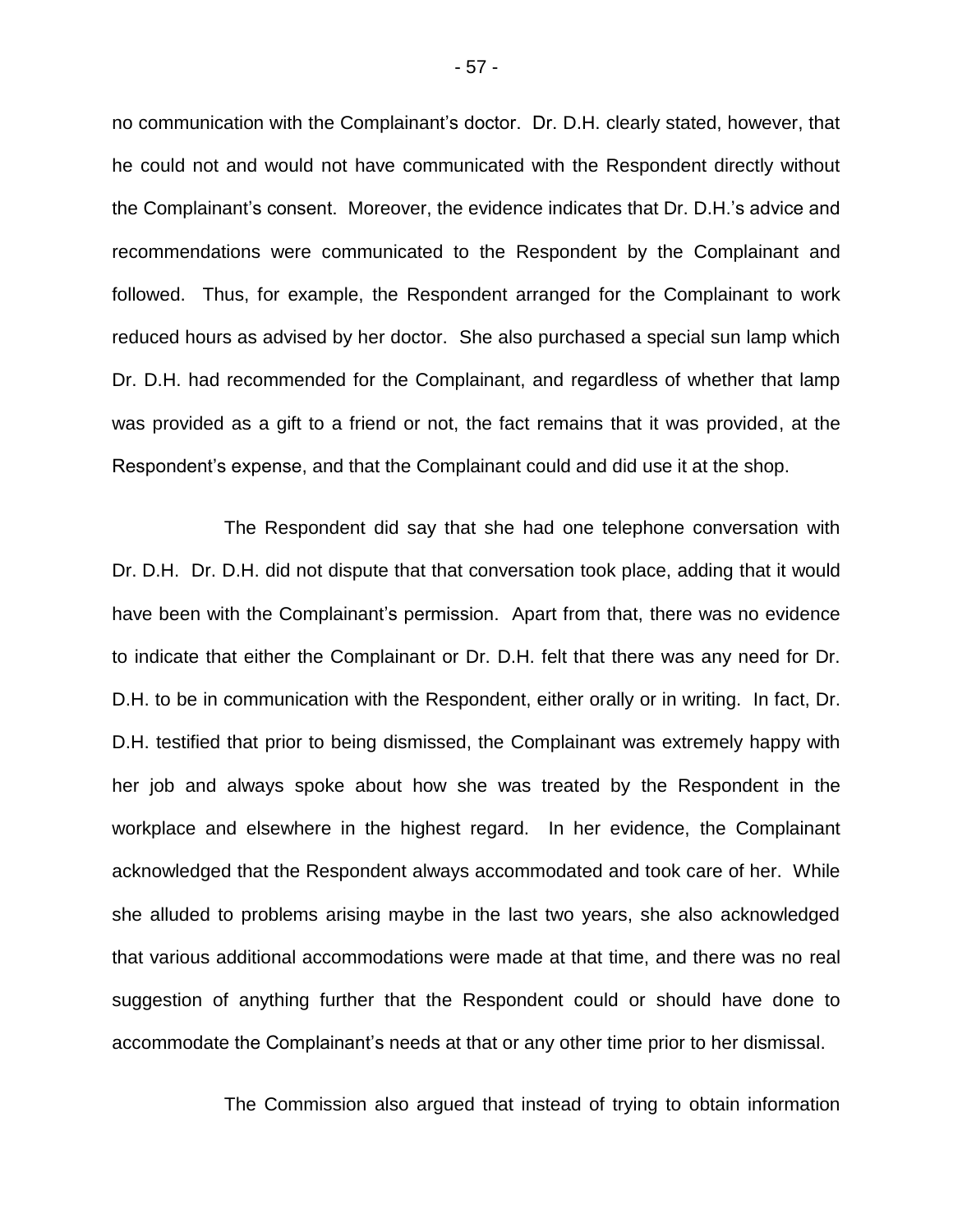no communication with the Complainant's doctor. Dr. D.H. clearly stated, however, that he could not and would not have communicated with the Respondent directly without the Complainant's consent. Moreover, the evidence indicates that Dr. D.H.'s advice and recommendations were communicated to the Respondent by the Complainant and followed. Thus, for example, the Respondent arranged for the Complainant to work reduced hours as advised by her doctor. She also purchased a special sun lamp which Dr. D.H. had recommended for the Complainant, and regardless of whether that lamp was provided as a gift to a friend or not, the fact remains that it was provided, at the Respondent's expense, and that the Complainant could and did use it at the shop.

The Respondent did say that she had one telephone conversation with Dr. D.H. Dr. D.H. did not dispute that that conversation took place, adding that it would have been with the Complainant's permission. Apart from that, there was no evidence to indicate that either the Complainant or Dr. D.H. felt that there was any need for Dr. D.H. to be in communication with the Respondent, either orally or in writing. In fact, Dr. D.H. testified that prior to being dismissed, the Complainant was extremely happy with her job and always spoke about how she was treated by the Respondent in the workplace and elsewhere in the highest regard. In her evidence, the Complainant acknowledged that the Respondent always accommodated and took care of her. While she alluded to problems arising maybe in the last two years, she also acknowledged that various additional accommodations were made at that time, and there was no real suggestion of anything further that the Respondent could or should have done to accommodate the Complainant's needs at that or any other time prior to her dismissal.

The Commission also argued that instead of trying to obtain information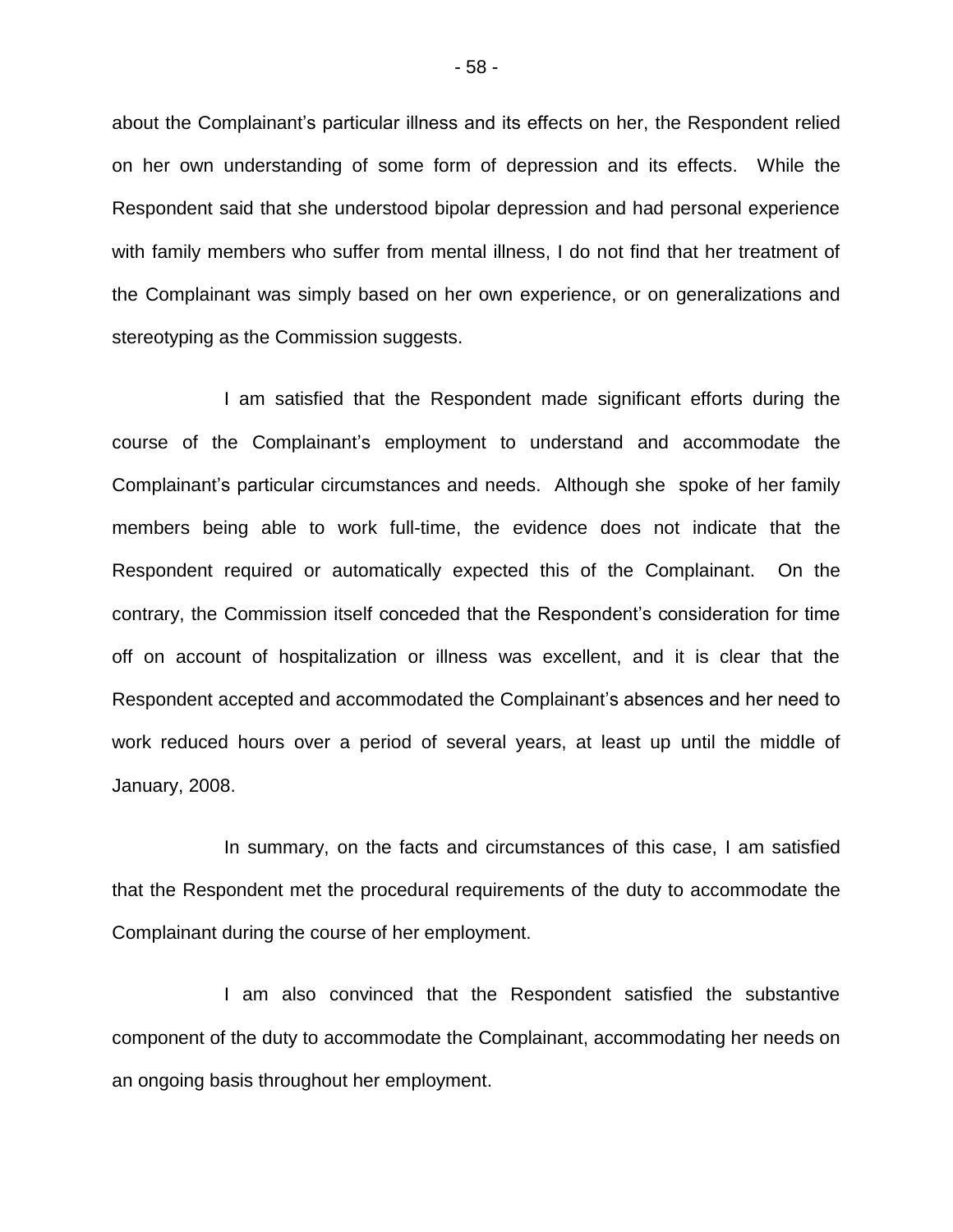about the Complainant's particular illness and its effects on her, the Respondent relied on her own understanding of some form of depression and its effects. While the Respondent said that she understood bipolar depression and had personal experience with family members who suffer from mental illness, I do not find that her treatment of the Complainant was simply based on her own experience, or on generalizations and stereotyping as the Commission suggests.

I am satisfied that the Respondent made significant efforts during the course of the Complainant's employment to understand and accommodate the Complainant's particular circumstances and needs. Although she spoke of her family members being able to work full-time, the evidence does not indicate that the Respondent required or automatically expected this of the Complainant. On the contrary, the Commission itself conceded that the Respondent's consideration for time off on account of hospitalization or illness was excellent, and it is clear that the Respondent accepted and accommodated the Complainant's absences and her need to work reduced hours over a period of several years, at least up until the middle of January, 2008.

In summary, on the facts and circumstances of this case, I am satisfied that the Respondent met the procedural requirements of the duty to accommodate the Complainant during the course of her employment.

I am also convinced that the Respondent satisfied the substantive component of the duty to accommodate the Complainant, accommodating her needs on an ongoing basis throughout her employment.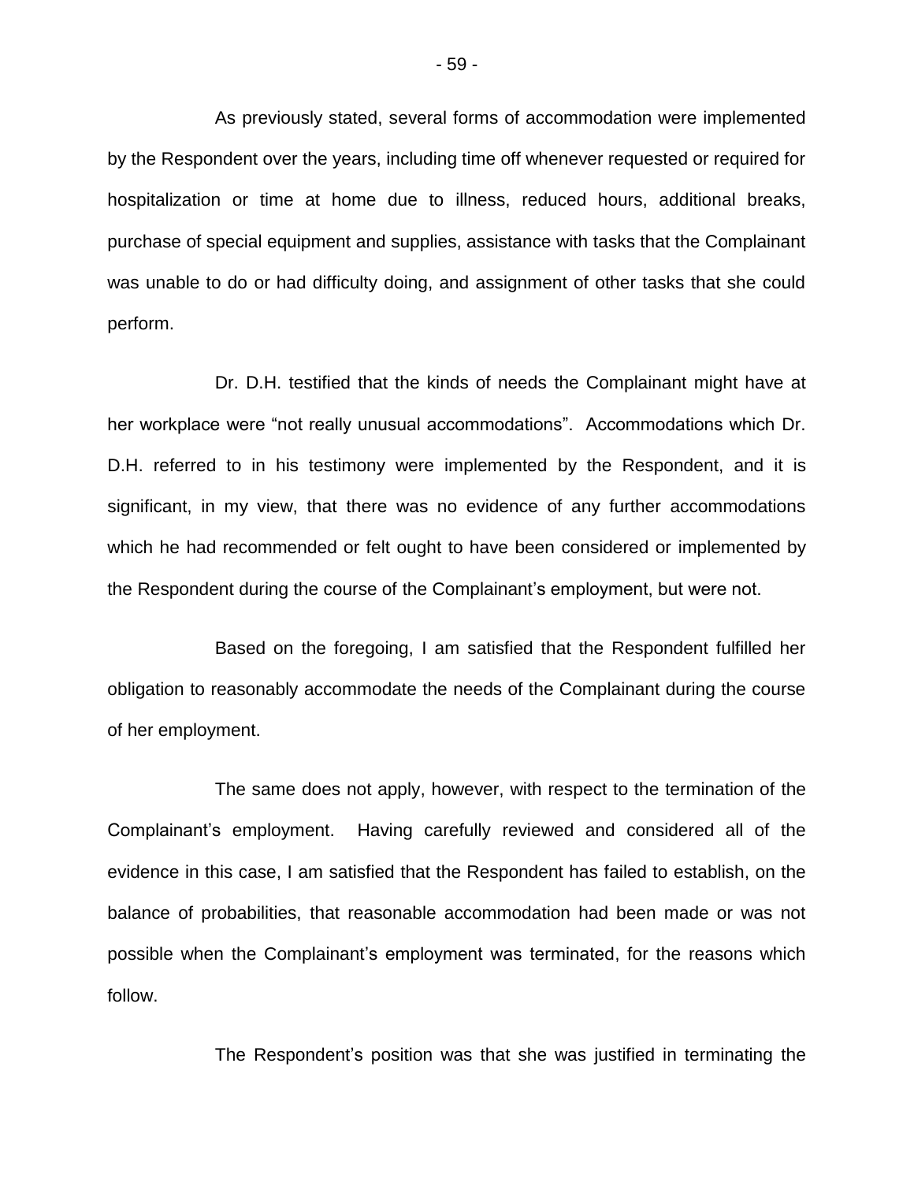As previously stated, several forms of accommodation were implemented by the Respondent over the years, including time off whenever requested or required for hospitalization or time at home due to illness, reduced hours, additional breaks, purchase of special equipment and supplies, assistance with tasks that the Complainant was unable to do or had difficulty doing, and assignment of other tasks that she could perform.

Dr. D.H. testified that the kinds of needs the Complainant might have at her workplace were "not really unusual accommodations". Accommodations which Dr. D.H. referred to in his testimony were implemented by the Respondent, and it is significant, in my view, that there was no evidence of any further accommodations which he had recommended or felt ought to have been considered or implemented by the Respondent during the course of the Complainant's employment, but were not.

Based on the foregoing, I am satisfied that the Respondent fulfilled her obligation to reasonably accommodate the needs of the Complainant during the course of her employment.

The same does not apply, however, with respect to the termination of the Complainant's employment. Having carefully reviewed and considered all of the evidence in this case, I am satisfied that the Respondent has failed to establish, on the balance of probabilities, that reasonable accommodation had been made or was not possible when the Complainant's employment was terminated, for the reasons which follow.

The Respondent's position was that she was justified in terminating the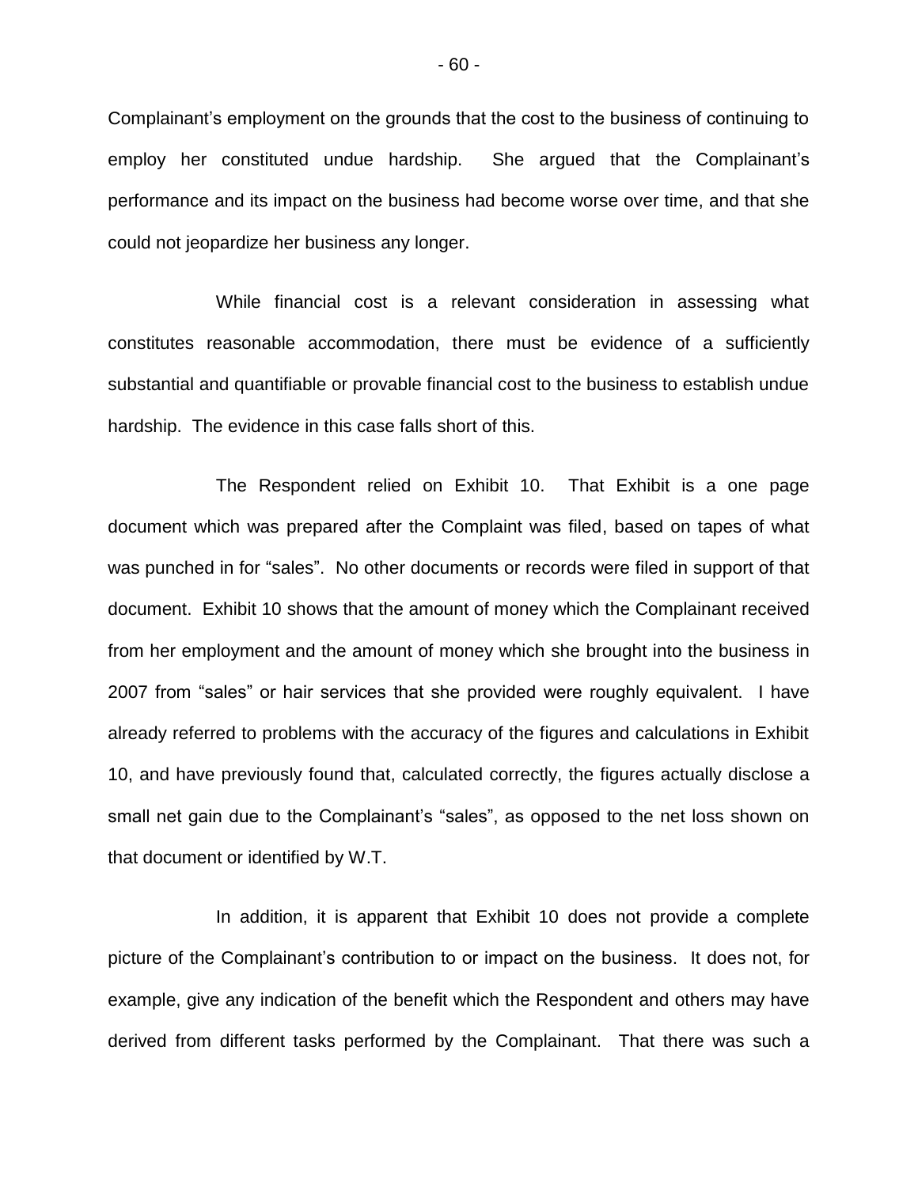Complainant's employment on the grounds that the cost to the business of continuing to employ her constituted undue hardship. She argued that the Complainant's performance and its impact on the business had become worse over time, and that she could not jeopardize her business any longer.

While financial cost is a relevant consideration in assessing what constitutes reasonable accommodation, there must be evidence of a sufficiently substantial and quantifiable or provable financial cost to the business to establish undue hardship. The evidence in this case falls short of this.

The Respondent relied on Exhibit 10. That Exhibit is a one page document which was prepared after the Complaint was filed, based on tapes of what was punched in for "sales". No other documents or records were filed in support of that document. Exhibit 10 shows that the amount of money which the Complainant received from her employment and the amount of money which she brought into the business in 2007 from "sales" or hair services that she provided were roughly equivalent. I have already referred to problems with the accuracy of the figures and calculations in Exhibit 10, and have previously found that, calculated correctly, the figures actually disclose a small net gain due to the Complainant's "sales", as opposed to the net loss shown on that document or identified by W.T.

In addition, it is apparent that Exhibit 10 does not provide a complete picture of the Complainant's contribution to or impact on the business. It does not, for example, give any indication of the benefit which the Respondent and others may have derived from different tasks performed by the Complainant. That there was such a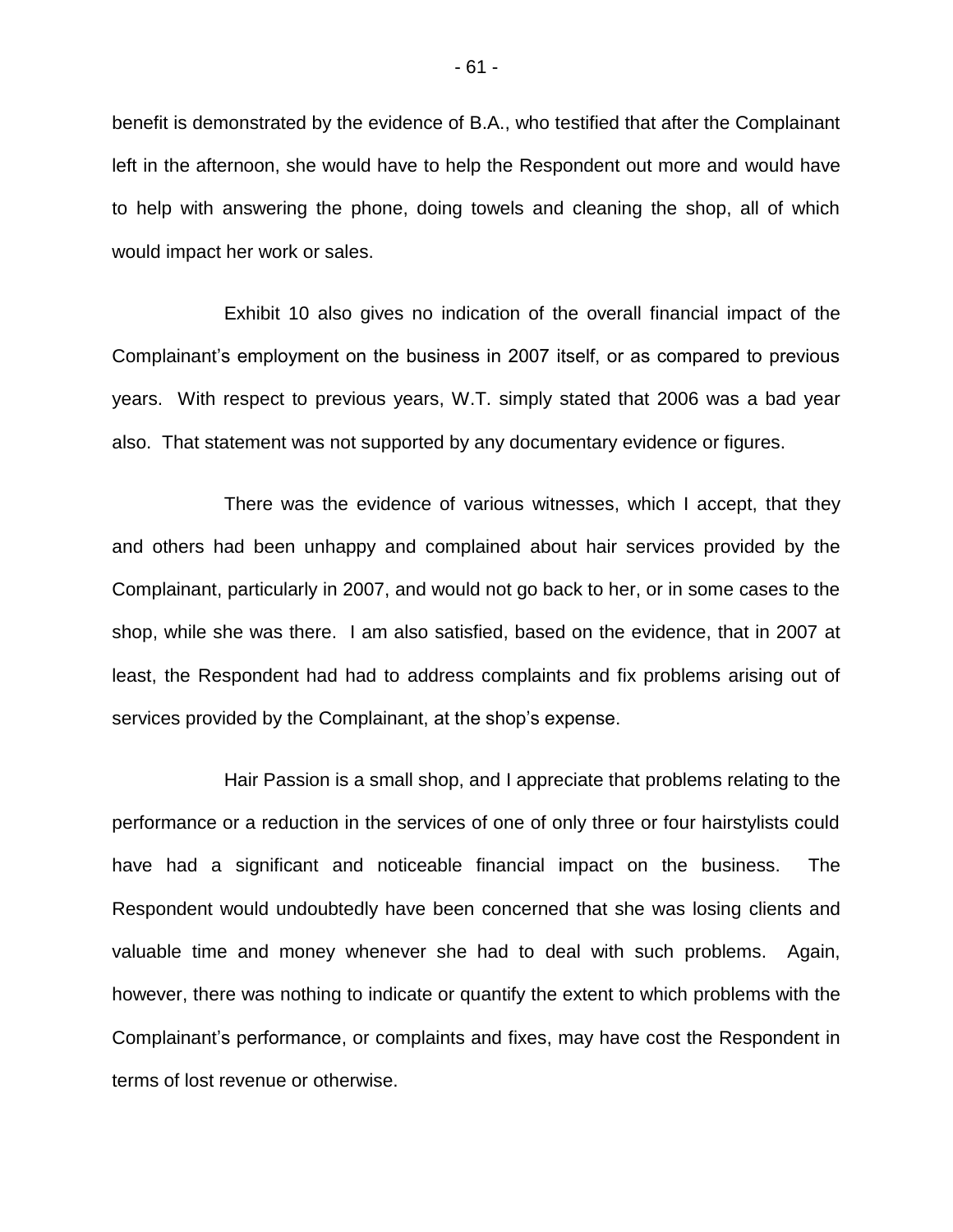benefit is demonstrated by the evidence of B.A., who testified that after the Complainant left in the afternoon, she would have to help the Respondent out more and would have to help with answering the phone, doing towels and cleaning the shop, all of which would impact her work or sales.

Exhibit 10 also gives no indication of the overall financial impact of the Complainant's employment on the business in 2007 itself, or as compared to previous years. With respect to previous years, W.T. simply stated that 2006 was a bad year also. That statement was not supported by any documentary evidence or figures.

There was the evidence of various witnesses, which I accept, that they and others had been unhappy and complained about hair services provided by the Complainant, particularly in 2007, and would not go back to her, or in some cases to the shop, while she was there. I am also satisfied, based on the evidence, that in 2007 at least, the Respondent had had to address complaints and fix problems arising out of services provided by the Complainant, at the shop's expense.

Hair Passion is a small shop, and I appreciate that problems relating to the performance or a reduction in the services of one of only three or four hairstylists could have had a significant and noticeable financial impact on the business. The Respondent would undoubtedly have been concerned that she was losing clients and valuable time and money whenever she had to deal with such problems. Again, however, there was nothing to indicate or quantify the extent to which problems with the Complainant's performance, or complaints and fixes, may have cost the Respondent in terms of lost revenue or otherwise.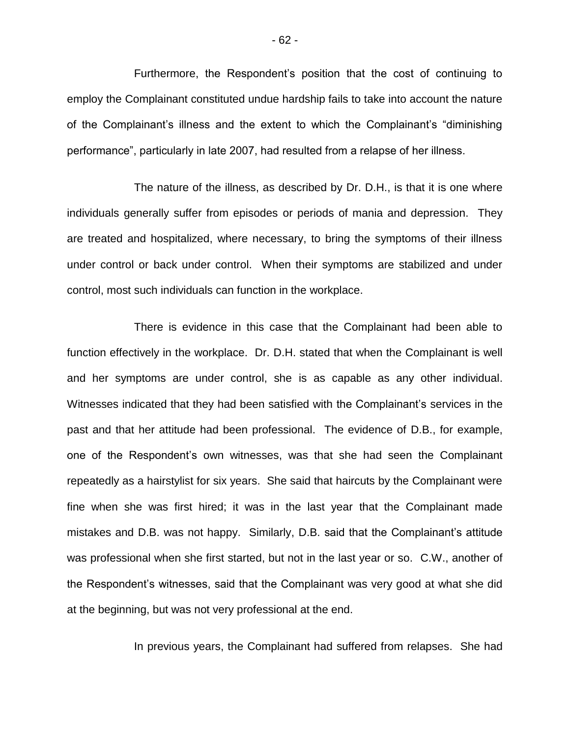Furthermore, the Respondent's position that the cost of continuing to employ the Complainant constituted undue hardship fails to take into account the nature of the Complainant's illness and the extent to which the Complainant's "diminishing performance", particularly in late 2007, had resulted from a relapse of her illness.

The nature of the illness, as described by Dr. D.H., is that it is one where individuals generally suffer from episodes or periods of mania and depression. They are treated and hospitalized, where necessary, to bring the symptoms of their illness under control or back under control. When their symptoms are stabilized and under control, most such individuals can function in the workplace.

There is evidence in this case that the Complainant had been able to function effectively in the workplace. Dr. D.H. stated that when the Complainant is well and her symptoms are under control, she is as capable as any other individual. Witnesses indicated that they had been satisfied with the Complainant's services in the past and that her attitude had been professional. The evidence of D.B., for example, one of the Respondent's own witnesses, was that she had seen the Complainant repeatedly as a hairstylist for six years. She said that haircuts by the Complainant were fine when she was first hired; it was in the last year that the Complainant made mistakes and D.B. was not happy. Similarly, D.B. said that the Complainant's attitude was professional when she first started, but not in the last year or so. C.W., another of the Respondent's witnesses, said that the Complainant was very good at what she did at the beginning, but was not very professional at the end.

In previous years, the Complainant had suffered from relapses. She had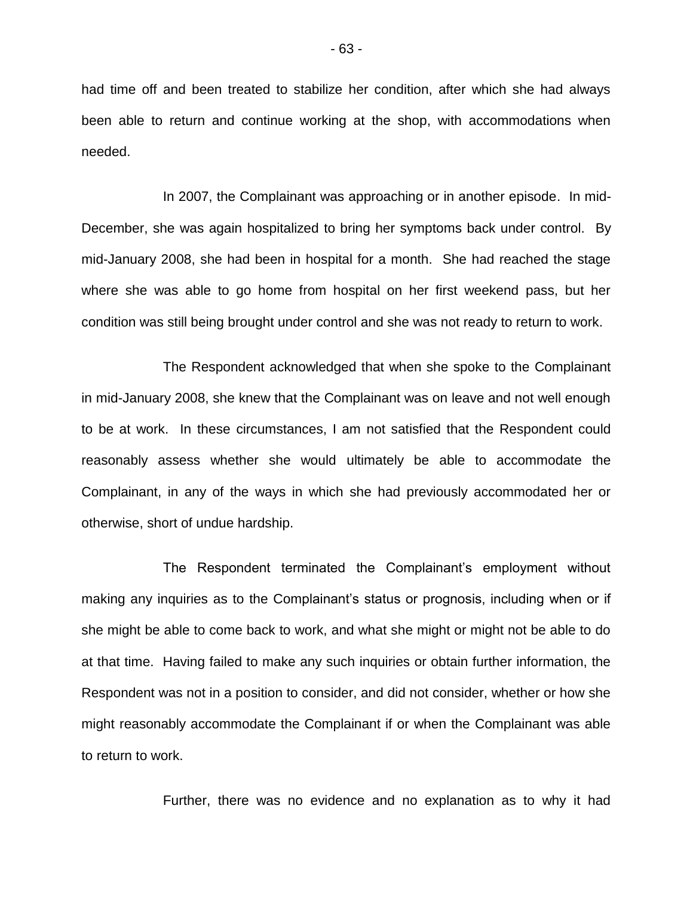had time off and been treated to stabilize her condition, after which she had always been able to return and continue working at the shop, with accommodations when needed.

In 2007, the Complainant was approaching or in another episode. In mid-December, she was again hospitalized to bring her symptoms back under control. By mid-January 2008, she had been in hospital for a month. She had reached the stage where she was able to go home from hospital on her first weekend pass, but her condition was still being brought under control and she was not ready to return to work.

The Respondent acknowledged that when she spoke to the Complainant in mid-January 2008, she knew that the Complainant was on leave and not well enough to be at work. In these circumstances, I am not satisfied that the Respondent could reasonably assess whether she would ultimately be able to accommodate the Complainant, in any of the ways in which she had previously accommodated her or otherwise, short of undue hardship.

The Respondent terminated the Complainant's employment without making any inquiries as to the Complainant's status or prognosis, including when or if she might be able to come back to work, and what she might or might not be able to do at that time. Having failed to make any such inquiries or obtain further information, the Respondent was not in a position to consider, and did not consider, whether or how she might reasonably accommodate the Complainant if or when the Complainant was able to return to work.

Further, there was no evidence and no explanation as to why it had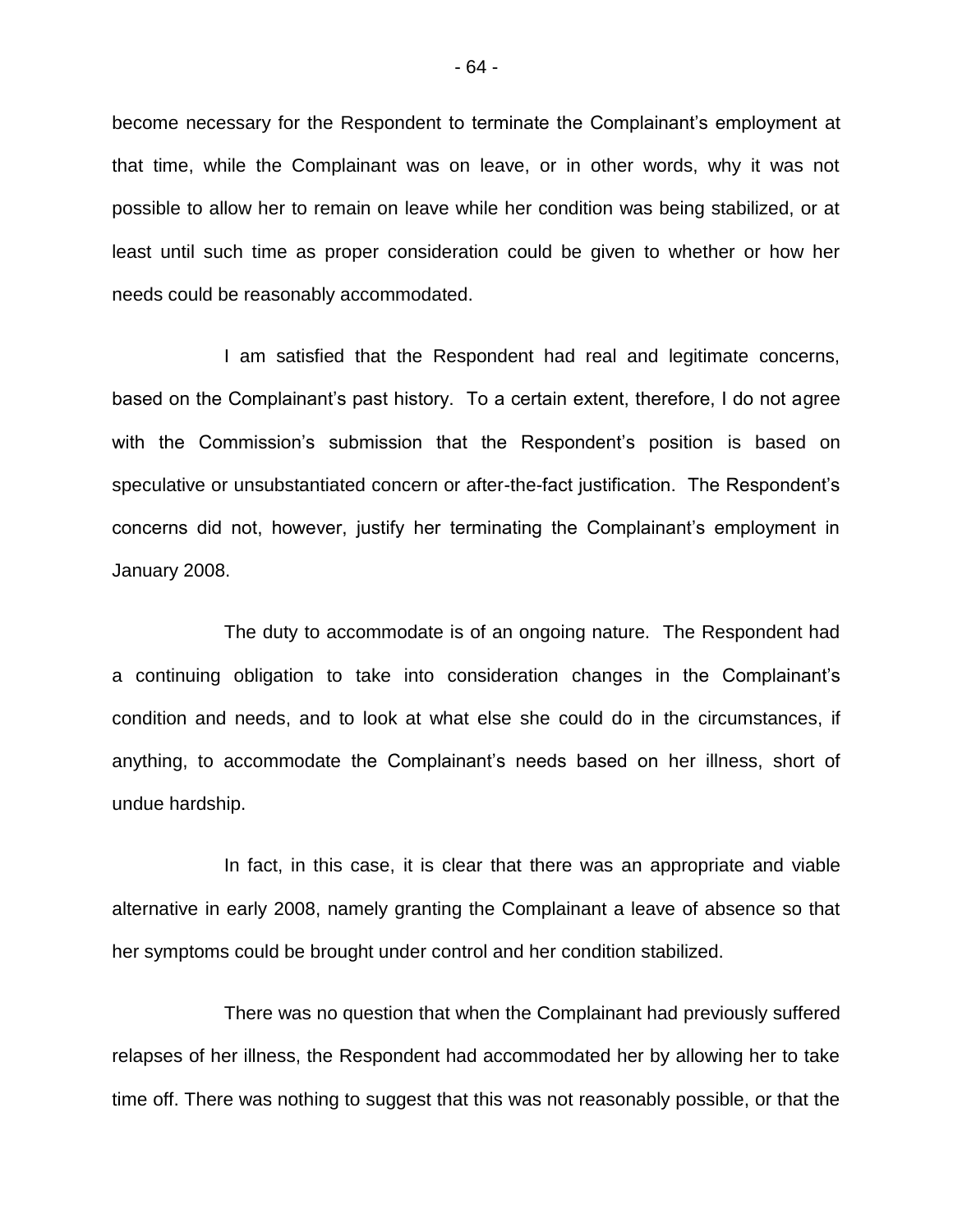become necessary for the Respondent to terminate the Complainant's employment at that time, while the Complainant was on leave, or in other words, why it was not possible to allow her to remain on leave while her condition was being stabilized, or at least until such time as proper consideration could be given to whether or how her needs could be reasonably accommodated.

I am satisfied that the Respondent had real and legitimate concerns, based on the Complainant's past history. To a certain extent, therefore, I do not agree with the Commission's submission that the Respondent's position is based on speculative or unsubstantiated concern or after-the-fact justification. The Respondent's concerns did not, however, justify her terminating the Complainant's employment in January 2008.

The duty to accommodate is of an ongoing nature. The Respondent had a continuing obligation to take into consideration changes in the Complainant's condition and needs, and to look at what else she could do in the circumstances, if anything, to accommodate the Complainant's needs based on her illness, short of undue hardship.

In fact, in this case, it is clear that there was an appropriate and viable alternative in early 2008, namely granting the Complainant a leave of absence so that her symptoms could be brought under control and her condition stabilized.

There was no question that when the Complainant had previously suffered relapses of her illness, the Respondent had accommodated her by allowing her to take time off. There was nothing to suggest that this was not reasonably possible, or that the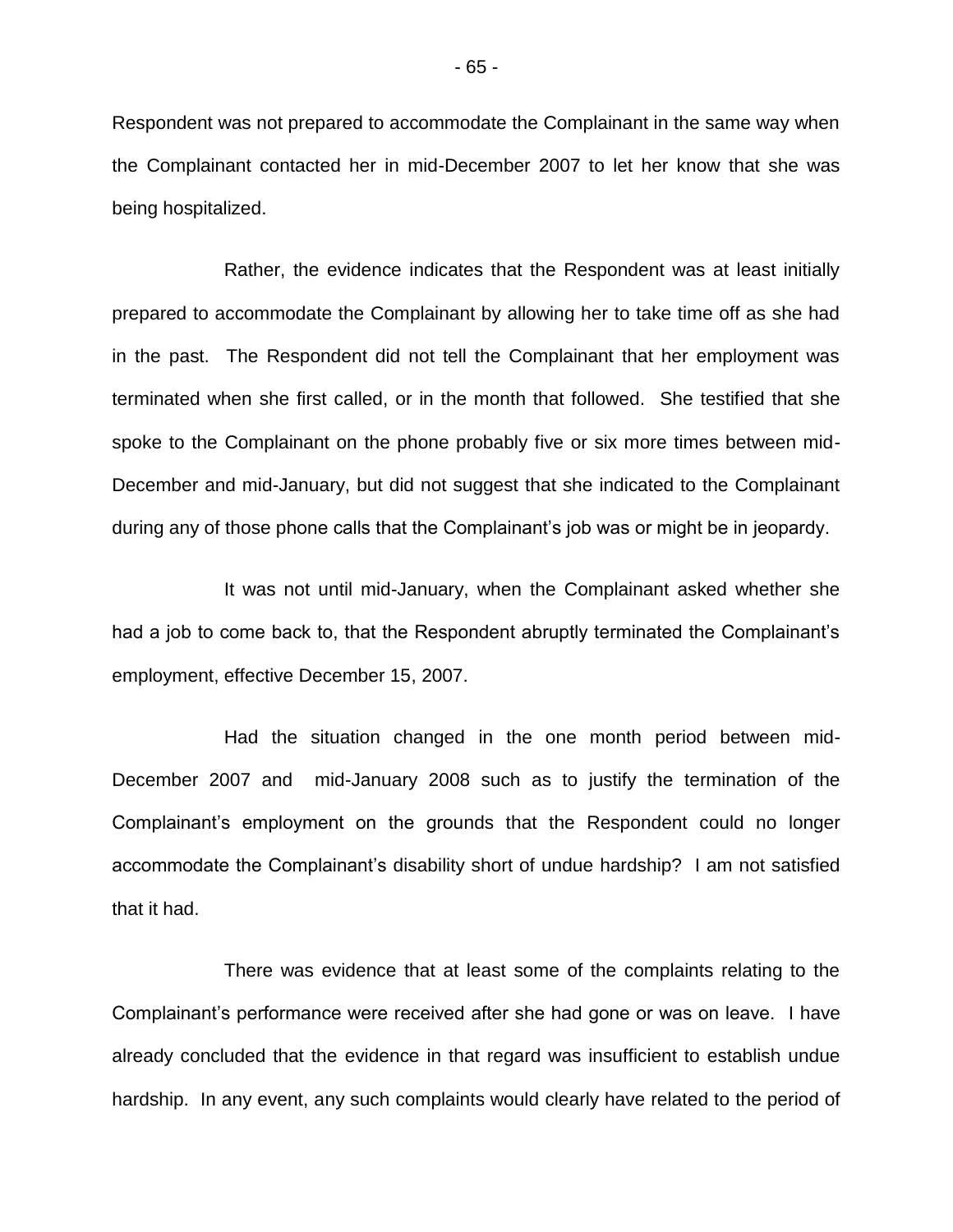Respondent was not prepared to accommodate the Complainant in the same way when the Complainant contacted her in mid-December 2007 to let her know that she was being hospitalized.

Rather, the evidence indicates that the Respondent was at least initially prepared to accommodate the Complainant by allowing her to take time off as she had in the past. The Respondent did not tell the Complainant that her employment was terminated when she first called, or in the month that followed. She testified that she spoke to the Complainant on the phone probably five or six more times between mid-December and mid-January, but did not suggest that she indicated to the Complainant during any of those phone calls that the Complainant's job was or might be in jeopardy.

It was not until mid-January, when the Complainant asked whether she had a job to come back to, that the Respondent abruptly terminated the Complainant's employment, effective December 15, 2007.

Had the situation changed in the one month period between mid-December 2007 and mid-January 2008 such as to justify the termination of the Complainant's employment on the grounds that the Respondent could no longer accommodate the Complainant's disability short of undue hardship? I am not satisfied that it had.

There was evidence that at least some of the complaints relating to the Complainant's performance were received after she had gone or was on leave. I have already concluded that the evidence in that regard was insufficient to establish undue hardship. In any event, any such complaints would clearly have related to the period of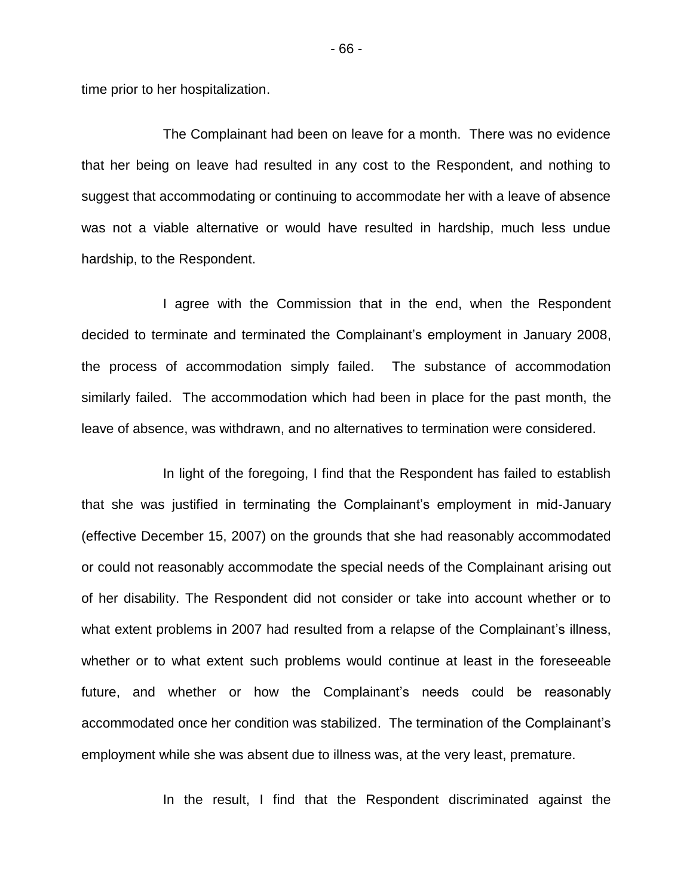time prior to her hospitalization.

The Complainant had been on leave for a month. There was no evidence that her being on leave had resulted in any cost to the Respondent, and nothing to suggest that accommodating or continuing to accommodate her with a leave of absence was not a viable alternative or would have resulted in hardship, much less undue hardship, to the Respondent.

I agree with the Commission that in the end, when the Respondent decided to terminate and terminated the Complainant's employment in January 2008, the process of accommodation simply failed. The substance of accommodation similarly failed. The accommodation which had been in place for the past month, the leave of absence, was withdrawn, and no alternatives to termination were considered.

In light of the foregoing, I find that the Respondent has failed to establish that she was justified in terminating the Complainant's employment in mid-January (effective December 15, 2007) on the grounds that she had reasonably accommodated or could not reasonably accommodate the special needs of the Complainant arising out of her disability. The Respondent did not consider or take into account whether or to what extent problems in 2007 had resulted from a relapse of the Complainant's illness, whether or to what extent such problems would continue at least in the foreseeable future, and whether or how the Complainant's needs could be reasonably accommodated once her condition was stabilized. The termination of the Complainant's employment while she was absent due to illness was, at the very least, premature.

In the result, I find that the Respondent discriminated against the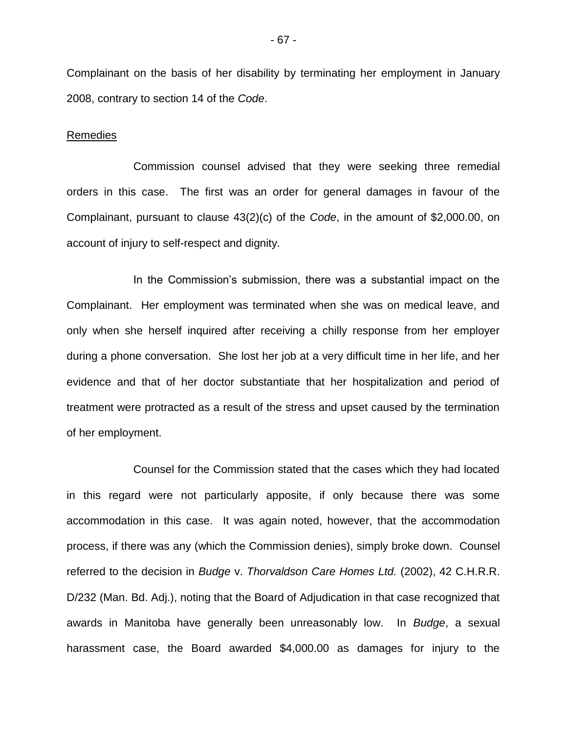Complainant on the basis of her disability by terminating her employment in January 2008, contrary to section 14 of the *Code*.

Remedies

Commission counsel advised that they were seeking three remedial orders in this case. The first was an order for general damages in favour of the Complainant, pursuant to clause 43(2)(c) of the *Code*, in the amount of $2,000.00, on account of injury to self-respect and dignity.

In the Commission's submission, there was a substantial impact on the Complainant. Her employment was terminated when she was on medical leave, and only when she herself inquired after receiving a chilly response from her employer during a phone conversation. She lost her job at a very difficult time in her life, and her evidence and that of her doctor substantiate that her hospitalization and period of treatment were protracted as a result of the stress and upset caused by the termination of her employment.

Counsel for the Commission stated that the cases which they had located in this regard were not particularly apposite, if only because there was some accommodation in this case. It was again noted, however, that the accommodation process, if there was any (which the Commission denies), simply broke down. Counsel referred to the decision in *Budge* v. *Thorvaldson Care Homes Ltd.* (2002), 42 C.H.R.R. D/232 (Man. Bd. Adj.), noting that the Board of Adjudication in that case recognized that awards in Manitoba have generally been unreasonably low. In *Budge*, a sexual harassment case, the Board awarded $4,000.00 as damages for injury to the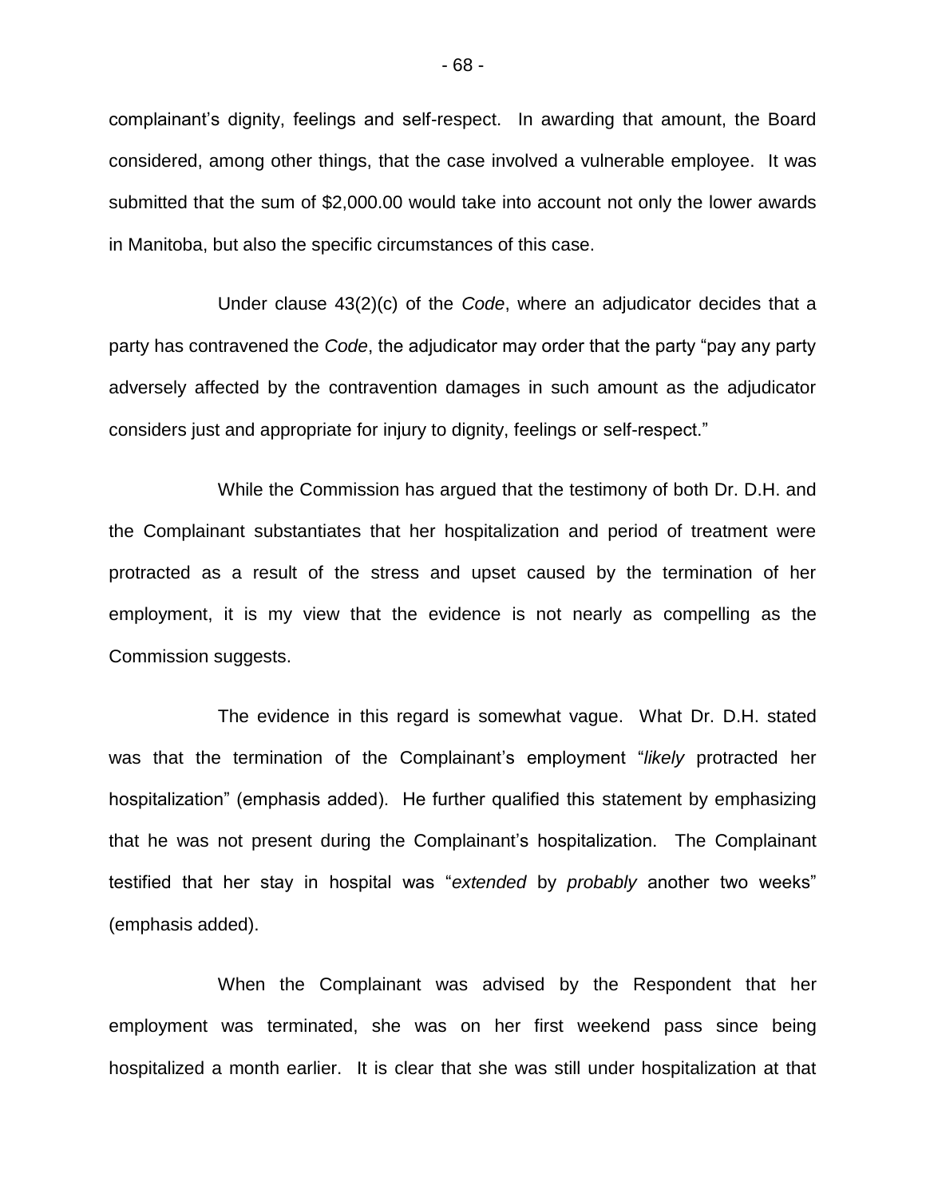complainant's dignity, feelings and self-respect. In awarding that amount, the Board considered, among other things, that the case involved a vulnerable employee. It was submitted that the sum of $2,000.00 would take into account not only the lower awards in Manitoba, but also the specific circumstances of this case.

Under clause 43(2)(c) of the *Code*, where an adjudicator decides that a party has contravened the *Code*, the adjudicator may order that the party "pay any party adversely affected by the contravention damages in such amount as the adjudicator considers just and appropriate for injury to dignity, feelings or self-respect."

While the Commission has argued that the testimony of both Dr. D.H. and the Complainant substantiates that her hospitalization and period of treatment were protracted as a result of the stress and upset caused by the termination of her employment, it is my view that the evidence is not nearly as compelling as the Commission suggests.

The evidence in this regard is somewhat vague. What Dr. D.H. stated was that the termination of the Complainant's employment "*likely* protracted her hospitalization" (emphasis added). He further qualified this statement by emphasizing that he was not present during the Complainant's hospitalization. The Complainant testified that her stay in hospital was "*extended* by *probably* another two weeks" (emphasis added).

When the Complainant was advised by the Respondent that her employment was terminated, she was on her first weekend pass since being hospitalized a month earlier. It is clear that she was still under hospitalization at that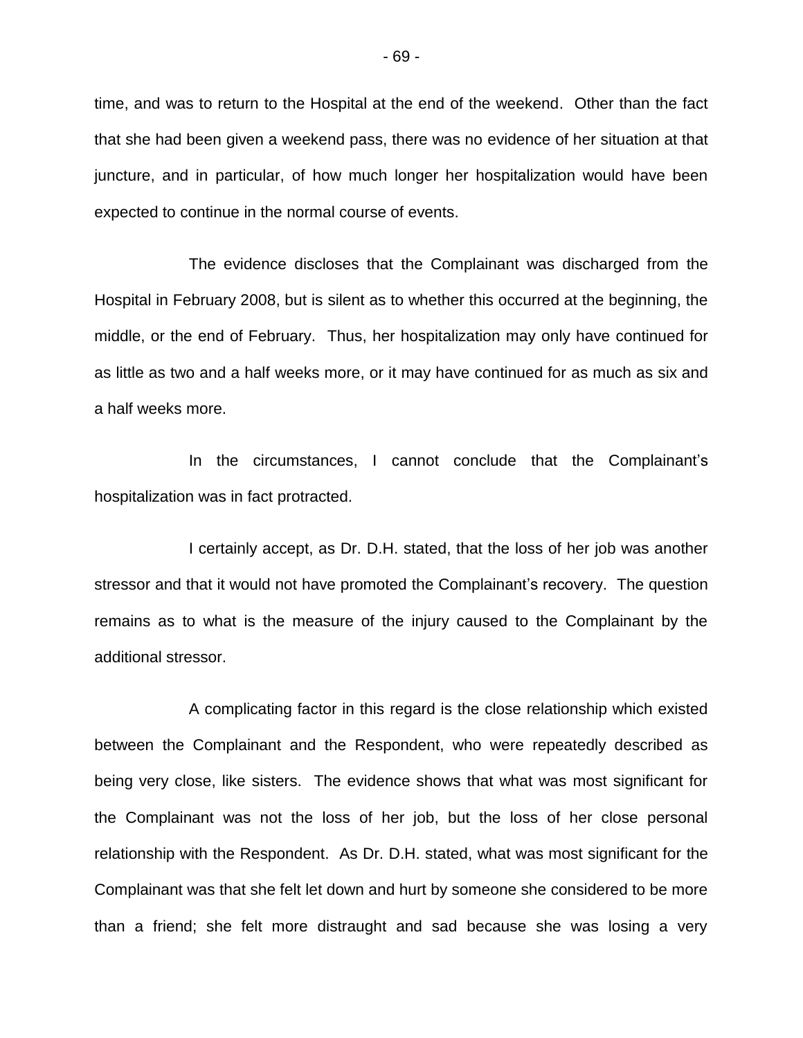time, and was to return to the Hospital at the end of the weekend. Other than the fact that she had been given a weekend pass, there was no evidence of her situation at that juncture, and in particular, of how much longer her hospitalization would have been expected to continue in the normal course of events.

The evidence discloses that the Complainant was discharged from the Hospital in February 2008, but is silent as to whether this occurred at the beginning, the middle, or the end of February. Thus, her hospitalization may only have continued for as little as two and a half weeks more, or it may have continued for as much as six and a half weeks more.

In the circumstances, I cannot conclude that the Complainant's hospitalization was in fact protracted.

I certainly accept, as Dr. D.H. stated, that the loss of her job was another stressor and that it would not have promoted the Complainant's recovery. The question remains as to what is the measure of the injury caused to the Complainant by the additional stressor.

A complicating factor in this regard is the close relationship which existed between the Complainant and the Respondent, who were repeatedly described as being very close, like sisters. The evidence shows that what was most significant for the Complainant was not the loss of her job, but the loss of her close personal relationship with the Respondent. As Dr. D.H. stated, what was most significant for the Complainant was that she felt let down and hurt by someone she considered to be more than a friend; she felt more distraught and sad because she was losing a very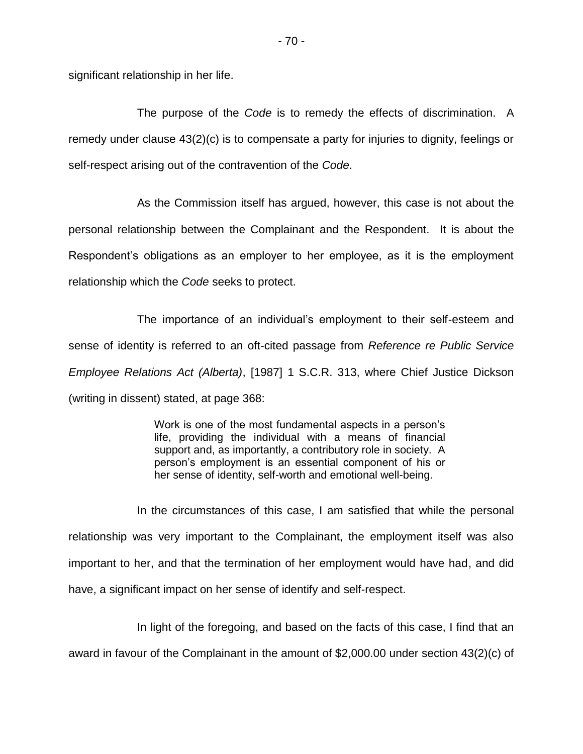significant relationship in her life.

The purpose of the *Code* is to remedy the effects of discrimination. A remedy under clause 43(2)(c) is to compensate a party for injuries to dignity, feelings or self-respect arising out of the contravention of the *Code*.

As the Commission itself has argued, however, this case is not about the personal relationship between the Complainant and the Respondent. It is about the Respondent's obligations as an employer to her employee, as it is the employment relationship which the *Code* seeks to protect.

The importance of an individual's employment to their self-esteem and sense of identity is referred to an oft-cited passage from *Reference re Public Service Employee Relations Act (Alberta)*, [1987] 1 S.C.R. 313, where Chief Justice Dickson (writing in dissent) stated, at page 368:

> Work is one of the most fundamental aspects in a person's life, providing the individual with a means of financial support and, as importantly, a contributory role in society. A person's employment is an essential component of his or her sense of identity, self-worth and emotional well-being.

In the circumstances of this case, I am satisfied that while the personal relationship was very important to the Complainant, the employment itself was also important to her, and that the termination of her employment would have had, and did have, a significant impact on her sense of identify and self-respect.

In light of the foregoing, and based on the facts of this case, I find that an award in favour of the Complainant in the amount of $2,000.00 under section 43(2)(c) of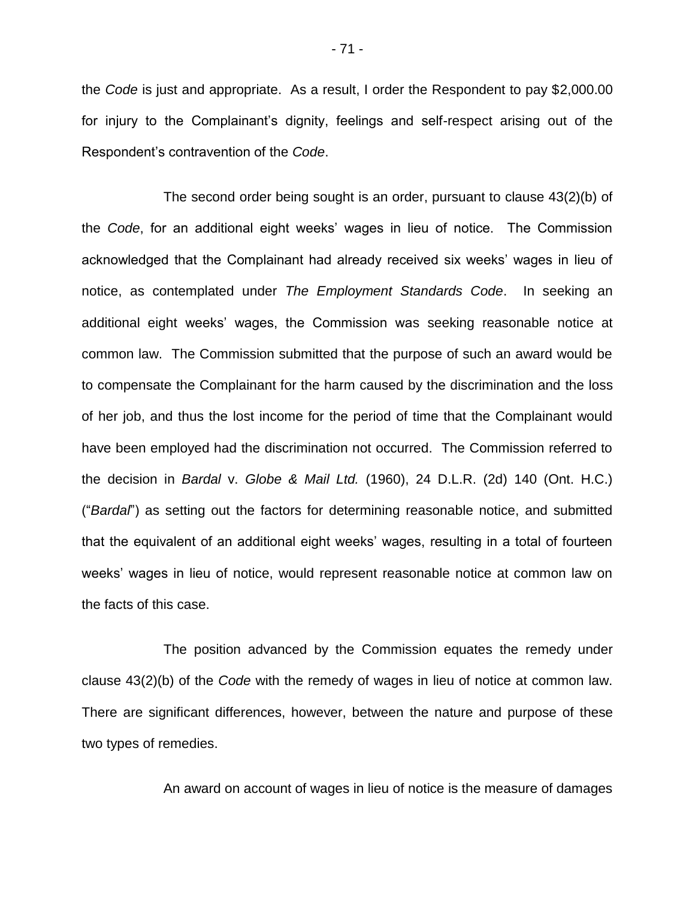the *Code* is just and appropriate. As a result, I order the Respondent to pay $2,000.00 for injury to the Complainant's dignity, feelings and self-respect arising out of the Respondent's contravention of the *Code*.

The second order being sought is an order, pursuant to clause 43(2)(b) of the *Code*, for an additional eight weeks' wages in lieu of notice. The Commission acknowledged that the Complainant had already received six weeks' wages in lieu of notice, as contemplated under *The Employment Standards Code*. In seeking an additional eight weeks' wages, the Commission was seeking reasonable notice at common law. The Commission submitted that the purpose of such an award would be to compensate the Complainant for the harm caused by the discrimination and the loss of her job, and thus the lost income for the period of time that the Complainant would have been employed had the discrimination not occurred. The Commission referred to the decision in *Bardal* v. *Globe & Mail Ltd.* (1960), 24 D.L.R. (2d) 140 (Ont. H.C.) ("*Bardal*") as setting out the factors for determining reasonable notice, and submitted that the equivalent of an additional eight weeks' wages, resulting in a total of fourteen weeks' wages in lieu of notice, would represent reasonable notice at common law on the facts of this case.

The position advanced by the Commission equates the remedy under clause 43(2)(b) of the *Code* with the remedy of wages in lieu of notice at common law. There are significant differences, however, between the nature and purpose of these two types of remedies.

An award on account of wages in lieu of notice is the measure of damages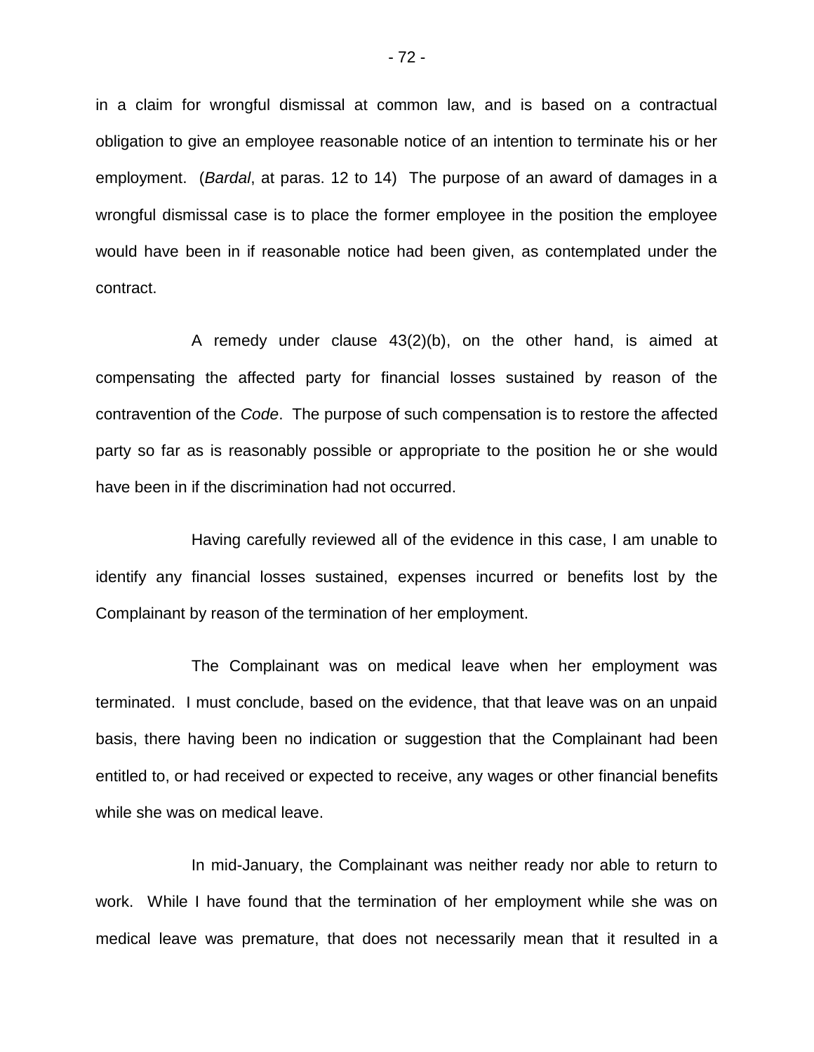in a claim for wrongful dismissal at common law, and is based on a contractual obligation to give an employee reasonable notice of an intention to terminate his or her employment. (*Bardal*, at paras. 12 to 14) The purpose of an award of damages in a wrongful dismissal case is to place the former employee in the position the employee would have been in if reasonable notice had been given, as contemplated under the contract.

A remedy under clause 43(2)(b), on the other hand, is aimed at compensating the affected party for financial losses sustained by reason of the contravention of the *Code*. The purpose of such compensation is to restore the affected party so far as is reasonably possible or appropriate to the position he or she would have been in if the discrimination had not occurred.

Having carefully reviewed all of the evidence in this case, I am unable to identify any financial losses sustained, expenses incurred or benefits lost by the Complainant by reason of the termination of her employment.

The Complainant was on medical leave when her employment was terminated. I must conclude, based on the evidence, that that leave was on an unpaid basis, there having been no indication or suggestion that the Complainant had been entitled to, or had received or expected to receive, any wages or other financial benefits while she was on medical leave.

In mid-January, the Complainant was neither ready nor able to return to work. While I have found that the termination of her employment while she was on medical leave was premature, that does not necessarily mean that it resulted in a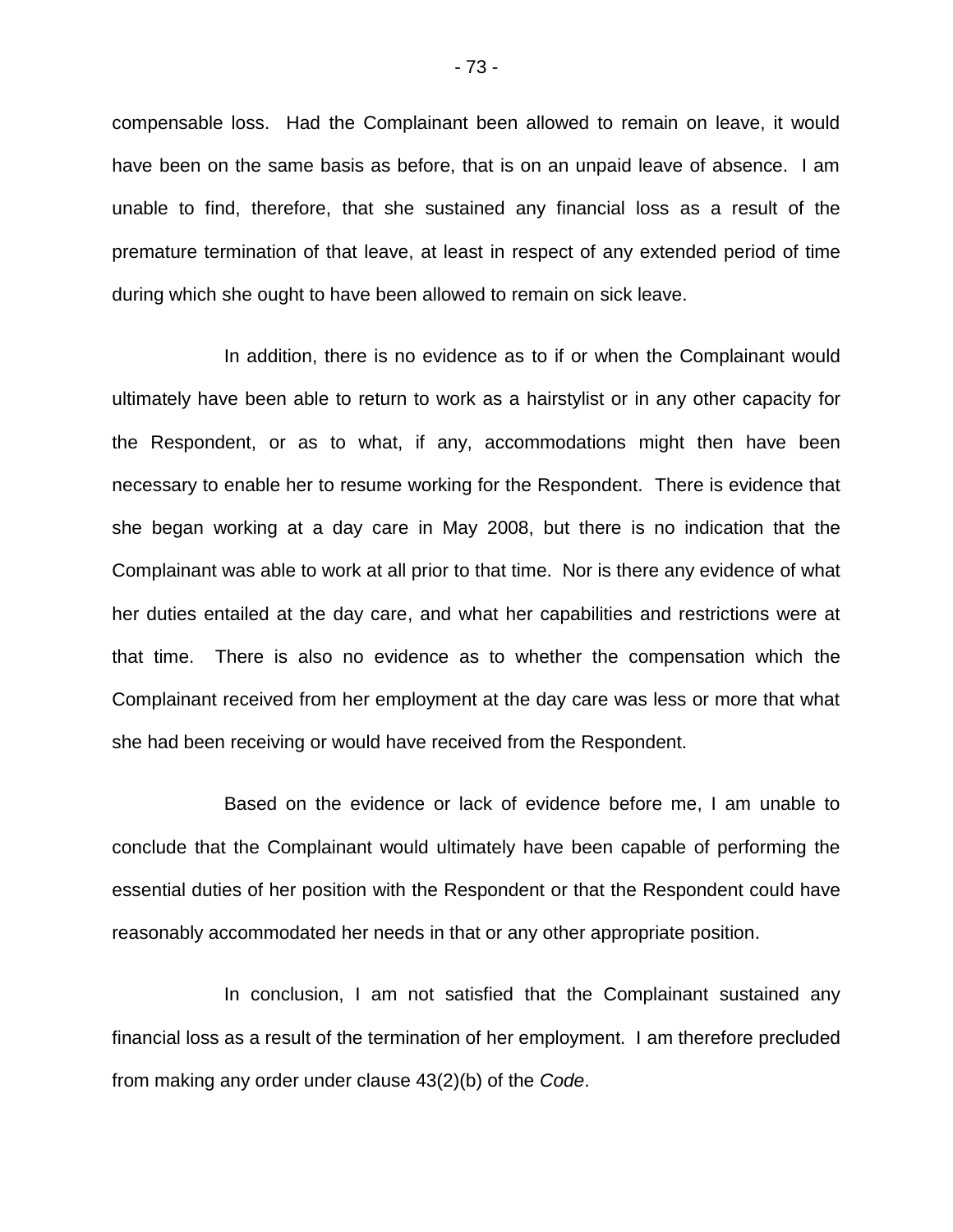compensable loss. Had the Complainant been allowed to remain on leave, it would have been on the same basis as before, that is on an unpaid leave of absence. I am unable to find, therefore, that she sustained any financial loss as a result of the premature termination of that leave, at least in respect of any extended period of time during which she ought to have been allowed to remain on sick leave.

In addition, there is no evidence as to if or when the Complainant would ultimately have been able to return to work as a hairstylist or in any other capacity for the Respondent, or as to what, if any, accommodations might then have been necessary to enable her to resume working for the Respondent. There is evidence that she began working at a day care in May 2008, but there is no indication that the Complainant was able to work at all prior to that time. Nor is there any evidence of what her duties entailed at the day care, and what her capabilities and restrictions were at that time. There is also no evidence as to whether the compensation which the Complainant received from her employment at the day care was less or more that what she had been receiving or would have received from the Respondent.

Based on the evidence or lack of evidence before me, I am unable to conclude that the Complainant would ultimately have been capable of performing the essential duties of her position with the Respondent or that the Respondent could have reasonably accommodated her needs in that or any other appropriate position.

In conclusion, I am not satisfied that the Complainant sustained any financial loss as a result of the termination of her employment. I am therefore precluded from making any order under clause 43(2)(b) of the *Code*.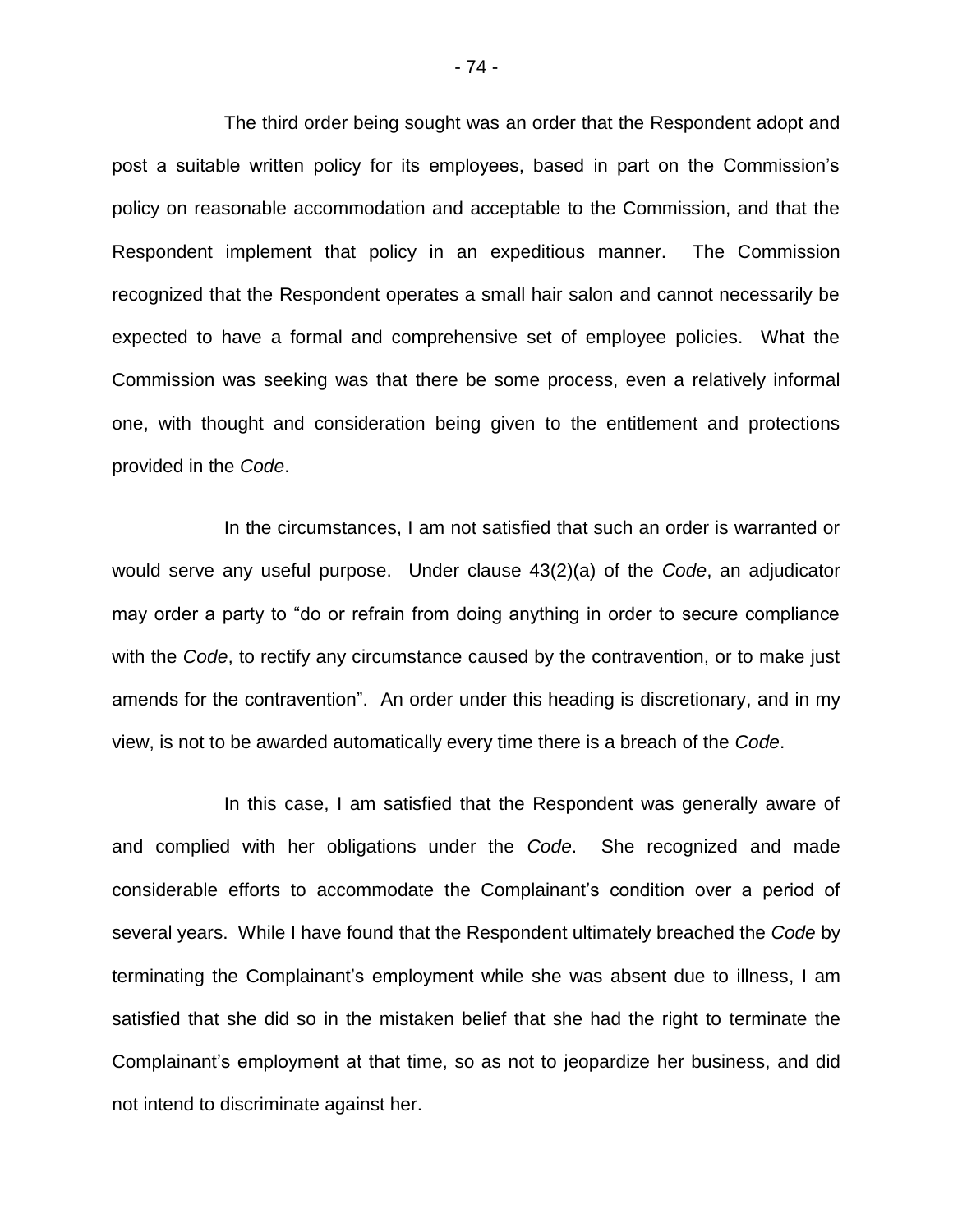The third order being sought was an order that the Respondent adopt and post a suitable written policy for its employees, based in part on the Commission's policy on reasonable accommodation and acceptable to the Commission, and that the Respondent implement that policy in an expeditious manner. The Commission recognized that the Respondent operates a small hair salon and cannot necessarily be expected to have a formal and comprehensive set of employee policies. What the Commission was seeking was that there be some process, even a relatively informal one, with thought and consideration being given to the entitlement and protections provided in the *Code*.

In the circumstances, I am not satisfied that such an order is warranted or would serve any useful purpose. Under clause 43(2)(a) of the *Code*, an adjudicator may order a party to "do or refrain from doing anything in order to secure compliance with the *Code*, to rectify any circumstance caused by the contravention, or to make just amends for the contravention". An order under this heading is discretionary, and in my view, is not to be awarded automatically every time there is a breach of the *Code*.

In this case, I am satisfied that the Respondent was generally aware of and complied with her obligations under the *Code*. She recognized and made considerable efforts to accommodate the Complainant's condition over a period of several years. While I have found that the Respondent ultimately breached the *Code* by terminating the Complainant's employment while she was absent due to illness, I am satisfied that she did so in the mistaken belief that she had the right to terminate the Complainant's employment at that time, so as not to jeopardize her business, and did not intend to discriminate against her.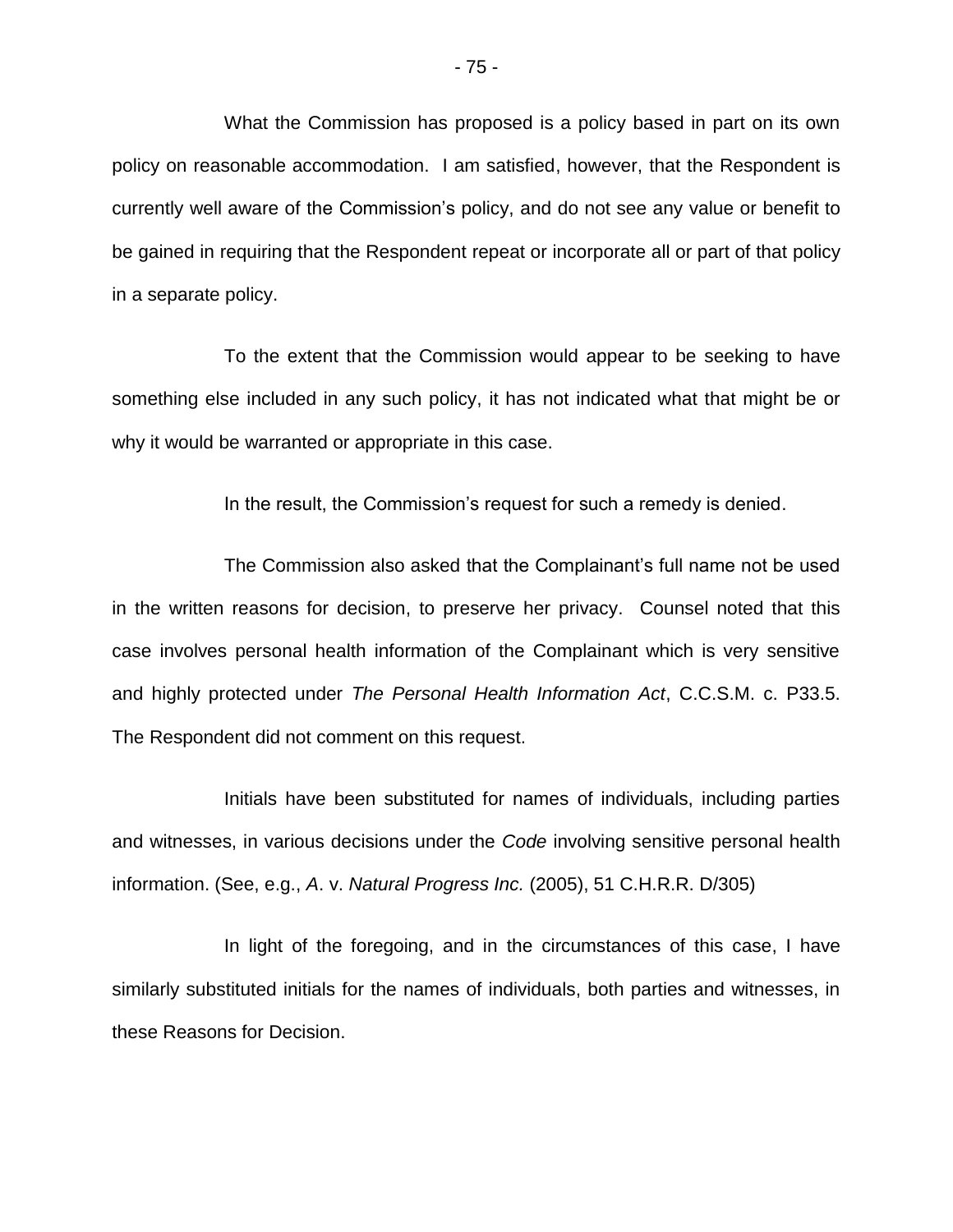What the Commission has proposed is a policy based in part on its own policy on reasonable accommodation. I am satisfied, however, that the Respondent is currently well aware of the Commission's policy, and do not see any value or benefit to be gained in requiring that the Respondent repeat or incorporate all or part of that policy in a separate policy.

To the extent that the Commission would appear to be seeking to have something else included in any such policy, it has not indicated what that might be or why it would be warranted or appropriate in this case.

In the result, the Commission's request for such a remedy is denied.

The Commission also asked that the Complainant's full name not be used in the written reasons for decision, to preserve her privacy. Counsel noted that this case involves personal health information of the Complainant which is very sensitive and highly protected under *The Personal Health Information Act*, C.C.S.M. c. P33.5. The Respondent did not comment on this request.

Initials have been substituted for names of individuals, including parties and witnesses, in various decisions under the *Code* involving sensitive personal health information. (See, e.g., *A*. v. *Natural Progress Inc.* (2005), 51 C.H.R.R. D/305)

In light of the foregoing, and in the circumstances of this case, I have similarly substituted initials for the names of individuals, both parties and witnesses, in these Reasons for Decision.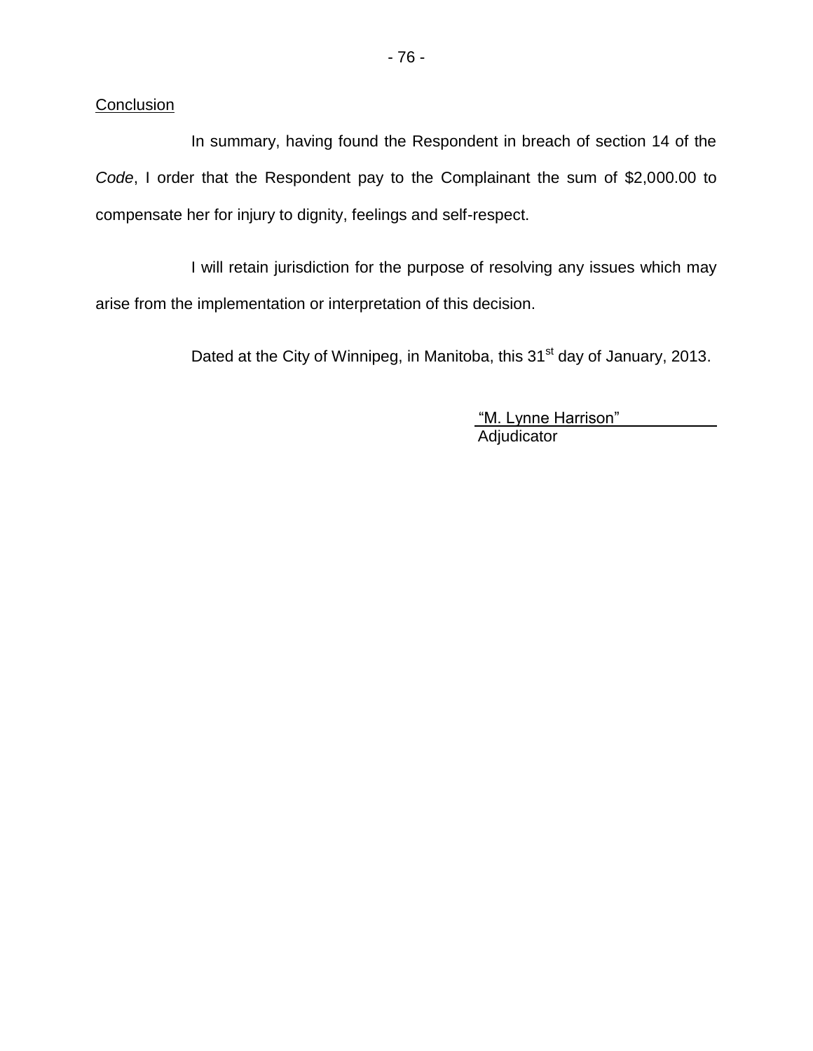<u>Conclusion</u>

In summary, having found the Respondent in breach of section 14 of the *Code*, I order that the Respondent pay to the Complainant the sum of $2,000.00 to compensate her for injury to dignity, feelings and self-respect.

I will retain jurisdiction for the purpose of resolving any issues which may arise from the implementation or interpretation of this decision.

Dated at the City of Winnipeg, in Manitoba, this 31st day of January, 2013.

"M. Lynne Harrison"
Adjudicator